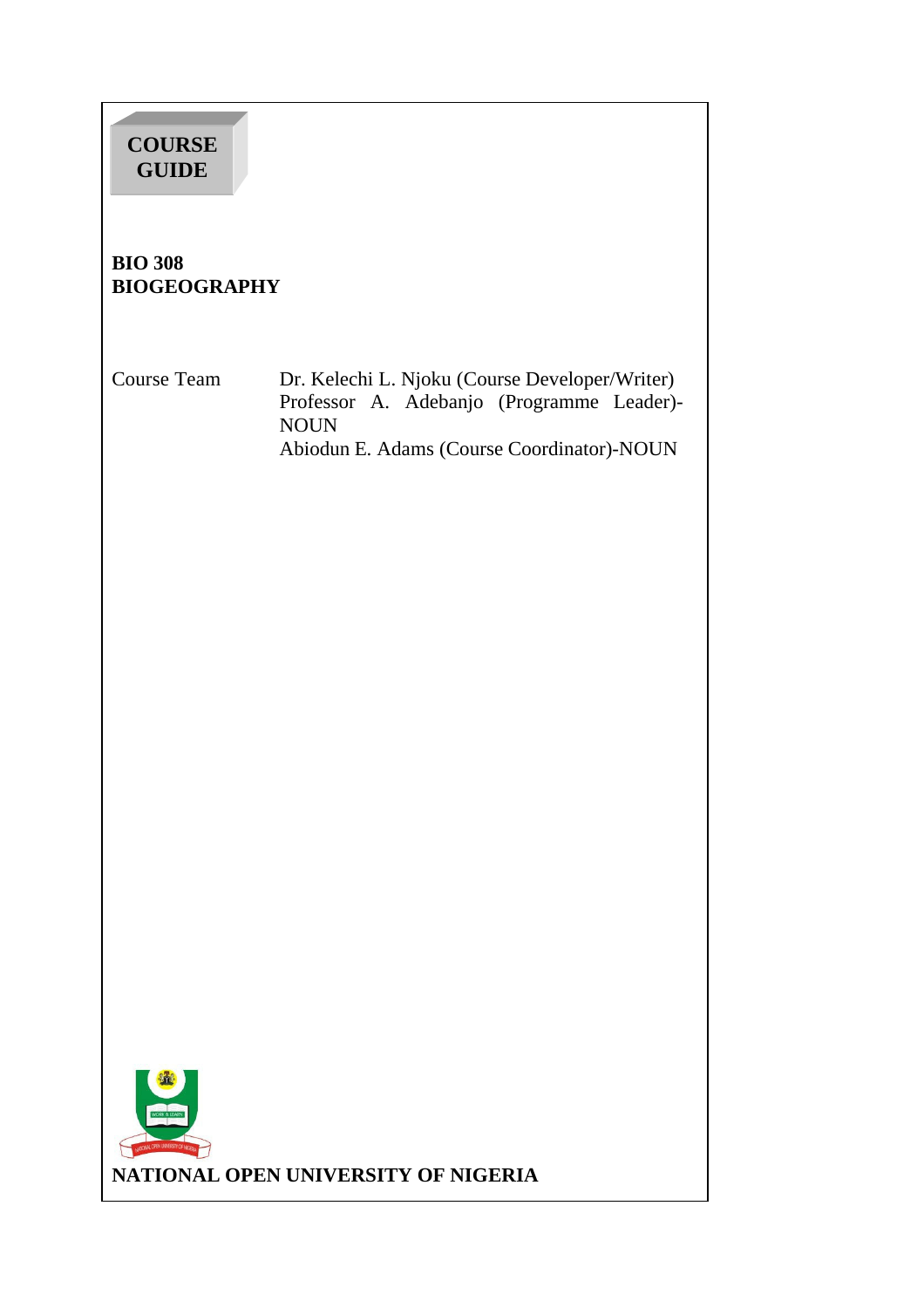**COURSE GUIDE**

# BIO 308
# BIOGEOGRAPHY

Course Team — Dr. Kelechi L. Njoku (Course Developer/Writer)
Professor A. Adebanjo (Programme Leader)-NOUN
Abiodun E. Adams (Course Coordinator)-NOUN

**NATIONAL OPEN UNIVERSITY OF NIGERIA**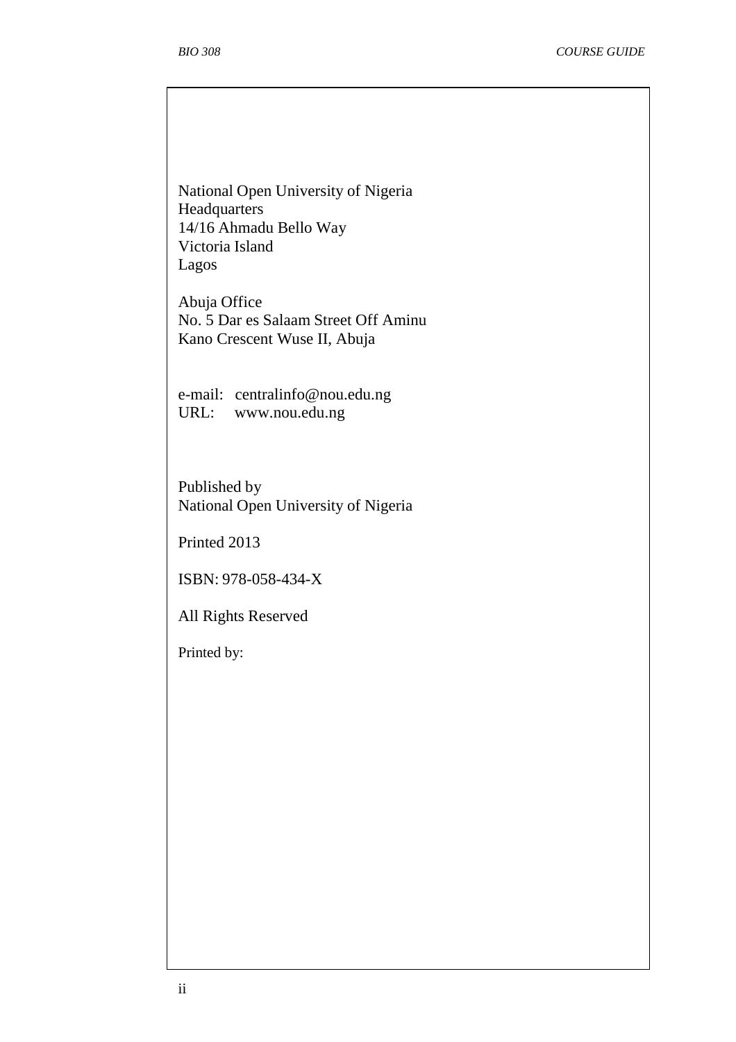National Open University of Nigeria
Headquarters
14/16 Ahmadu Bello Way
Victoria Island
Lagos

Abuja Office
No. 5 Dar es Salaam Street Off Aminu
Kano Crescent Wuse II, Abuja

e-mail: centralinfo@nou.edu.ng
URL: www.nou.edu.ng

Published by
National Open University of Nigeria

Printed 2013

ISBN: 978-058-434-X

All Rights Reserved

Printed by: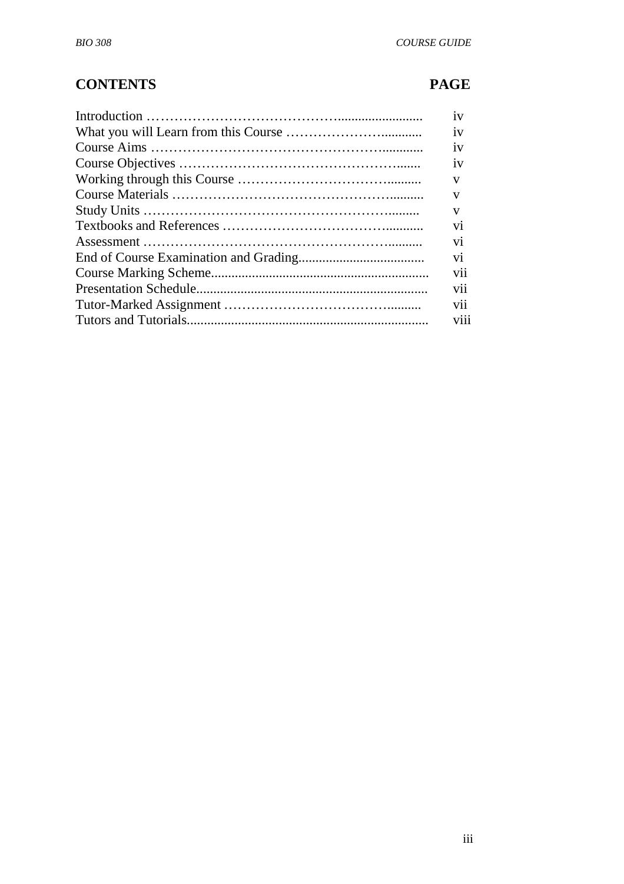# CONTENTS

| CONTENTS | PAGE |
|---|---|
| Introduction | iv |
| What you will Learn from this Course | iv |
| Course Aims | iv |
| Course Objectives | iv |
| Working through this Course | v |
| Course Materials | v |
| Study Units | v |
| Textbooks and References | vi |
| Assessment | vi |
| End of Course Examination and Grading | vi |
| Course Marking Scheme | vii |
| Presentation Schedule | vii |
| Tutor-Marked Assignment | vii |
| Tutors and Tutorials | viii |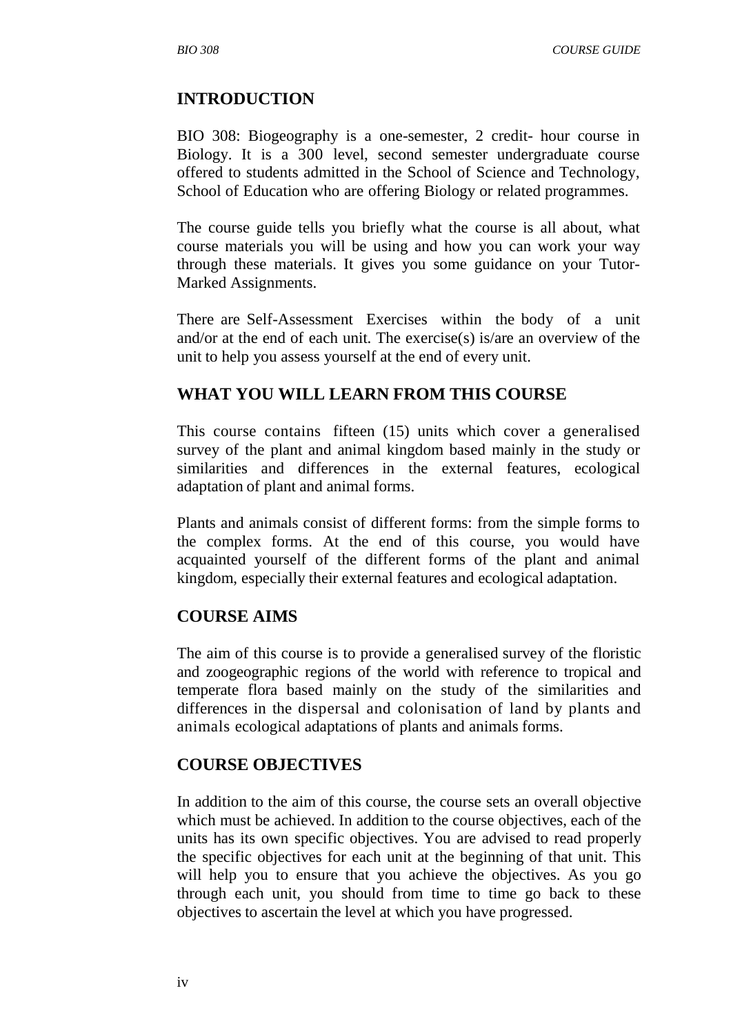## INTRODUCTION

BIO 308: Biogeography is a one-semester, 2 credit- hour course in Biology. It is a 300 level, second semester undergraduate course offered to students admitted in the School of Science and Technology, School of Education who are offering Biology or related programmes.

The course guide tells you briefly what the course is all about, what course materials you will be using and how you can work your way through these materials. It gives you some guidance on your Tutor-Marked Assignments.

There are Self-Assessment Exercises within the body of a unit and/or at the end of each unit. The exercise(s) is/are an overview of the unit to help you assess yourself at the end of every unit.

## WHAT YOU WILL LEARN FROM THIS COURSE

This course contains fifteen (15) units which cover a generalised survey of the plant and animal kingdom based mainly in the study or similarities and differences in the external features, ecological adaptation of plant and animal forms.

Plants and animals consist of different forms: from the simple forms to the complex forms. At the end of this course, you would have acquainted yourself of the different forms of the plant and animal kingdom, especially their external features and ecological adaptation.

## COURSE AIMS

The aim of this course is to provide a generalised survey of the floristic and zoogeographic regions of the world with reference to tropical and temperate flora based mainly on the study of the similarities and differences in the dispersal and colonisation of land by plants and animals ecological adaptations of plants and animals forms.

## COURSE OBJECTIVES

In addition to the aim of this course, the course sets an overall objective which must be achieved. In addition to the course objectives, each of the units has its own specific objectives. You are advised to read properly the specific objectives for each unit at the beginning of that unit. This will help you to ensure that you achieve the objectives. As you go through each unit, you should from time to time go back to these objectives to ascertain the level at which you have progressed.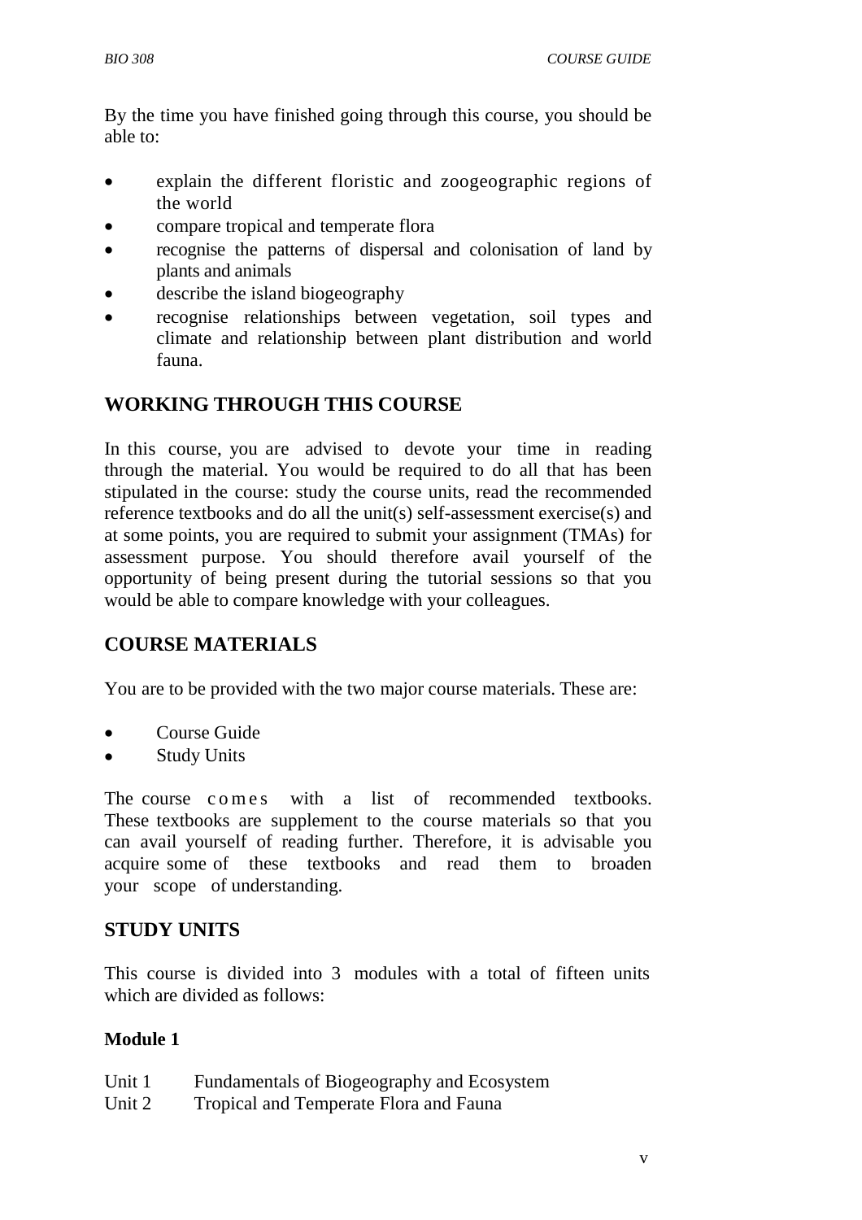By the time you have finished going through this course, you should be able to:

- explain the different floristic and zoogeographic regions of the world
- compare tropical and temperate flora
- recognise the patterns of dispersal and colonisation of land by plants and animals
- describe the island biogeography
- recognise relationships between vegetation, soil types and climate and relationship between plant distribution and world fauna.

## WORKING THROUGH THIS COURSE

In this course, you are advised to devote your time in reading through the material. You would be required to do all that has been stipulated in the course: study the course units, read the recommended reference textbooks and do all the unit(s) self-assessment exercise(s) and at some points, you are required to submit your assignment (TMAs) for assessment purpose. You should therefore avail yourself of the opportunity of being present during the tutorial sessions so that you would be able to compare knowledge with your colleagues.

## COURSE MATERIALS

You are to be provided with the two major course materials. These are:

- Course Guide
- Study Units

The course comes with a list of recommended textbooks. These textbooks are supplement to the course materials so that you can avail yourself of reading further. Therefore, it is advisable you acquire some of these textbooks and read them to broaden your scope of understanding.

## STUDY UNITS

This course is divided into 3 modules with a total of fifteen units which are divided as follows:

### Module 1

Unit 1 Fundamentals of Biogeography and Ecosystem
Unit 2 Tropical and Temperate Flora and Fauna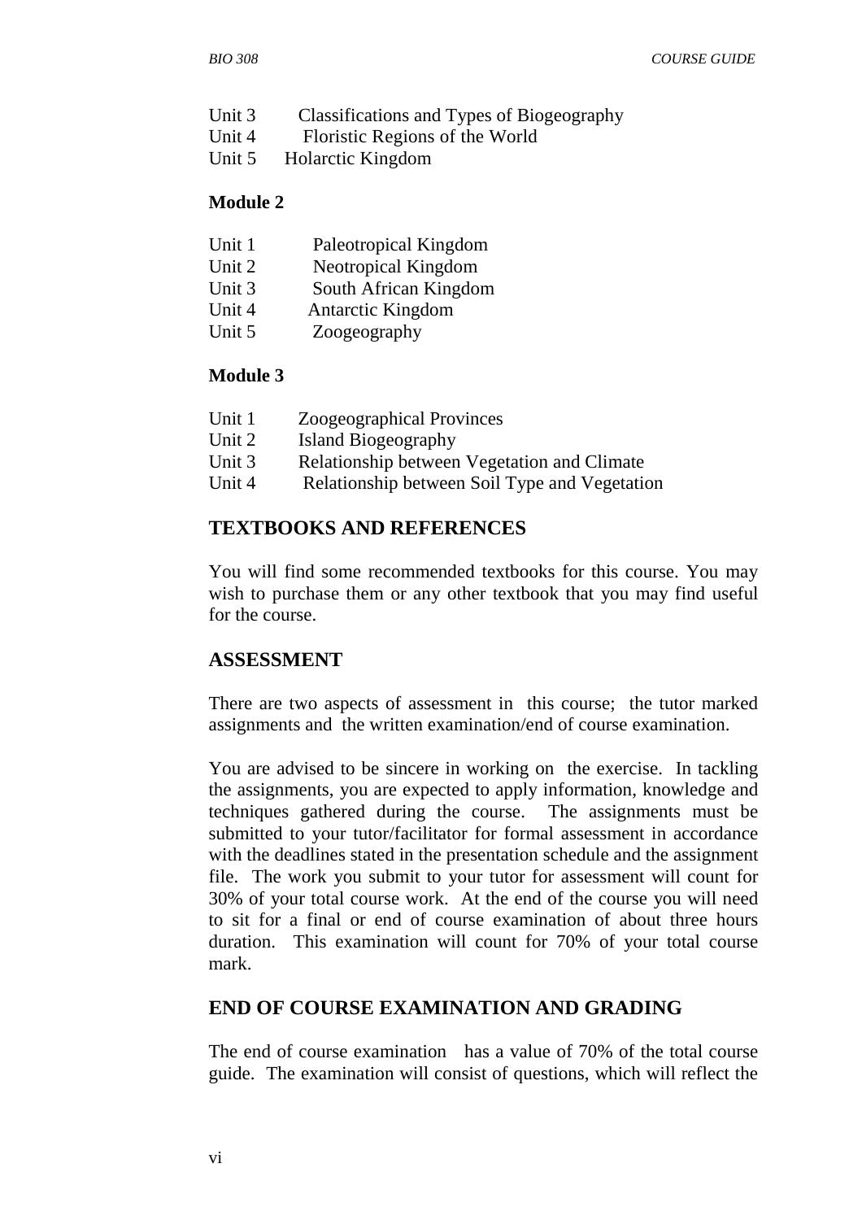Unit 3 Classifications and Types of Biogeography
Unit 4 Floristic Regions of the World
Unit 5 Holarctic Kingdom

**Module 2**

Unit 1 Paleotropical Kingdom
Unit 2 Neotropical Kingdom
Unit 3 South African Kingdom
Unit 4 Antarctic Kingdom
Unit 5 Zoogeography

**Module 3**

Unit 1 Zoogeographical Provinces
Unit 2 Island Biogeography
Unit 3 Relationship between Vegetation and Climate
Unit 4 Relationship between Soil Type and Vegetation

## TEXTBOOKS AND REFERENCES

You will find some recommended textbooks for this course. You may wish to purchase them or any other textbook that you may find useful for the course.

## ASSESSMENT

There are two aspects of assessment in this course; the tutor marked assignments and the written examination/end of course examination.

You are advised to be sincere in working on the exercise. In tackling the assignments, you are expected to apply information, knowledge and techniques gathered during the course. The assignments must be submitted to your tutor/facilitator for formal assessment in accordance with the deadlines stated in the presentation schedule and the assignment file. The work you submit to your tutor for assessment will count for 30% of your total course work. At the end of the course you will need to sit for a final or end of course examination of about three hours duration. This examination will count for 70% of your total course mark.

## END OF COURSE EXAMINATION AND GRADING

The end of course examination has a value of 70% of the total course guide. The examination will consist of questions, which will reflect the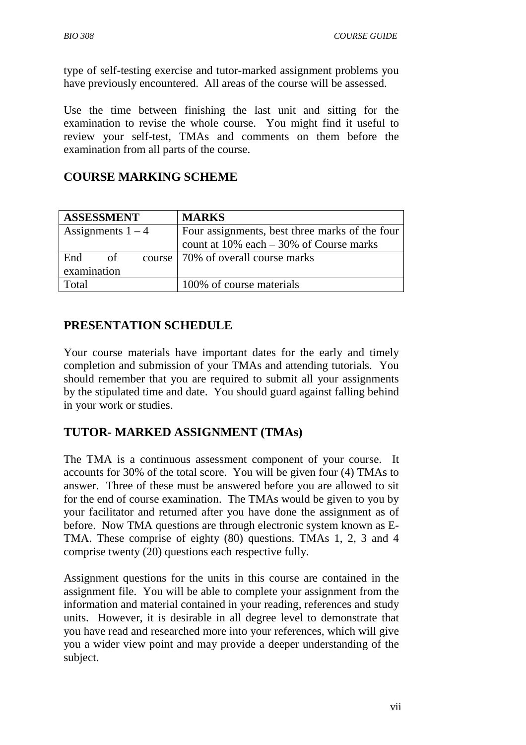type of self-testing exercise and tutor-marked assignment problems you have previously encountered. All areas of the course will be assessed.

Use the time between finishing the last unit and sitting for the examination to revise the whole course. You might find it useful to review your self-test, TMAs and comments on them before the examination from all parts of the course.

## COURSE MARKING SCHEME

| ASSESSMENT | MARKS |
| --- | --- |
| Assignments 1 – 4 | Four assignments, best three marks of the four count at 10% each – 30% of Course marks |
| End of course examination | 70% of overall course marks |
| Total | 100% of course materials |

## PRESENTATION SCHEDULE

Your course materials have important dates for the early and timely completion and submission of your TMAs and attending tutorials. You should remember that you are required to submit all your assignments by the stipulated time and date. You should guard against falling behind in your work or studies.

## TUTOR- MARKED ASSIGNMENT (TMAs)

The TMA is a continuous assessment component of your course. It accounts for 30% of the total score. You will be given four (4) TMAs to answer. Three of these must be answered before you are allowed to sit for the end of course examination. The TMAs would be given to you by your facilitator and returned after you have done the assignment as of before. Now TMA questions are through electronic system known as E-TMA. These comprise of eighty (80) questions. TMAs 1, 2, 3 and 4 comprise twenty (20) questions each respective fully.

Assignment questions for the units in this course are contained in the assignment file. You will be able to complete your assignment from the information and material contained in your reading, references and study units. However, it is desirable in all degree level to demonstrate that you have read and researched more into your references, which will give you a wider view point and may provide a deeper understanding of the subject.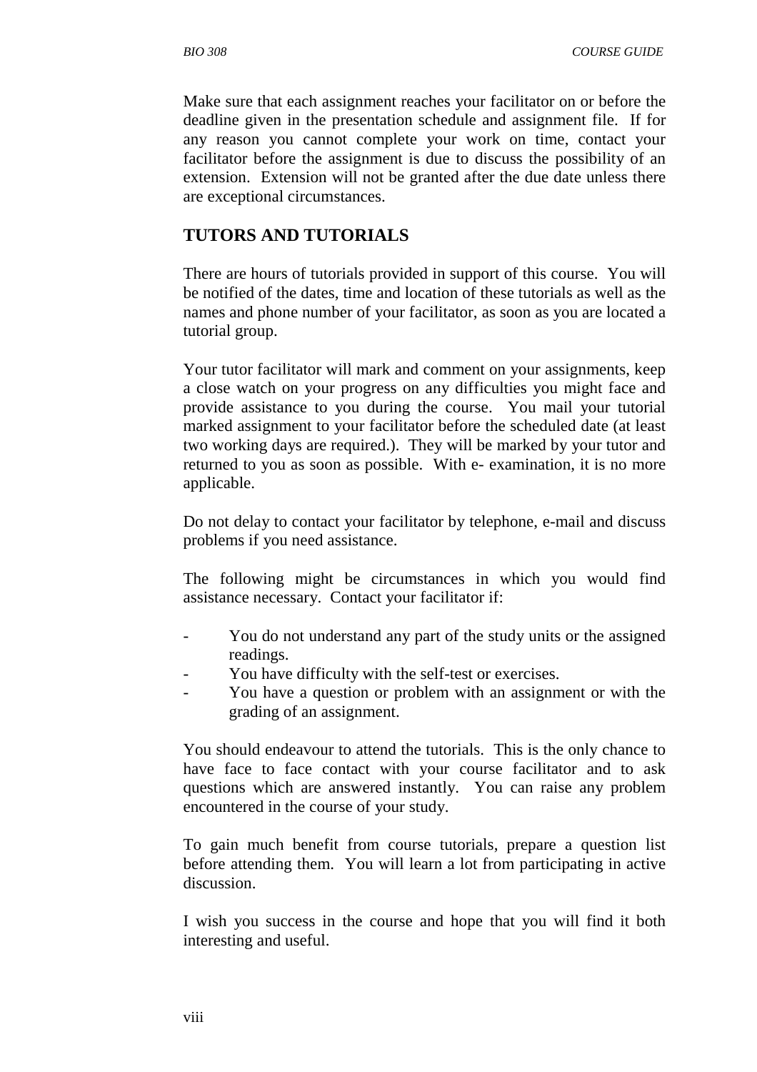Make sure that each assignment reaches your facilitator on or before the deadline given in the presentation schedule and assignment file. If for any reason you cannot complete your work on time, contact your facilitator before the assignment is due to discuss the possibility of an extension. Extension will not be granted after the due date unless there are exceptional circumstances.

## TUTORS AND TUTORIALS

There are hours of tutorials provided in support of this course. You will be notified of the dates, time and location of these tutorials as well as the names and phone number of your facilitator, as soon as you are located a tutorial group.

Your tutor facilitator will mark and comment on your assignments, keep a close watch on your progress on any difficulties you might face and provide assistance to you during the course. You mail your tutorial marked assignment to your facilitator before the scheduled date (at least two working days are required.). They will be marked by your tutor and returned to you as soon as possible. With e- examination, it is no more applicable.

Do not delay to contact your facilitator by telephone, e-mail and discuss problems if you need assistance.

The following might be circumstances in which you would find assistance necessary. Contact your facilitator if:

- You do not understand any part of the study units or the assigned readings.
- You have difficulty with the self-test or exercises.
- You have a question or problem with an assignment or with the grading of an assignment.

You should endeavour to attend the tutorials. This is the only chance to have face to face contact with your course facilitator and to ask questions which are answered instantly. You can raise any problem encountered in the course of your study.

To gain much benefit from course tutorials, prepare a question list before attending them. You will learn a lot from participating in active discussion.

I wish you success in the course and hope that you will find it both interesting and useful.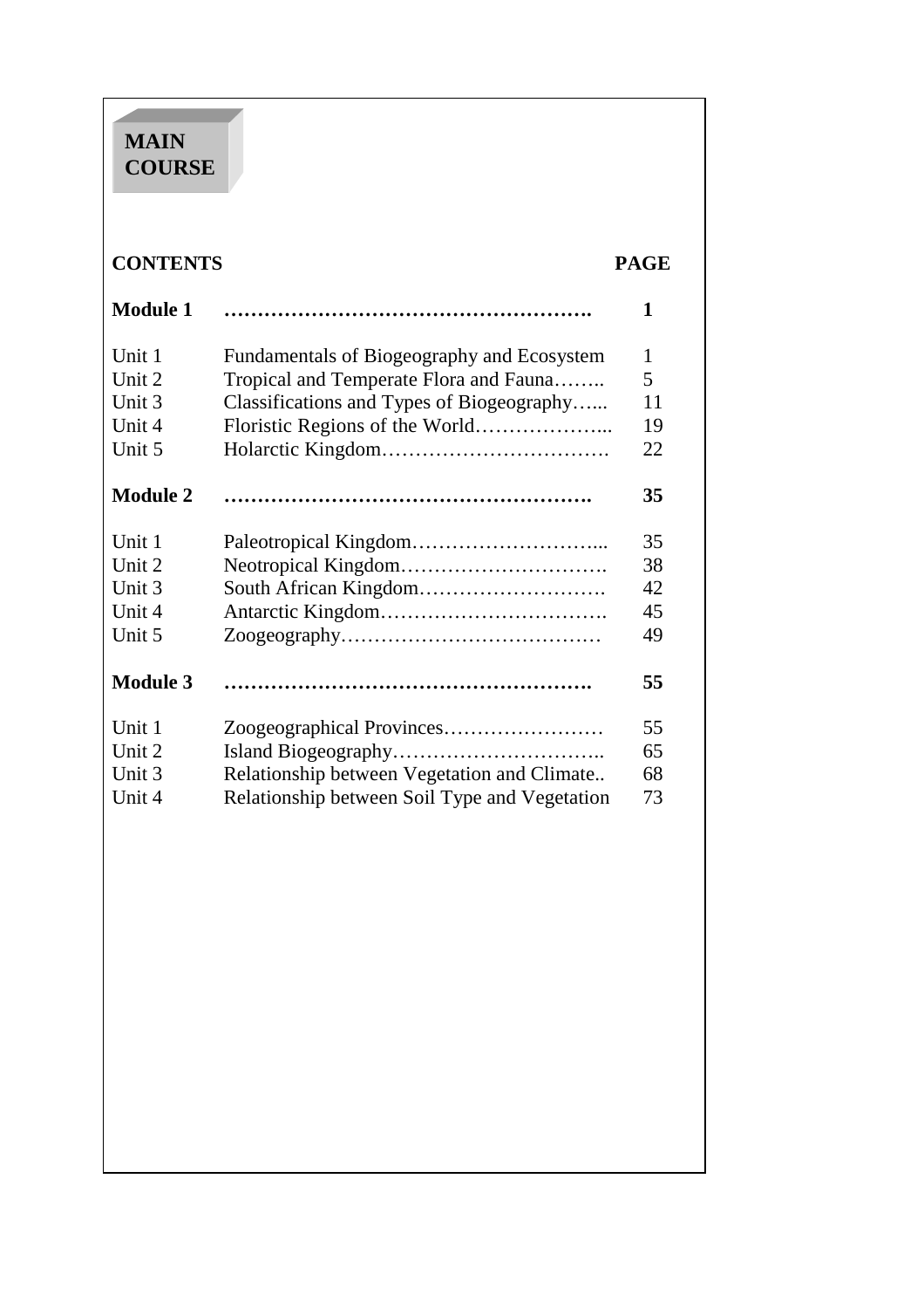# MAIN COURSE

| CONTENTS | | PAGE |
|---|---|---|
| **Module 1** | **……………………………………………….** | **1** |
| Unit 1 | Fundamentals of Biogeography and Ecosystem | 1 |
| Unit 2 | Tropical and Temperate Flora and Fauna…….. | 5 |
| Unit 3 | Classifications and Types of Biogeography…... | 11 |
| Unit 4 | Floristic Regions of the World………………... | 19 |
| Unit 5 | Holarctic Kingdom……………………………. | 22 |
| **Module 2** | **……………………………………………….** | **35** |
| Unit 1 | Paleotropical Kingdom………………………... | 35 |
| Unit 2 | Neotropical Kingdom…………………………. | 38 |
| Unit 3 | South African Kingdom………………………. | 42 |
| Unit 4 | Antarctic Kingdom……………………………. | 45 |
| Unit 5 | Zoogeography………………………………… | 49 |
| **Module 3** | **……………………………………………….** | **55** |
| Unit 1 | Zoogeographical Provinces…………………… | 55 |
| Unit 2 | Island Biogeography………………………….. | 65 |
| Unit 3 | Relationship between Vegetation and Climate.. | 68 |
| Unit 4 | Relationship between Soil Type and Vegetation | 73 |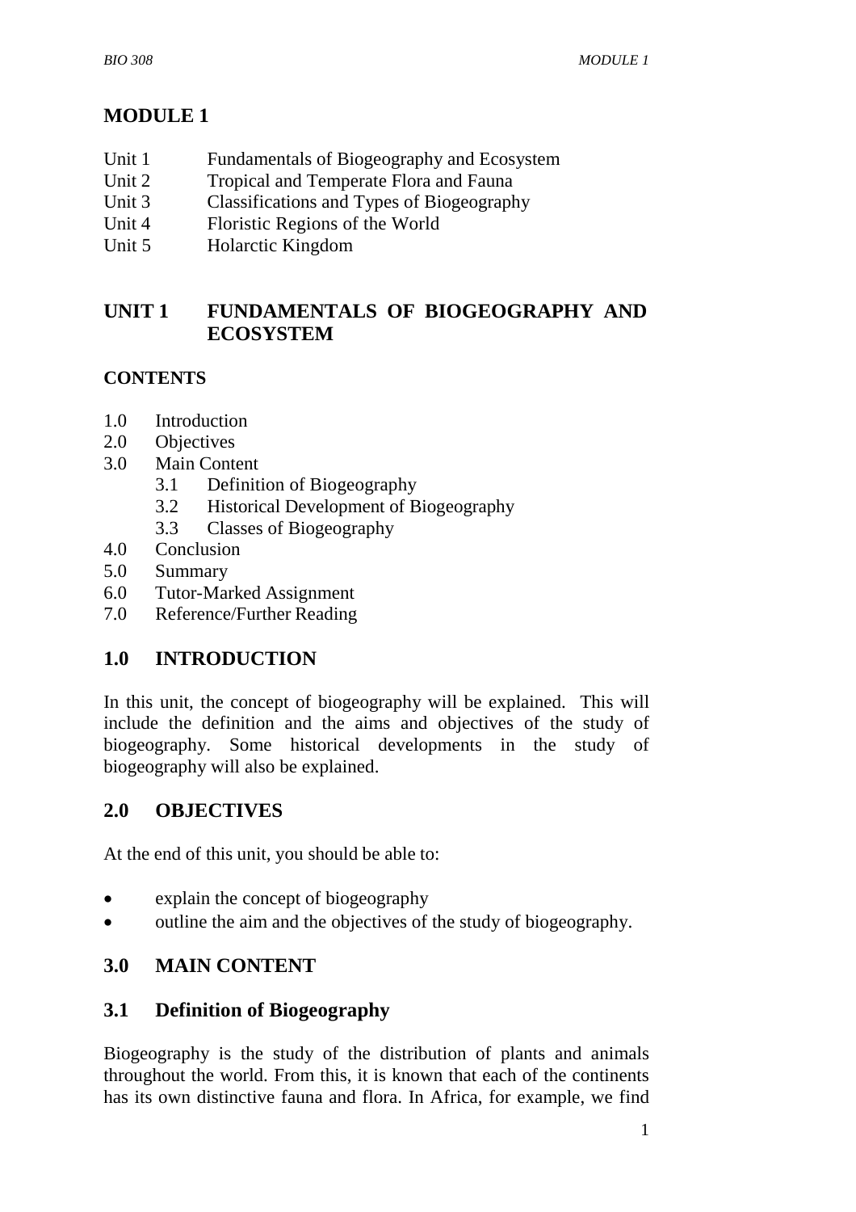# MODULE 1

| | |
|---|---|
| Unit 1 | Fundamentals of Biogeography and Ecosystem |
| Unit 2 | Tropical and Temperate Flora and Fauna |
| Unit 3 | Classifications and Types of Biogeography |
| Unit 4 | Floristic Regions of the World |
| Unit 5 | Holarctic Kingdom |

## UNIT 1 FUNDAMENTALS OF BIOGEOGRAPHY AND ECOSYSTEM

### CONTENTS

- 1.0 Introduction
- 2.0 Objectives
- 3.0 Main Content
  - 3.1 Definition of Biogeography
  - 3.2 Historical Development of Biogeography
  - 3.3 Classes of Biogeography
- 4.0 Conclusion
- 5.0 Summary
- 6.0 Tutor-Marked Assignment
- 7.0 Reference/Further Reading

## 1.0 INTRODUCTION

In this unit, the concept of biogeography will be explained. This will include the definition and the aims and objectives of the study of biogeography. Some historical developments in the study of biogeography will also be explained.

## 2.0 OBJECTIVES

At the end of this unit, you should be able to:

- explain the concept of biogeography
- outline the aim and the objectives of the study of biogeography.

## 3.0 MAIN CONTENT

### 3.1 Definition of Biogeography

Biogeography is the study of the distribution of plants and animals throughout the world. From this, it is known that each of the continents has its own distinctive fauna and flora. In Africa, for example, we find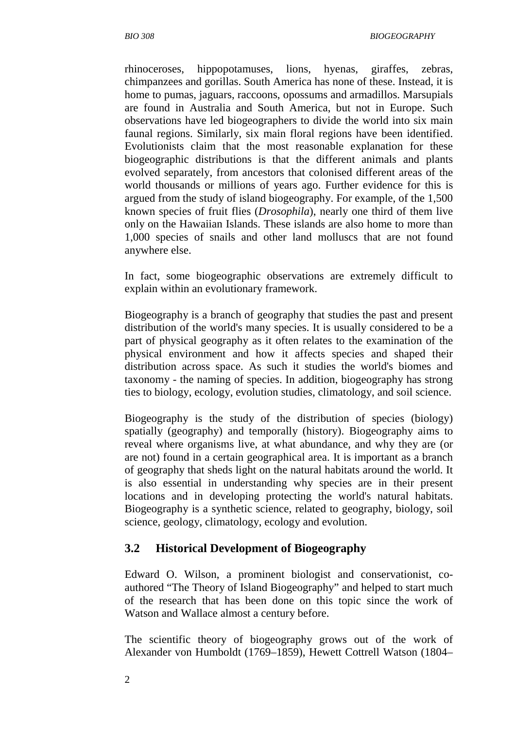rhinoceroses, hippopotamuses, lions, hyenas, giraffes, zebras, chimpanzees and gorillas. South America has none of these. Instead, it is home to pumas, jaguars, raccoons, opossums and armadillos. Marsupials are found in Australia and South America, but not in Europe. Such observations have led biogeographers to divide the world into six main faunal regions. Similarly, six main floral regions have been identified. Evolutionists claim that the most reasonable explanation for these biogeographic distributions is that the different animals and plants evolved separately, from ancestors that colonised different areas of the world thousands or millions of years ago. Further evidence for this is argued from the study of island biogeography. For example, of the 1,500 known species of fruit flies (*Drosophila*), nearly one third of them live only on the Hawaiian Islands. These islands are also home to more than 1,000 species of snails and other land molluscs that are not found anywhere else.

In fact, some biogeographic observations are extremely difficult to explain within an evolutionary framework.

Biogeography is a branch of geography that studies the past and present distribution of the world's many species. It is usually considered to be a part of physical geography as it often relates to the examination of the physical environment and how it affects species and shaped their distribution across space. As such it studies the world's biomes and taxonomy - the naming of species. In addition, biogeography has strong ties to biology, ecology, evolution studies, climatology, and soil science.

Biogeography is the study of the distribution of species (biology) spatially (geography) and temporally (history). Biogeography aims to reveal where organisms live, at what abundance, and why they are (or are not) found in a certain geographical area. It is important as a branch of geography that sheds light on the natural habitats around the world. It is also essential in understanding why species are in their present locations and in developing protecting the world's natural habitats. Biogeography is a synthetic science, related to geography, biology, soil science, geology, climatology, ecology and evolution.

## 3.2 Historical Development of Biogeography

Edward O. Wilson, a prominent biologist and conservationist, co-authored "The Theory of Island Biogeography" and helped to start much of the research that has been done on this topic since the work of Watson and Wallace almost a century before.

The scientific theory of biogeography grows out of the work of Alexander von Humboldt (1769–1859), Hewett Cottrell Watson (1804–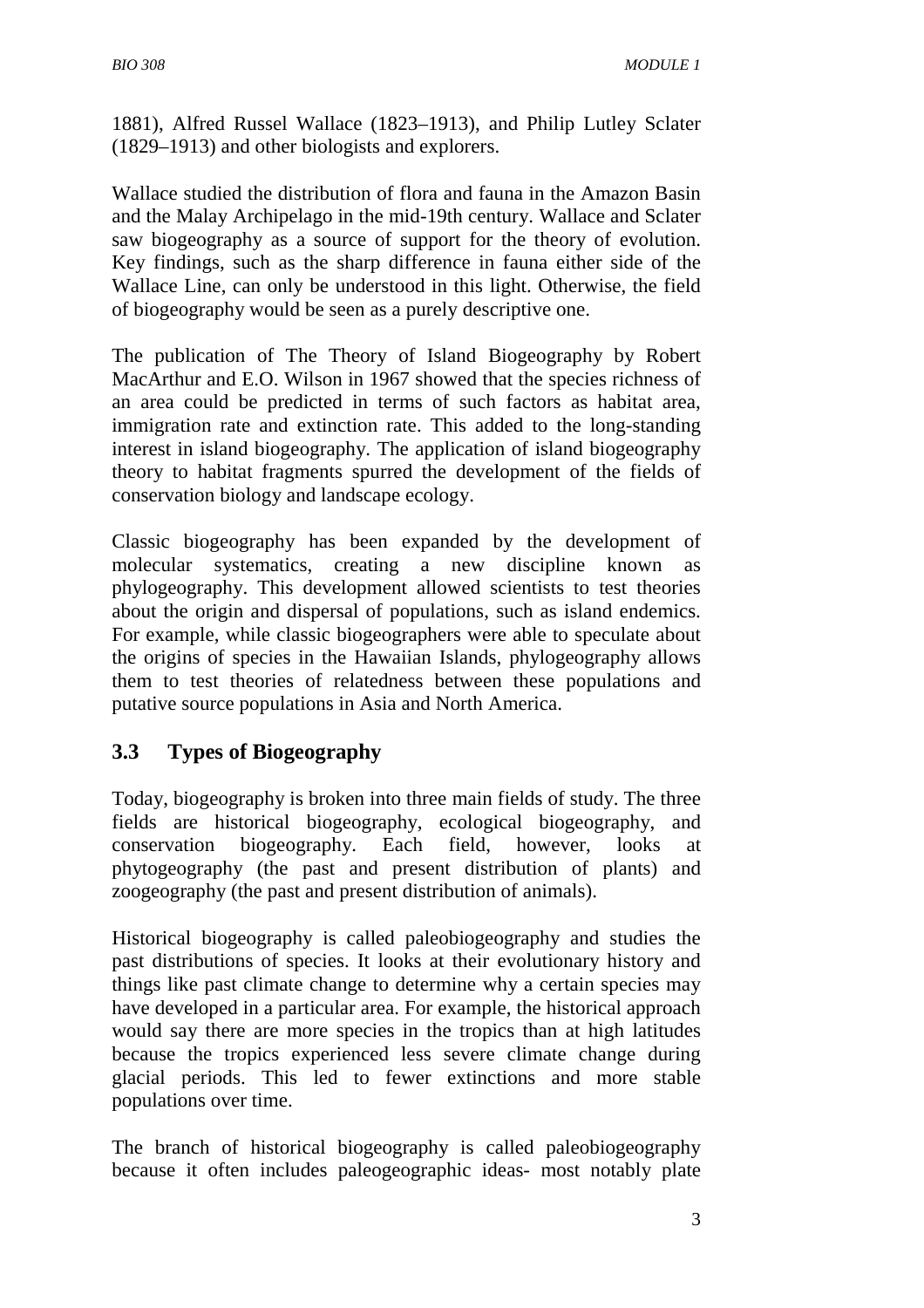1881), Alfred Russel Wallace (1823–1913), and Philip Lutley Sclater (1829–1913) and other biologists and explorers.

Wallace studied the distribution of flora and fauna in the Amazon Basin and the Malay Archipelago in the mid-19th century. Wallace and Sclater saw biogeography as a source of support for the theory of evolution. Key findings, such as the sharp difference in fauna either side of the Wallace Line, can only be understood in this light. Otherwise, the field of biogeography would be seen as a purely descriptive one.

The publication of The Theory of Island Biogeography by Robert MacArthur and E.O. Wilson in 1967 showed that the species richness of an area could be predicted in terms of such factors as habitat area, immigration rate and extinction rate. This added to the long-standing interest in island biogeography. The application of island biogeography theory to habitat fragments spurred the development of the fields of conservation biology and landscape ecology.

Classic biogeography has been expanded by the development of molecular systematics, creating a new discipline known as phylogeography. This development allowed scientists to test theories about the origin and dispersal of populations, such as island endemics. For example, while classic biogeographers were able to speculate about the origins of species in the Hawaiian Islands, phylogeography allows them to test theories of relatedness between these populations and putative source populations in Asia and North America.

## 3.3 Types of Biogeography

Today, biogeography is broken into three main fields of study. The three fields are historical biogeography, ecological biogeography, and conservation biogeography. Each field, however, looks at phytogeography (the past and present distribution of plants) and zoogeography (the past and present distribution of animals).

Historical biogeography is called paleobiogeography and studies the past distributions of species. It looks at their evolutionary history and things like past climate change to determine why a certain species may have developed in a particular area. For example, the historical approach would say there are more species in the tropics than at high latitudes because the tropics experienced less severe climate change during glacial periods. This led to fewer extinctions and more stable populations over time.

The branch of historical biogeography is called paleobiogeography because it often includes paleogeographic ideas- most notably plate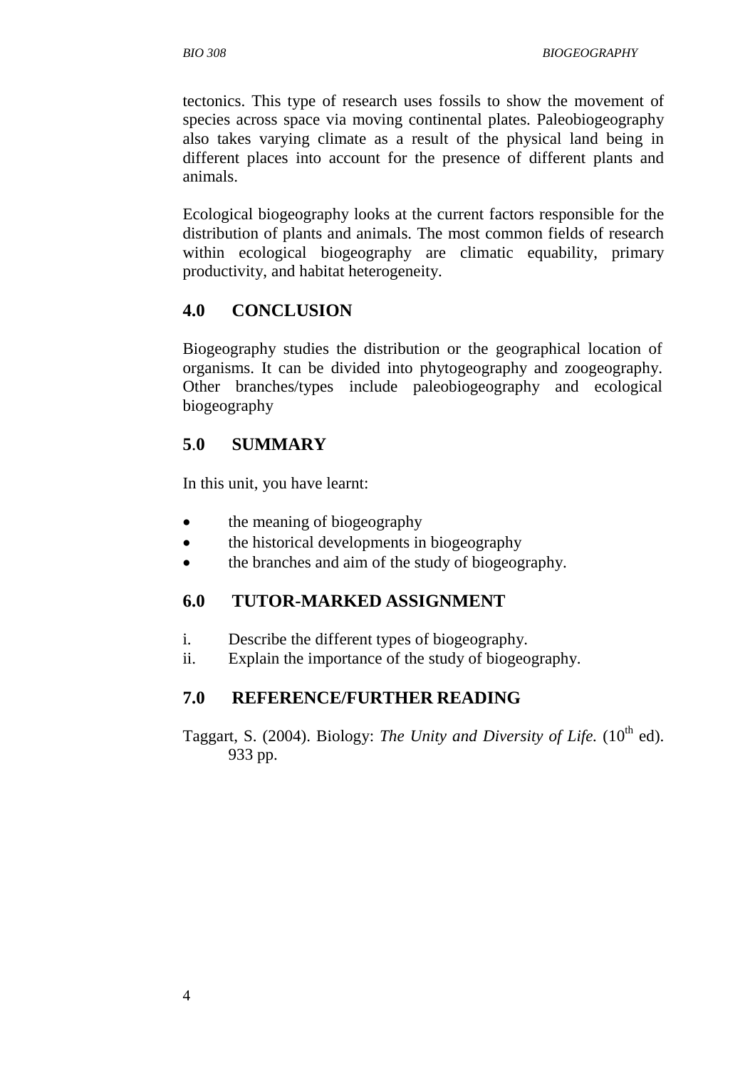tectonics. This type of research uses fossils to show the movement of species across space via moving continental plates. Paleobiogeography also takes varying climate as a result of the physical land being in different places into account for the presence of different plants and animals.

Ecological biogeography looks at the current factors responsible for the distribution of plants and animals. The most common fields of research within ecological biogeography are climatic equability, primary productivity, and habitat heterogeneity.

## 4.0 CONCLUSION

Biogeography studies the distribution or the geographical location of organisms. It can be divided into phytogeography and zoogeography. Other branches/types include paleobiogeography and ecological biogeography

## 5.0 SUMMARY

In this unit, you have learnt:

- the meaning of biogeography
- the historical developments in biogeography
- the branches and aim of the study of biogeography.

## 6.0 TUTOR-MARKED ASSIGNMENT

i. Describe the different types of biogeography.
ii. Explain the importance of the study of biogeography.

## 7.0 REFERENCE/FURTHER READING

Taggart, S. (2004). Biology: *The Unity and Diversity of Life.* (10th ed). 933 pp.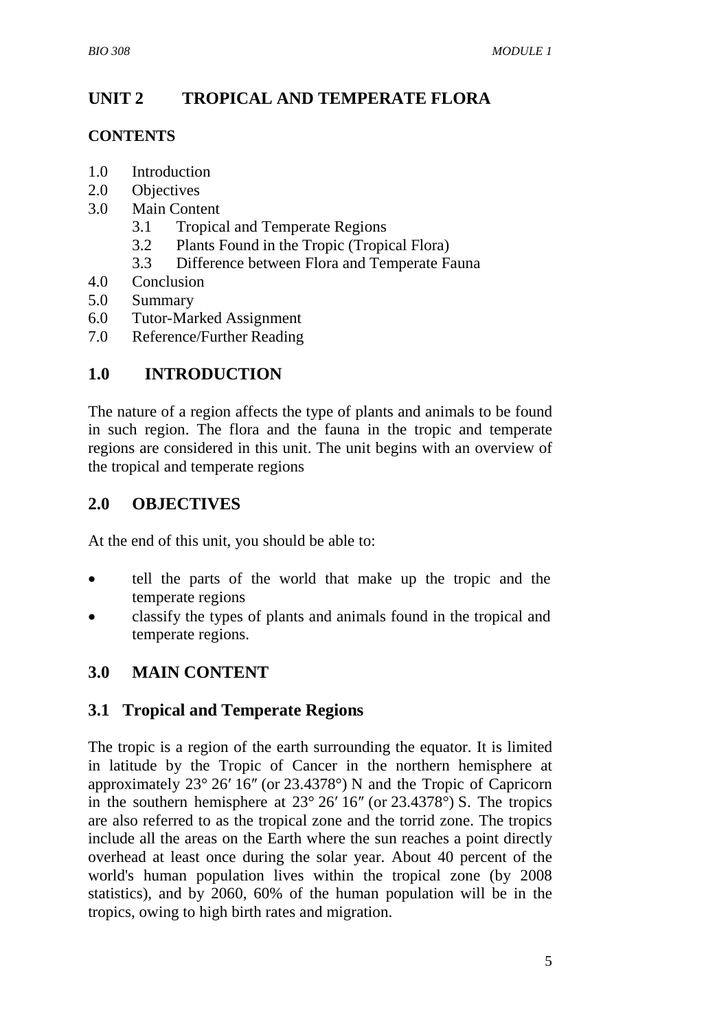## UNIT 2 TROPICAL AND TEMPERATE FLORA

### CONTENTS

1.0 Introduction
2.0 Objectives
3.0 Main Content
   3.1 Tropical and Temperate Regions
   3.2 Plants Found in the Tropic (Tropical Flora)
   3.3 Difference between Flora and Temperate Fauna
4.0 Conclusion
5.0 Summary
6.0 Tutor-Marked Assignment
7.0 Reference/Further Reading

## 1.0 INTRODUCTION

The nature of a region affects the type of plants and animals to be found in such region. The flora and the fauna in the tropic and temperate regions are considered in this unit. The unit begins with an overview of the tropical and temperate regions

## 2.0 OBJECTIVES

At the end of this unit, you should be able to:

- tell the parts of the world that make up the tropic and the temperate regions
- classify the types of plants and animals found in the tropical and temperate regions.

## 3.0 MAIN CONTENT

### 3.1 Tropical and Temperate Regions

The tropic is a region of the earth surrounding the equator. It is limited in latitude by the Tropic of Cancer in the northern hemisphere at approximately 23° 26′ 16″ (or 23.4378°) N and the Tropic of Capricorn in the southern hemisphere at 23° 26′ 16″ (or 23.4378°) S. The tropics are also referred to as the tropical zone and the torrid zone. The tropics include all the areas on the Earth where the sun reaches a point directly overhead at least once during the solar year. About 40 percent of the world's human population lives within the tropical zone (by 2008 statistics), and by 2060, 60% of the human population will be in the tropics, owing to high birth rates and migration.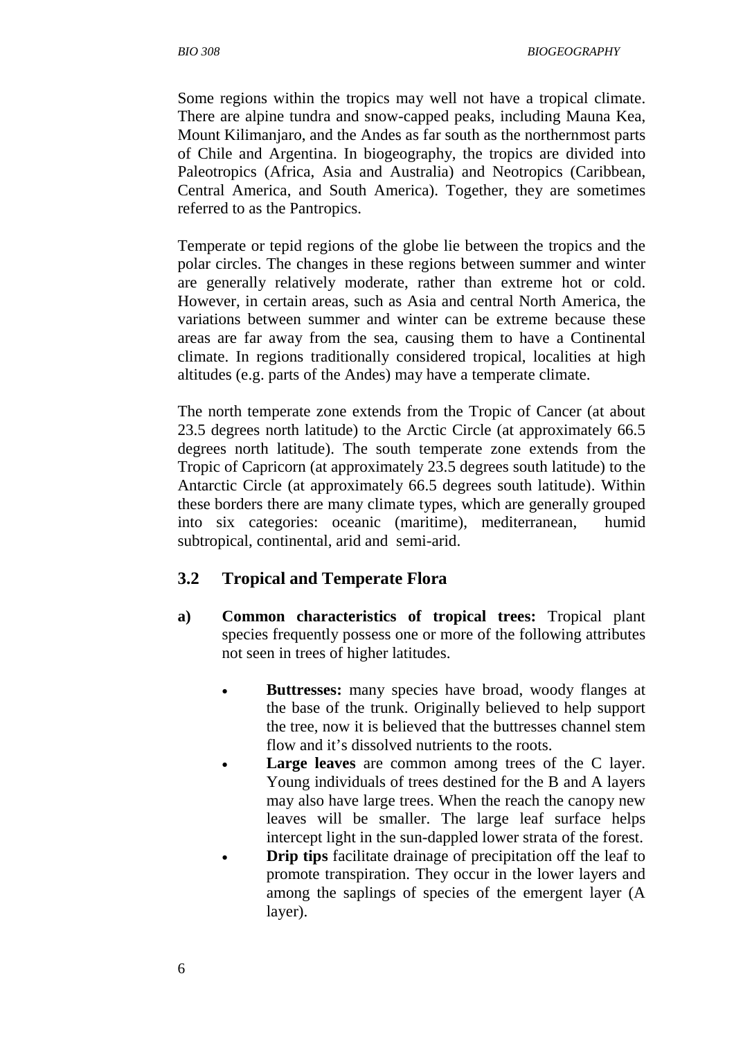Some regions within the tropics may well not have a tropical climate. There are alpine tundra and snow-capped peaks, including Mauna Kea, Mount Kilimanjaro, and the Andes as far south as the northernmost parts of Chile and Argentina. In biogeography, the tropics are divided into Paleotropics (Africa, Asia and Australia) and Neotropics (Caribbean, Central America, and South America). Together, they are sometimes referred to as the Pantropics.

Temperate or tepid regions of the globe lie between the tropics and the polar circles. The changes in these regions between summer and winter are generally relatively moderate, rather than extreme hot or cold. However, in certain areas, such as Asia and central North America, the variations between summer and winter can be extreme because these areas are far away from the sea, causing them to have a Continental climate. In regions traditionally considered tropical, localities at high altitudes (e.g. parts of the Andes) may have a temperate climate.

The north temperate zone extends from the Tropic of Cancer (at about 23.5 degrees north latitude) to the Arctic Circle (at approximately 66.5 degrees north latitude). The south temperate zone extends from the Tropic of Capricorn (at approximately 23.5 degrees south latitude) to the Antarctic Circle (at approximately 66.5 degrees south latitude). Within these borders there are many climate types, which are generally grouped into six categories: oceanic (maritime), mediterranean, humid subtropical, continental, arid and semi-arid.

## 3.2 Tropical and Temperate Flora

**a) Common characteristics of tropical trees:** Tropical plant species frequently possess one or more of the following attributes not seen in trees of higher latitudes.

- **Buttresses:** many species have broad, woody flanges at the base of the trunk. Originally believed to help support the tree, now it is believed that the buttresses channel stem flow and it's dissolved nutrients to the roots.
- **Large leaves** are common among trees of the C layer. Young individuals of trees destined for the B and A layers may also have large trees. When the reach the canopy new leaves will be smaller. The large leaf surface helps intercept light in the sun-dappled lower strata of the forest.
- **Drip tips** facilitate drainage of precipitation off the leaf to promote transpiration. They occur in the lower layers and among the saplings of species of the emergent layer (A layer).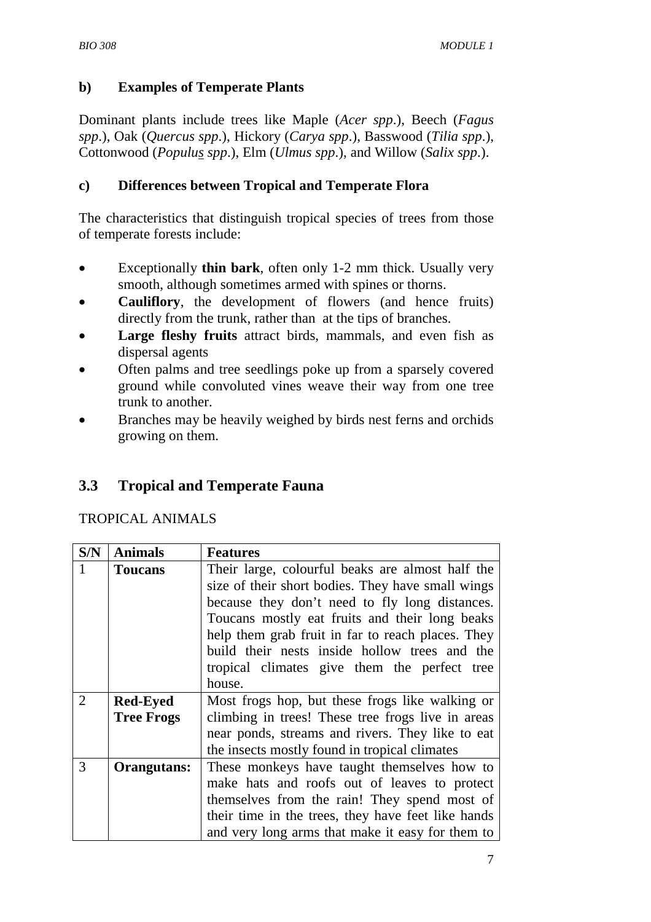#### b) Examples of Temperate Plants

Dominant plants include trees like Maple (*Acer spp*.), Beech (*Fagus spp*.), Oak (*Quercus spp*.), Hickory (*Carya spp*.), Basswood (*Tilia spp*.), Cottonwood (*Populus spp*.), Elm (*Ulmus spp*.), and Willow (*Salix spp*.).

#### c) Differences between Tropical and Temperate Flora

The characteristics that distinguish tropical species of trees from those of temperate forests include:

- Exceptionally **thin bark**, often only 1-2 mm thick. Usually very smooth, although sometimes armed with spines or thorns.
- **Cauliflory**, the development of flowers (and hence fruits) directly from the trunk, rather than at the tips of branches.
- **Large fleshy fruits** attract birds, mammals, and even fish as dispersal agents
- Often palms and tree seedlings poke up from a sparsely covered ground while convoluted vines weave their way from one tree trunk to another.
- Branches may be heavily weighed by birds nest ferns and orchids growing on them.

## 3.3 Tropical and Temperate Fauna

TROPICAL ANIMALS

| S/N | Animals | Features |
|---|---|---|
| 1 | **Toucans** | Their large, colourful beaks are almost half the size of their short bodies. They have small wings because they don't need to fly long distances. Toucans mostly eat fruits and their long beaks help them grab fruit in far to reach places. They build their nests inside hollow trees and the tropical climates give them the perfect tree house. |
| 2 | **Red-Eyed Tree Frogs** | Most frogs hop, but these frogs like walking or climbing in trees! These tree frogs live in areas near ponds, streams and rivers. They like to eat the insects mostly found in tropical climates |
| 3 | **Orangutans:** | These monkeys have taught themselves how to make hats and roofs out of leaves to protect themselves from the rain! They spend most of their time in the trees, they have feet like hands and very long arms that make it easy for them to |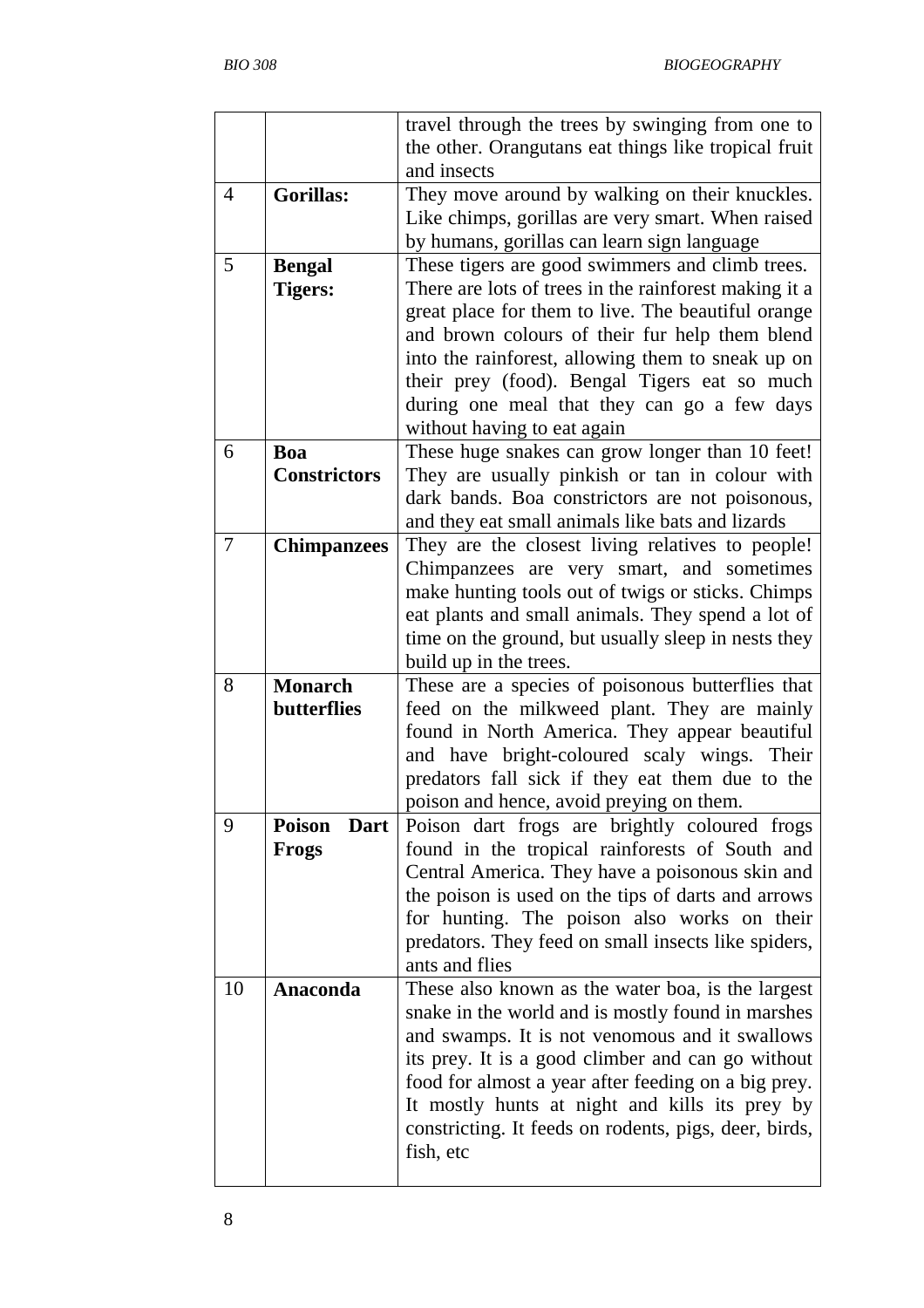| | | |
|---|---|---|
| | | travel through the trees by swinging from one to the other. Orangutans eat things like tropical fruit and insects |
| 4 | **Gorillas:** | They move around by walking on their knuckles. Like chimps, gorillas are very smart. When raised by humans, gorillas can learn sign language |
| 5 | **Bengal Tigers:** | These tigers are good swimmers and climb trees. There are lots of trees in the rainforest making it a great place for them to live. The beautiful orange and brown colours of their fur help them blend into the rainforest, allowing them to sneak up on their prey (food). Bengal Tigers eat so much during one meal that they can go a few days without having to eat again |
| 6 | **Boa Constrictors** | These huge snakes can grow longer than 10 feet! They are usually pinkish or tan in colour with dark bands. Boa constrictors are not poisonous, and they eat small animals like bats and lizards |
| 7 | **Chimpanzees** | They are the closest living relatives to people! Chimpanzees are very smart, and sometimes make hunting tools out of twigs or sticks. Chimps eat plants and small animals. They spend a lot of time on the ground, but usually sleep in nests they build up in the trees. |
| 8 | **Monarch butterflies** | These are a species of poisonous butterflies that feed on the milkweed plant. They are mainly found in North America. They appear beautiful and have bright-coloured scaly wings. Their predators fall sick if they eat them due to the poison and hence, avoid preying on them. |
| 9 | **Poison Dart Frogs** | Poison dart frogs are brightly coloured frogs found in the tropical rainforests of South and Central America. They have a poisonous skin and the poison is used on the tips of darts and arrows for hunting. The poison also works on their predators. They feed on small insects like spiders, ants and flies |
| 10 | **Anaconda** | These also known as the water boa, is the largest snake in the world and is mostly found in marshes and swamps. It is not venomous and it swallows its prey. It is a good climber and can go without food for almost a year after feeding on a big prey. It mostly hunts at night and kills its prey by constricting. It feeds on rodents, pigs, deer, birds, fish, etc |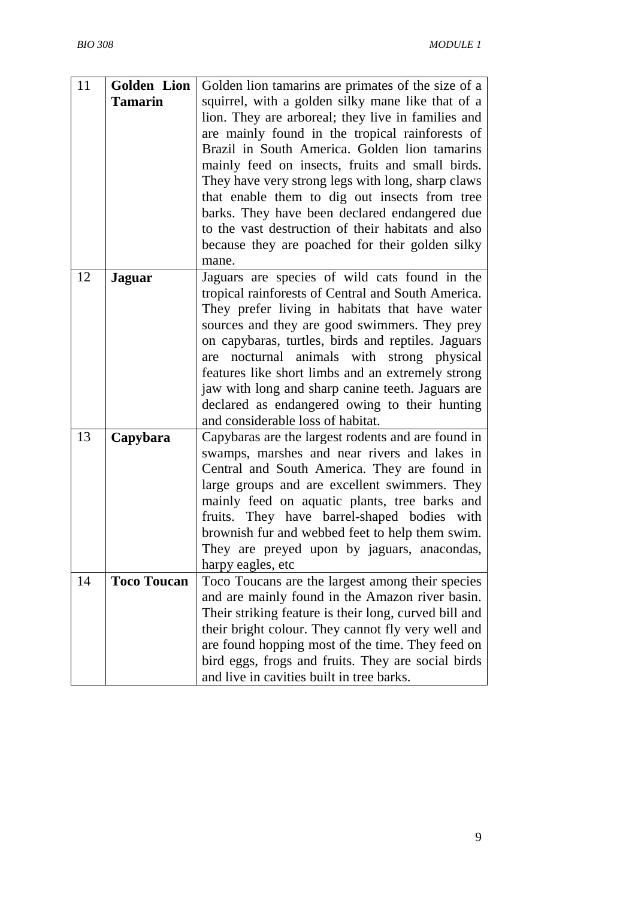| | | |
|---|---|---|
| 11 | **Golden Lion Tamarin** | Golden lion tamarins are primates of the size of a squirrel, with a golden silky mane like that of a lion. They are arboreal; they live in families and are mainly found in the tropical rainforests of Brazil in South America. Golden lion tamarins mainly feed on insects, fruits and small birds. They have very strong legs with long, sharp claws that enable them to dig out insects from tree barks. They have been declared endangered due to the vast destruction of their habitats and also because they are poached for their golden silky mane. |
| 12 | **Jaguar** | Jaguars are species of wild cats found in the tropical rainforests of Central and South America. They prefer living in habitats that have water sources and they are good swimmers. They prey on capybaras, turtles, birds and reptiles. Jaguars are nocturnal animals with strong physical features like short limbs and an extremely strong jaw with long and sharp canine teeth. Jaguars are declared as endangered owing to their hunting and considerable loss of habitat. |
| 13 | **Capybara** | Capybaras are the largest rodents and are found in swamps, marshes and near rivers and lakes in Central and South America. They are found in large groups and are excellent swimmers. They mainly feed on aquatic plants, tree barks and fruits. They have barrel-shaped bodies with brownish fur and webbed feet to help them swim. They are preyed upon by jaguars, anacondas, harpy eagles, etc |
| 14 | **Toco Toucan** | Toco Toucans are the largest among their species and are mainly found in the Amazon river basin. Their striking feature is their long, curved bill and their bright colour. They cannot fly very well and are found hopping most of the time. They feed on bird eggs, frogs and fruits. They are social birds and live in cavities built in tree barks. |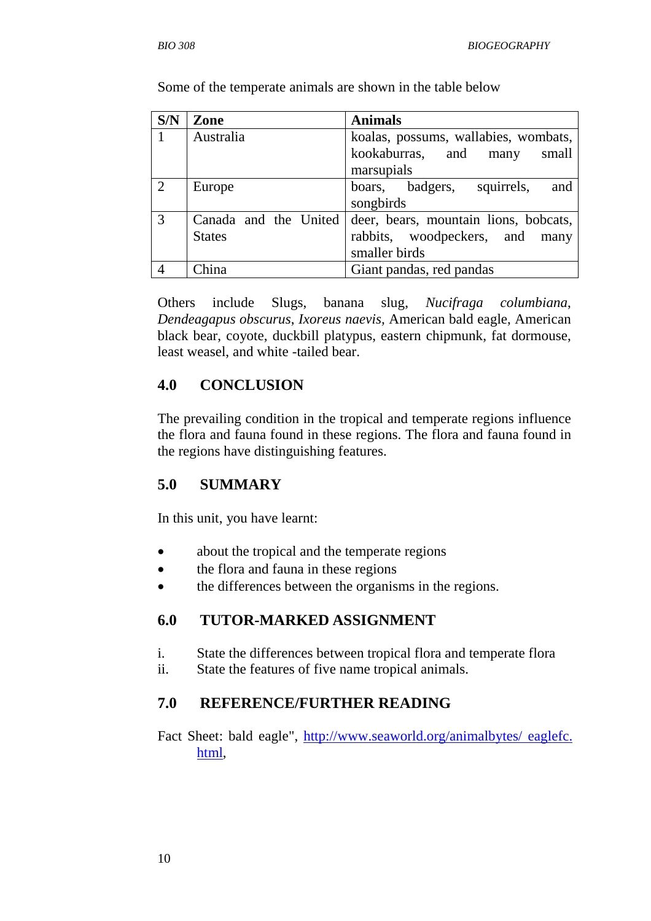Some of the temperate animals are shown in the table below

| S/N | Zone | Animals |
|---|---|---|
| 1 | Australia | koalas, possums, wallabies, wombats, kookaburras, and many small marsupials |
| 2 | Europe | boars, badgers, squirrels, and songbirds |
| 3 | Canada and the United States | deer, bears, mountain lions, bobcats, rabbits, woodpeckers, and many smaller birds |
| 4 | China | Giant pandas, red pandas |

Others include Slugs, banana slug, *Nucifraga columbiana*, *Dendeagapus obscurus*, *Ixoreus naevis*, American bald eagle, American black bear, coyote, duckbill platypus, eastern chipmunk, fat dormouse, least weasel, and white -tailed bear.

## 4.0 CONCLUSION

The prevailing condition in the tropical and temperate regions influence the flora and fauna found in these regions. The flora and fauna found in the regions have distinguishing features.

## 5.0 SUMMARY

In this unit, you have learnt:

- about the tropical and the temperate regions
- the flora and fauna in these regions
- the differences between the organisms in the regions.

## 6.0 TUTOR-MARKED ASSIGNMENT

i. State the differences between tropical flora and temperate flora
ii. State the features of five name tropical animals.

## 7.0 REFERENCE/FURTHER READING

Fact Sheet: bald eagle", http://www.seaworld.org/animalbytes/ eaglefc.html,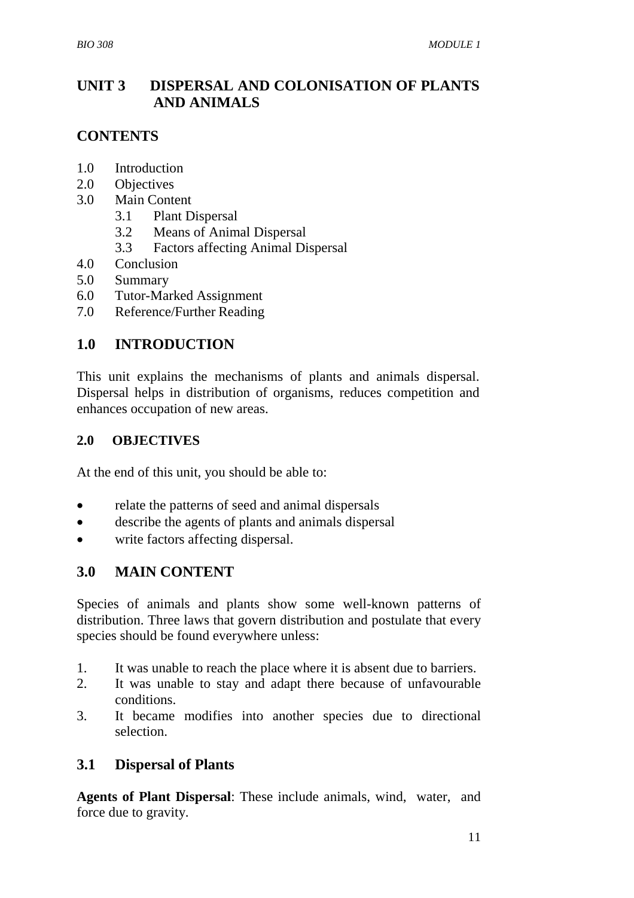# UNIT 3 DISPERSAL AND COLONISATION OF PLANTS AND ANIMALS

## CONTENTS

1.0 Introduction
2.0 Objectives
3.0 Main Content
  3.1 Plant Dispersal
  3.2 Means of Animal Dispersal
  3.3 Factors affecting Animal Dispersal
4.0 Conclusion
5.0 Summary
6.0 Tutor-Marked Assignment
7.0 Reference/Further Reading

## 1.0 INTRODUCTION

This unit explains the mechanisms of plants and animals dispersal. Dispersal helps in distribution of organisms, reduces competition and enhances occupation of new areas.

### 2.0 OBJECTIVES

At the end of this unit, you should be able to:

- relate the patterns of seed and animal dispersals
- describe the agents of plants and animals dispersal
- write factors affecting dispersal.

## 3.0 MAIN CONTENT

Species of animals and plants show some well-known patterns of distribution. Three laws that govern distribution and postulate that every species should be found everywhere unless:

1. It was unable to reach the place where it is absent due to barriers.
2. It was unable to stay and adapt there because of unfavourable conditions.
3. It became modifies into another species due to directional selection.

## 3.1 Dispersal of Plants

**Agents of Plant Dispersal**: These include animals, wind, water, and force due to gravity.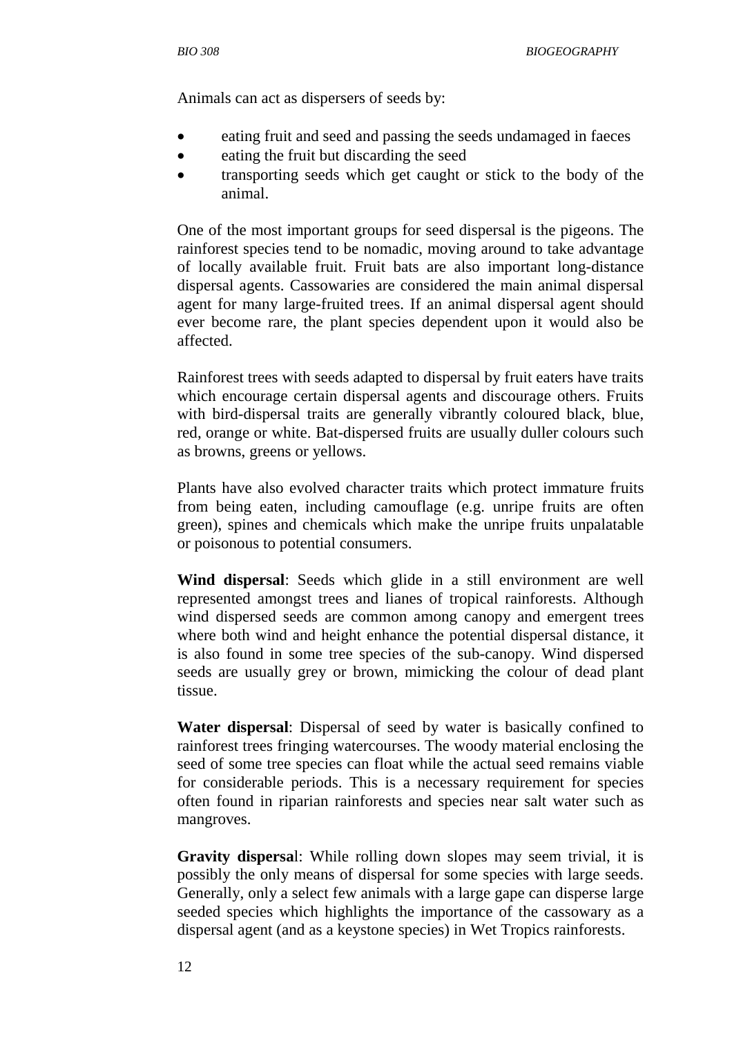Animals can act as dispersers of seeds by:

- eating fruit and seed and passing the seeds undamaged in faeces
- eating the fruit but discarding the seed
- transporting seeds which get caught or stick to the body of the animal.

One of the most important groups for seed dispersal is the pigeons. The rainforest species tend to be nomadic, moving around to take advantage of locally available fruit. Fruit bats are also important long-distance dispersal agents. Cassowaries are considered the main animal dispersal agent for many large-fruited trees. If an animal dispersal agent should ever become rare, the plant species dependent upon it would also be affected.

Rainforest trees with seeds adapted to dispersal by fruit eaters have traits which encourage certain dispersal agents and discourage others. Fruits with bird-dispersal traits are generally vibrantly coloured black, blue, red, orange or white. Bat-dispersed fruits are usually duller colours such as browns, greens or yellows.

Plants have also evolved character traits which protect immature fruits from being eaten, including camouflage (e.g. unripe fruits are often green), spines and chemicals which make the unripe fruits unpalatable or poisonous to potential consumers.

**Wind dispersal**: Seeds which glide in a still environment are well represented amongst trees and lianes of tropical rainforests. Although wind dispersed seeds are common among canopy and emergent trees where both wind and height enhance the potential dispersal distance, it is also found in some tree species of the sub-canopy. Wind dispersed seeds are usually grey or brown, mimicking the colour of dead plant tissue.

**Water dispersal**: Dispersal of seed by water is basically confined to rainforest trees fringing watercourses. The woody material enclosing the seed of some tree species can float while the actual seed remains viable for considerable periods. This is a necessary requirement for species often found in riparian rainforests and species near salt water such as mangroves.

**Gravity dispersa**l: While rolling down slopes may seem trivial, it is possibly the only means of dispersal for some species with large seeds. Generally, only a select few animals with a large gape can disperse large seeded species which highlights the importance of the cassowary as a dispersal agent (and as a keystone species) in Wet Tropics rainforests.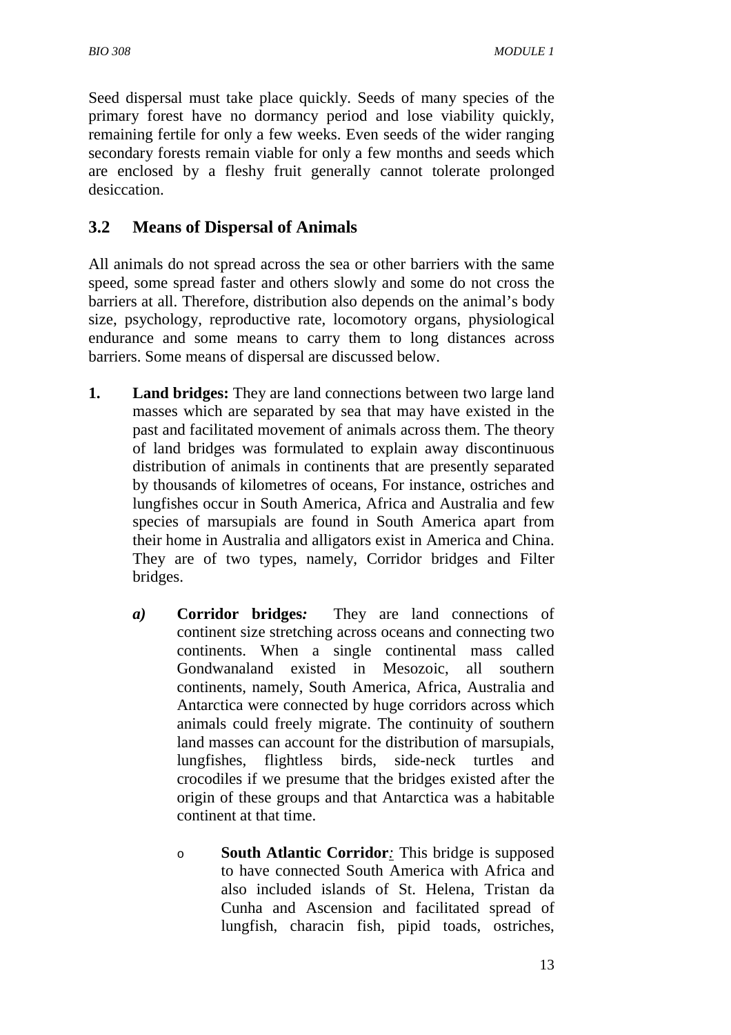Seed dispersal must take place quickly. Seeds of many species of the primary forest have no dormancy period and lose viability quickly, remaining fertile for only a few weeks. Even seeds of the wider ranging secondary forests remain viable for only a few months and seeds which are enclosed by a fleshy fruit generally cannot tolerate prolonged desiccation.

## 3.2 Means of Dispersal of Animals

All animals do not spread across the sea or other barriers with the same speed, some spread faster and others slowly and some do not cross the barriers at all. Therefore, distribution also depends on the animal's body size, psychology, reproductive rate, locomotory organs, physiological endurance and some means to carry them to long distances across barriers. Some means of dispersal are discussed below.

1. **Land bridges:** They are land connections between two large land masses which are separated by sea that may have existed in the past and facilitated movement of animals across them. The theory of land bridges was formulated to explain away discontinuous distribution of animals in continents that are presently separated by thousands of kilometres of oceans, For instance, ostriches and lungfishes occur in South America, Africa and Australia and few species of marsupials are found in South America apart from their home in Australia and alligators exist in America and China. They are of two types, namely, Corridor bridges and Filter bridges.

   ***a)*** **Corridor bridges*:*** They are land connections of continent size stretching across oceans and connecting two continents. When a single continental mass called Gondwanaland existed in Mesozoic, all southern continents, namely, South America, Africa, Australia and Antarctica were connected by huge corridors across which animals could freely migrate. The continuity of southern land masses can account for the distribution of marsupials, lungfishes, flightless birds, side-neck turtles and crocodiles if we presume that the bridges existed after the origin of these groups and that Antarctica was a habitable continent at that time.

   - **South Atlantic Corridor*:*** This bridge is supposed to have connected South America with Africa and also included islands of St. Helena, Tristan da Cunha and Ascension and facilitated spread of lungfish, characin fish, pipid toads, ostriches,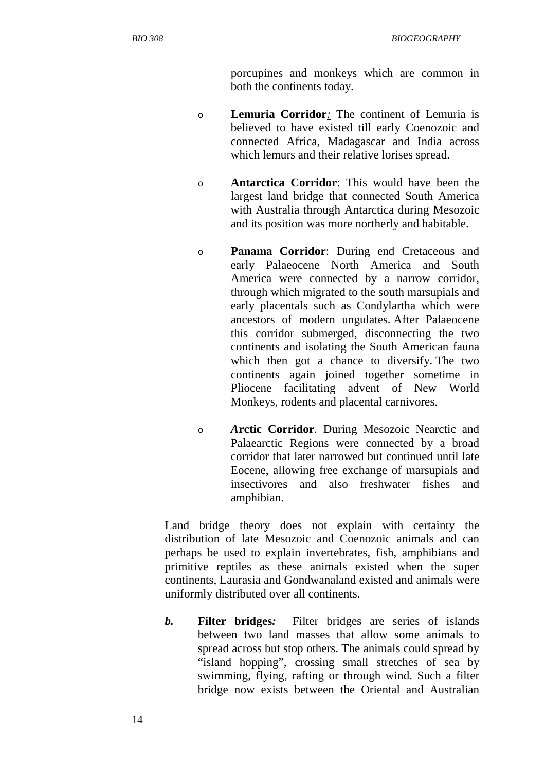porcupines and monkeys which are common in both the continents today.

- **Lemuria Corridor**: The continent of Lemuria is believed to have existed till early Coenozoic and connected Africa, Madagascar and India across which lemurs and their relative lorises spread.

- **Antarctica Corridor**: This would have been the largest land bridge that connected South America with Australia through Antarctica during Mesozoic and its position was more northerly and habitable.

- **Panama Corridor**: During end Cretaceous and early Palaeocene North America and South America were connected by a narrow corridor, through which migrated to the south marsupials and early placentals such as Condylartha which were ancestors of modern ungulates. After Palaeocene this corridor submerged, disconnecting the two continents and isolating the South American fauna which then got a chance to diversify. The two continents again joined together sometime in Pliocene facilitating advent of New World Monkeys, rodents and placental carnivores.

- ***A*rctic Corridor**. During Mesozoic Nearctic and Palaearctic Regions were connected by a broad corridor that later narrowed but continued until late Eocene, allowing free exchange of marsupials and insectivores and also freshwater fishes and amphibian.

Land bridge theory does not explain with certainty the distribution of late Mesozoic and Coenozoic animals and can perhaps be used to explain invertebrates, fish, amphibians and primitive reptiles as these animals existed when the super continents, Laurasia and Gondwanaland existed and animals were uniformly distributed over all continents.

***b.*** **Filter bridges*:*** Filter bridges are series of islands between two land masses that allow some animals to spread across but stop others. The animals could spread by "island hopping", crossing small stretches of sea by swimming, flying, rafting or through wind. Such a filter bridge now exists between the Oriental and Australian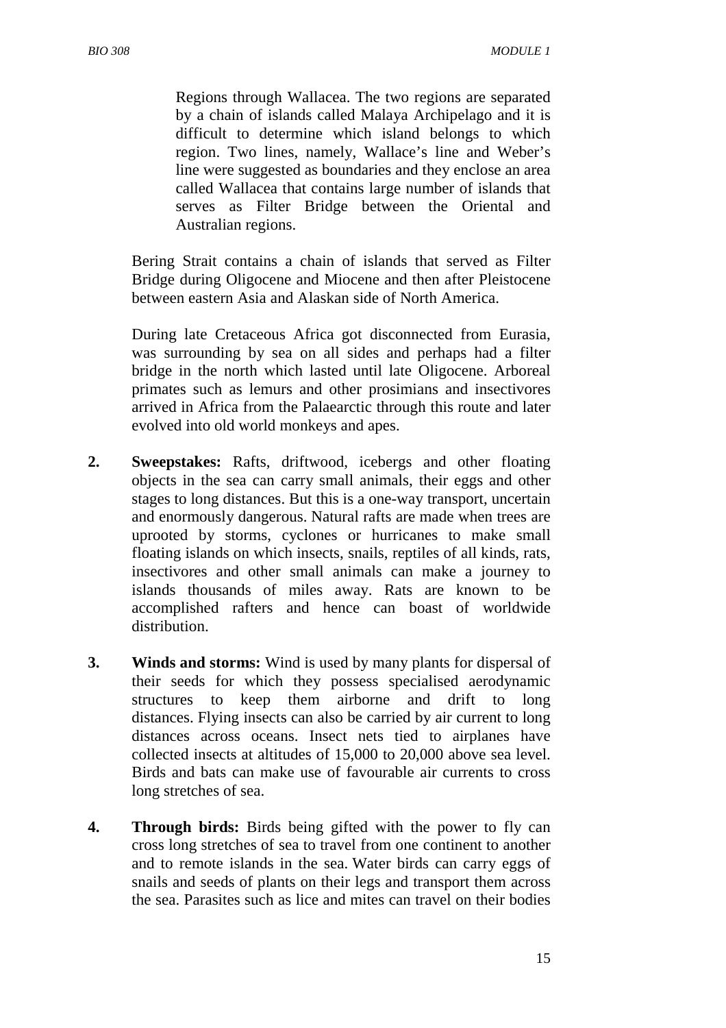Regions through Wallacea. The two regions are separated by a chain of islands called Malaya Archipelago and it is difficult to determine which island belongs to which region. Two lines, namely, Wallace's line and Weber's line were suggested as boundaries and they enclose an area called Wallacea that contains large number of islands that serves as Filter Bridge between the Oriental and Australian regions.

Bering Strait contains a chain of islands that served as Filter Bridge during Oligocene and Miocene and then after Pleistocene between eastern Asia and Alaskan side of North America.

During late Cretaceous Africa got disconnected from Eurasia, was surrounding by sea on all sides and perhaps had a filter bridge in the north which lasted until late Oligocene. Arboreal primates such as lemurs and other prosimians and insectivores arrived in Africa from the Palaearctic through this route and later evolved into old world monkeys and apes.

2. **Sweepstakes:** Rafts, driftwood, icebergs and other floating objects in the sea can carry small animals, their eggs and other stages to long distances. But this is a one-way transport, uncertain and enormously dangerous. Natural rafts are made when trees are uprooted by storms, cyclones or hurricanes to make small floating islands on which insects, snails, reptiles of all kinds, rats, insectivores and other small animals can make a journey to islands thousands of miles away. Rats are known to be accomplished rafters and hence can boast of worldwide distribution.

3. **Winds and storms:** Wind is used by many plants for dispersal of their seeds for which they possess specialised aerodynamic structures to keep them airborne and drift to long distances. Flying insects can also be carried by air current to long distances across oceans. Insect nets tied to airplanes have collected insects at altitudes of 15,000 to 20,000 above sea level. Birds and bats can make use of favourable air currents to cross long stretches of sea.

4. **Through birds:** Birds being gifted with the power to fly can cross long stretches of sea to travel from one continent to another and to remote islands in the sea. Water birds can carry eggs of snails and seeds of plants on their legs and transport them across the sea. Parasites such as lice and mites can travel on their bodies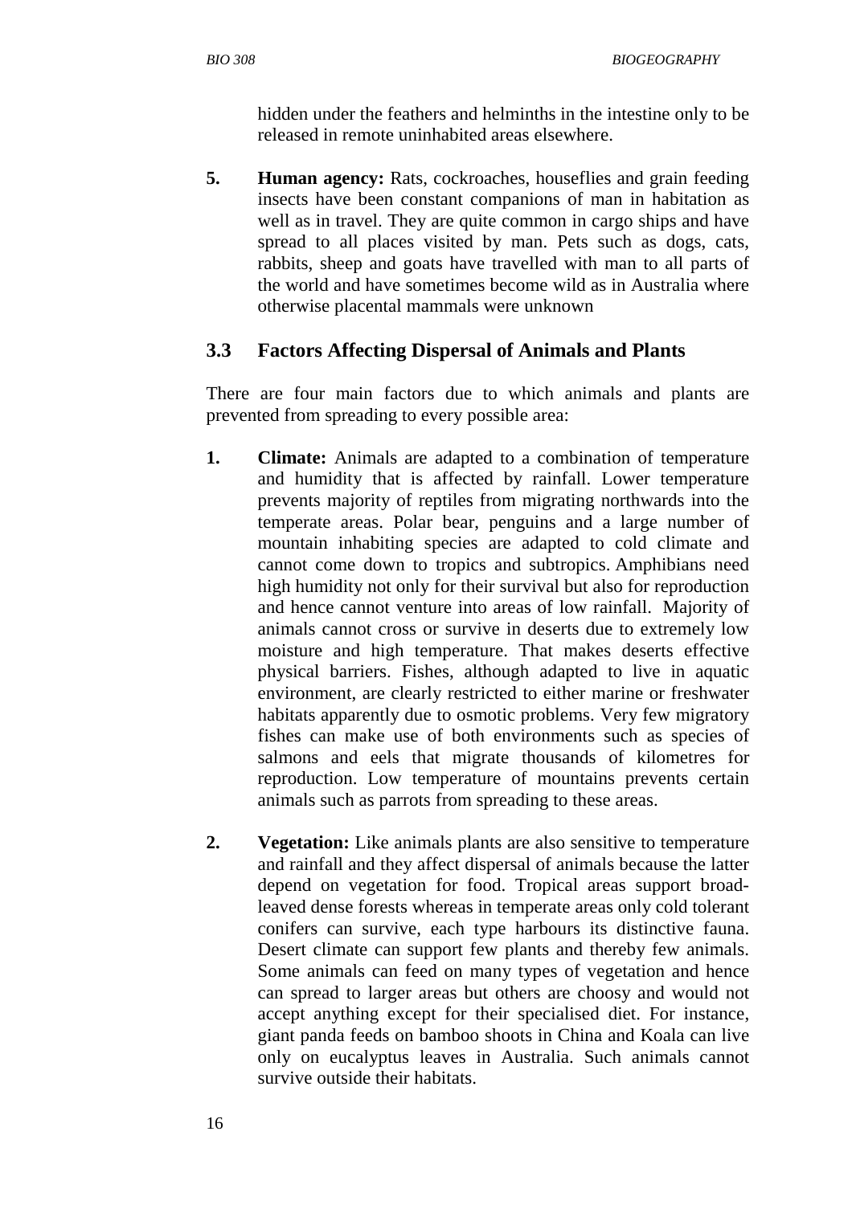hidden under the feathers and helminths in the intestine only to be released in remote uninhabited areas elsewhere.

5. **Human agency:** Rats, cockroaches, houseflies and grain feeding insects have been constant companions of man in habitation as well as in travel. They are quite common in cargo ships and have spread to all places visited by man. Pets such as dogs, cats, rabbits, sheep and goats have travelled with man to all parts of the world and have sometimes become wild as in Australia where otherwise placental mammals were unknown

## 3.3 Factors Affecting Dispersal of Animals and Plants

There are four main factors due to which animals and plants are prevented from spreading to every possible area:

1. **Climate:** Animals are adapted to a combination of temperature and humidity that is affected by rainfall. Lower temperature prevents majority of reptiles from migrating northwards into the temperate areas. Polar bear, penguins and a large number of mountain inhabiting species are adapted to cold climate and cannot come down to tropics and subtropics. Amphibians need high humidity not only for their survival but also for reproduction and hence cannot venture into areas of low rainfall. Majority of animals cannot cross or survive in deserts due to extremely low moisture and high temperature. That makes deserts effective physical barriers. Fishes, although adapted to live in aquatic environment, are clearly restricted to either marine or freshwater habitats apparently due to osmotic problems. Very few migratory fishes can make use of both environments such as species of salmons and eels that migrate thousands of kilometres for reproduction. Low temperature of mountains prevents certain animals such as parrots from spreading to these areas.

2. **Vegetation:** Like animals plants are also sensitive to temperature and rainfall and they affect dispersal of animals because the latter depend on vegetation for food. Tropical areas support broad-leaved dense forests whereas in temperate areas only cold tolerant conifers can survive, each type harbours its distinctive fauna. Desert climate can support few plants and thereby few animals. Some animals can feed on many types of vegetation and hence can spread to larger areas but others are choosy and would not accept anything except for their specialised diet. For instance, giant panda feeds on bamboo shoots in China and Koala can live only on eucalyptus leaves in Australia. Such animals cannot survive outside their habitats.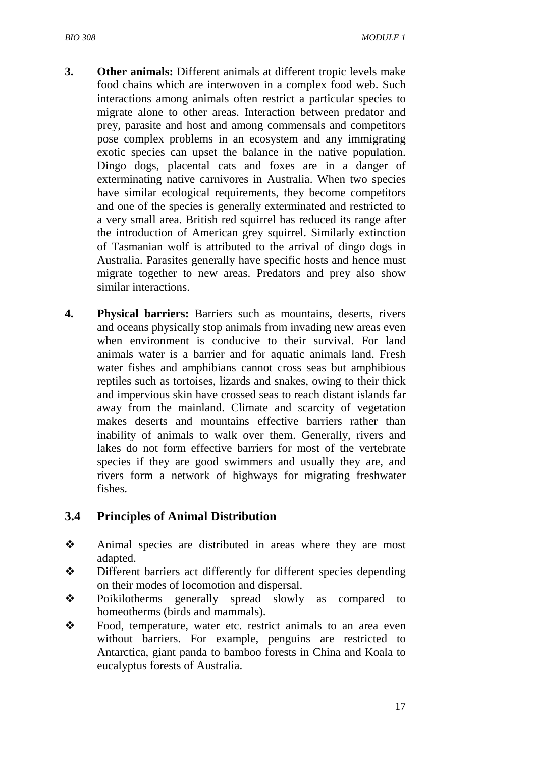3. **Other animals:** Different animals at different tropic levels make food chains which are interwoven in a complex food web. Such interactions among animals often restrict a particular species to migrate alone to other areas. Interaction between predator and prey, parasite and host and among commensals and competitors pose complex problems in an ecosystem and any immigrating exotic species can upset the balance in the native population. Dingo dogs, placental cats and foxes are in a danger of exterminating native carnivores in Australia. When two species have similar ecological requirements, they become competitors and one of the species is generally exterminated and restricted to a very small area. British red squirrel has reduced its range after the introduction of American grey squirrel. Similarly extinction of Tasmanian wolf is attributed to the arrival of dingo dogs in Australia. Parasites generally have specific hosts and hence must migrate together to new areas. Predators and prey also show similar interactions.

4. **Physical barriers:** Barriers such as mountains, deserts, rivers and oceans physically stop animals from invading new areas even when environment is conducive to their survival. For land animals water is a barrier and for aquatic animals land. Fresh water fishes and amphibians cannot cross seas but amphibious reptiles such as tortoises, lizards and snakes, owing to their thick and impervious skin have crossed seas to reach distant islands far away from the mainland. Climate and scarcity of vegetation makes deserts and mountains effective barriers rather than inability of animals to walk over them. Generally, rivers and lakes do not form effective barriers for most of the vertebrate species if they are good swimmers and usually they are, and rivers form a network of highways for migrating freshwater fishes.

## 3.4 Principles of Animal Distribution

- Animal species are distributed in areas where they are most adapted.
- Different barriers act differently for different species depending on their modes of locomotion and dispersal.
- Poikilotherms generally spread slowly as compared to homeotherms (birds and mammals).
- Food, temperature, water etc. restrict animals to an area even without barriers. For example, penguins are restricted to Antarctica, giant panda to bamboo forests in China and Koala to eucalyptus forests of Australia.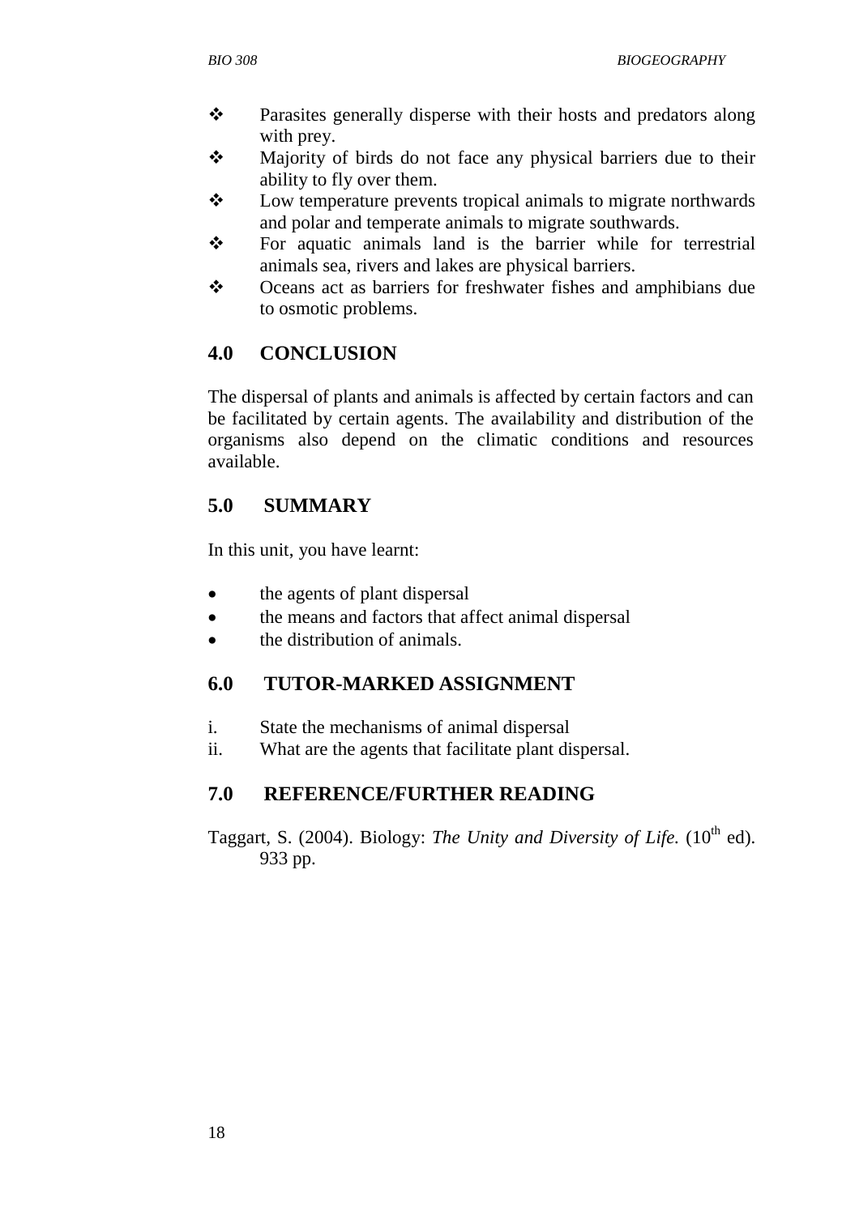- Parasites generally disperse with their hosts and predators along with prey.
- Majority of birds do not face any physical barriers due to their ability to fly over them.
- Low temperature prevents tropical animals to migrate northwards and polar and temperate animals to migrate southwards.
- For aquatic animals land is the barrier while for terrestrial animals sea, rivers and lakes are physical barriers.
- Oceans act as barriers for freshwater fishes and amphibians due to osmotic problems.

## 4.0 CONCLUSION

The dispersal of plants and animals is affected by certain factors and can be facilitated by certain agents. The availability and distribution of the organisms also depend on the climatic conditions and resources available.

## 5.0 SUMMARY

In this unit, you have learnt:

- the agents of plant dispersal
- the means and factors that affect animal dispersal
- the distribution of animals.

## 6.0 TUTOR-MARKED ASSIGNMENT

i. State the mechanisms of animal dispersal
ii. What are the agents that facilitate plant dispersal.

## 7.0 REFERENCE/FURTHER READING

Taggart, S. (2004). Biology: *The Unity and Diversity of Life.* (10th ed). 933 pp.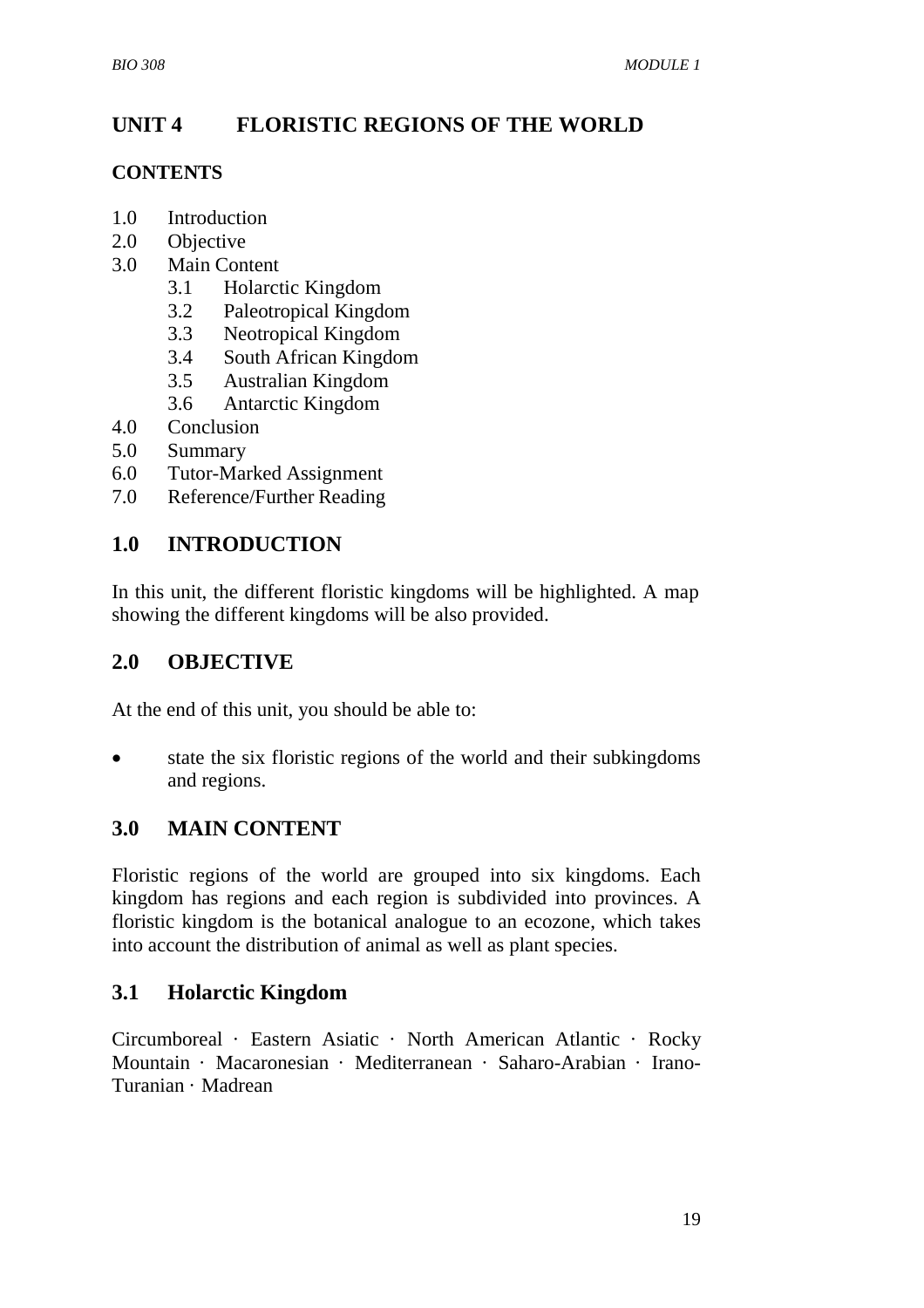# UNIT 4 FLORISTIC REGIONS OF THE WORLD

**CONTENTS**

- 1.0 Introduction
- 2.0 Objective
- 3.0 Main Content
  - 3.1 Holarctic Kingdom
  - 3.2 Paleotropical Kingdom
  - 3.3 Neotropical Kingdom
  - 3.4 South African Kingdom
  - 3.5 Australian Kingdom
  - 3.6 Antarctic Kingdom
- 4.0 Conclusion
- 5.0 Summary
- 6.0 Tutor-Marked Assignment
- 7.0 Reference/Further Reading

## 1.0 INTRODUCTION

In this unit, the different floristic kingdoms will be highlighted. A map showing the different kingdoms will be also provided.

## 2.0 OBJECTIVE

At the end of this unit, you should be able to:

- state the six floristic regions of the world and their subkingdoms and regions.

## 3.0 MAIN CONTENT

Floristic regions of the world are grouped into six kingdoms. Each kingdom has regions and each region is subdivided into provinces. A floristic kingdom is the botanical analogue to an ecozone, which takes into account the distribution of animal as well as plant species.

### 3.1 Holarctic Kingdom

Circumboreal · Eastern Asiatic · North American Atlantic · Rocky Mountain · Macaronesian · Mediterranean · Saharo-Arabian · Irano-Turanian · Madrean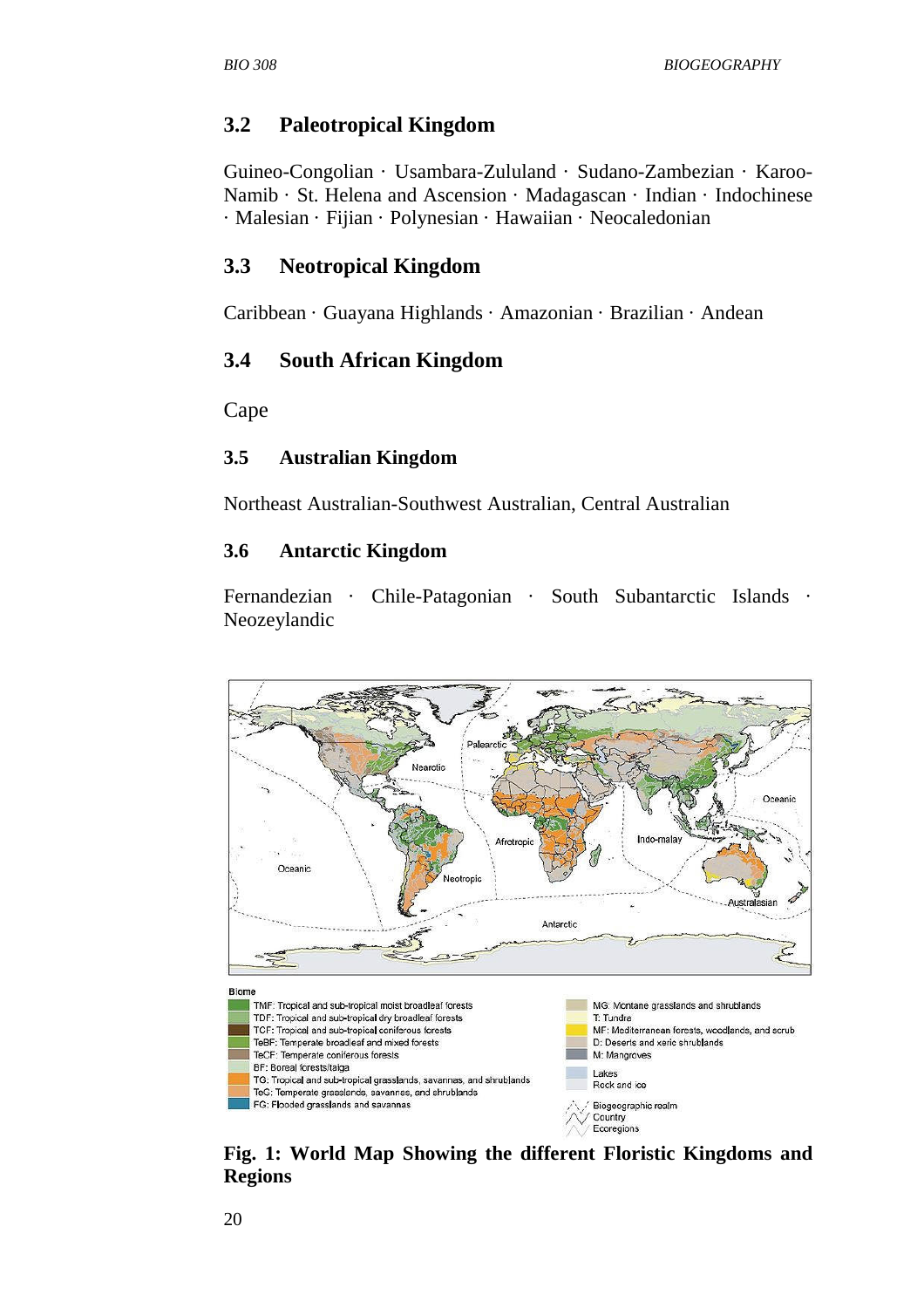## 3.2 Paleotropical Kingdom

Guineo-Congolian · Usambara-Zululand · Sudano-Zambezian · Karoo-Namib · St. Helena and Ascension · Madagascan · Indian · Indochinese · Malesian · Fijian · Polynesian · Hawaiian · Neocaledonian

## 3.3 Neotropical Kingdom

Caribbean · Guayana Highlands · Amazonian · Brazilian · Andean

## 3.4 South African Kingdom

Cape

## 3.5 Australian Kingdom

Northeast Australian-Southwest Australian, Central Australian

## 3.6 Antarctic Kingdom

Fernandezian · Chile-Patagonian · South Subantarctic Islands · Neozeylandic

**Fig. 1: World Map Showing the different Floristic Kingdoms and Regions**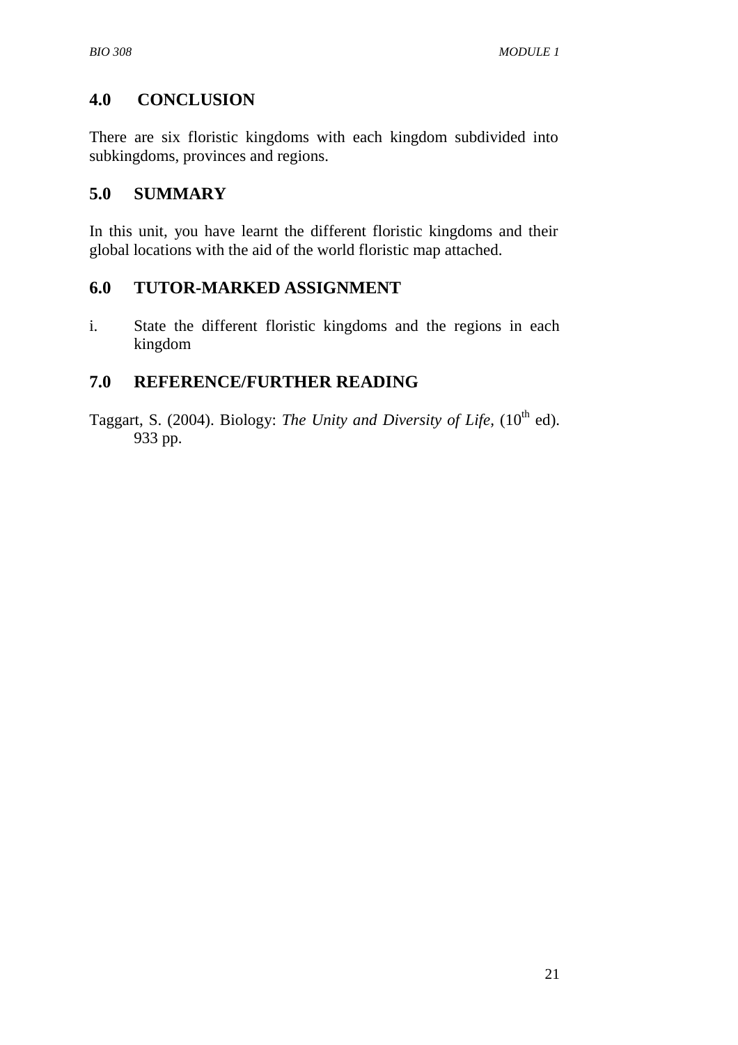## 4.0 CONCLUSION

There are six floristic kingdoms with each kingdom subdivided into subkingdoms, provinces and regions.

## 5.0 SUMMARY

In this unit, you have learnt the different floristic kingdoms and their global locations with the aid of the world floristic map attached.

## 6.0 TUTOR-MARKED ASSIGNMENT

i. State the different floristic kingdoms and the regions in each kingdom

## 7.0 REFERENCE/FURTHER READING

Taggart, S. (2004). Biology: *The Unity and Diversity of Life,* (10th ed). 933 pp.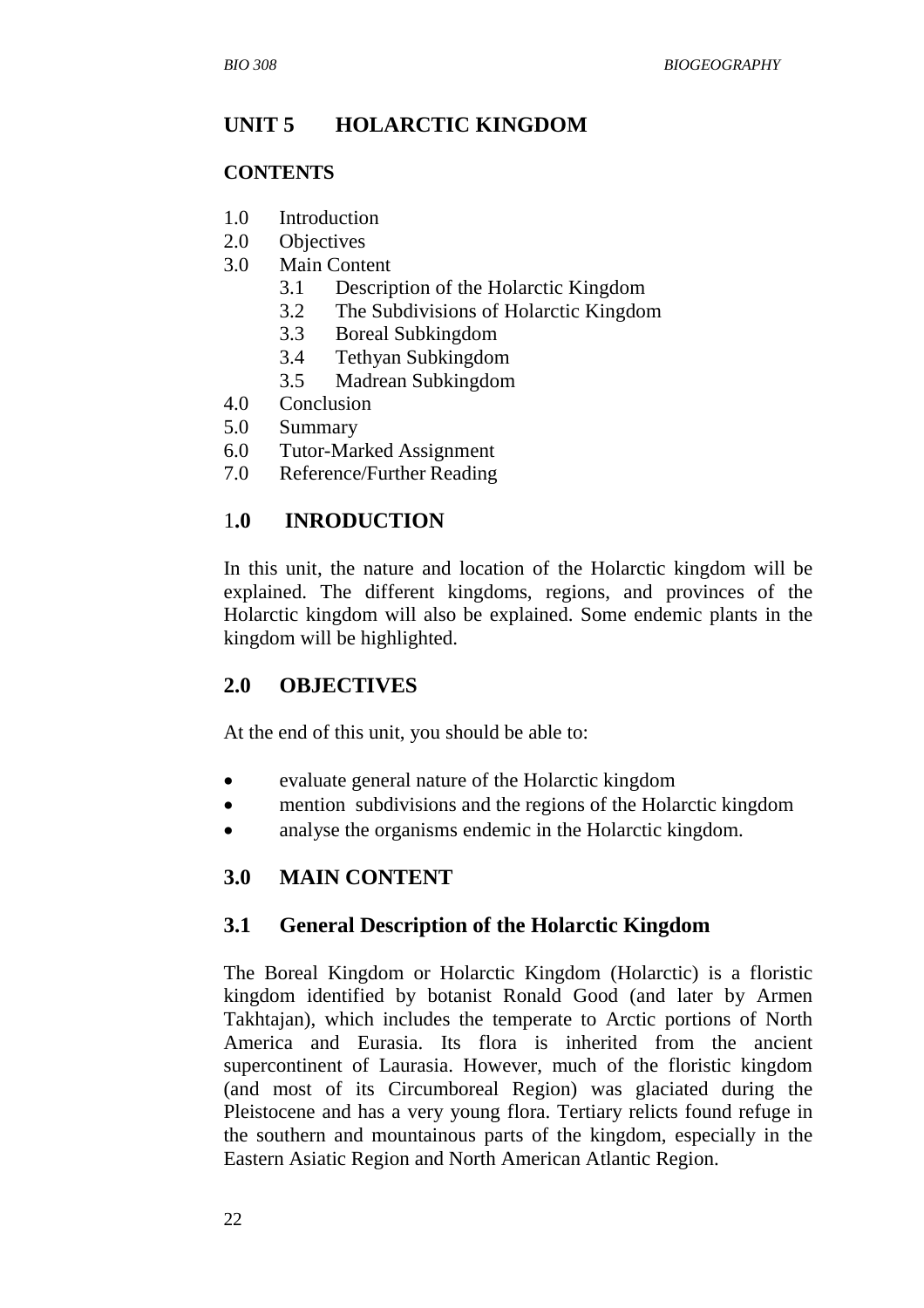## UNIT 5 HOLARCTIC KINGDOM

**CONTENTS**

1.0 Introduction
2.0 Objectives
3.0 Main Content
  3.1 Description of the Holarctic Kingdom
  3.2 The Subdivisions of Holarctic Kingdom
  3.3 Boreal Subkingdom
  3.4 Tethyan Subkingdom
  3.5 Madrean Subkingdom
4.0 Conclusion
5.0 Summary
6.0 Tutor-Marked Assignment
7.0 Reference/Further Reading

### 1.0 INRODUCTION

In this unit, the nature and location of the Holarctic kingdom will be explained. The different kingdoms, regions, and provinces of the Holarctic kingdom will also be explained. Some endemic plants in the kingdom will be highlighted.

### 2.0 OBJECTIVES

At the end of this unit, you should be able to:

- evaluate general nature of the Holarctic kingdom
- mention subdivisions and the regions of the Holarctic kingdom
- analyse the organisms endemic in the Holarctic kingdom.

### 3.0 MAIN CONTENT

### 3.1 General Description of the Holarctic Kingdom

The Boreal Kingdom or Holarctic Kingdom (Holarctic) is a floristic kingdom identified by botanist Ronald Good (and later by Armen Takhtajan), which includes the temperate to Arctic portions of North America and Eurasia. Its flora is inherited from the ancient supercontinent of Laurasia. However, much of the floristic kingdom (and most of its Circumboreal Region) was glaciated during the Pleistocene and has a very young flora. Tertiary relicts found refuge in the southern and mountainous parts of the kingdom, especially in the Eastern Asiatic Region and North American Atlantic Region.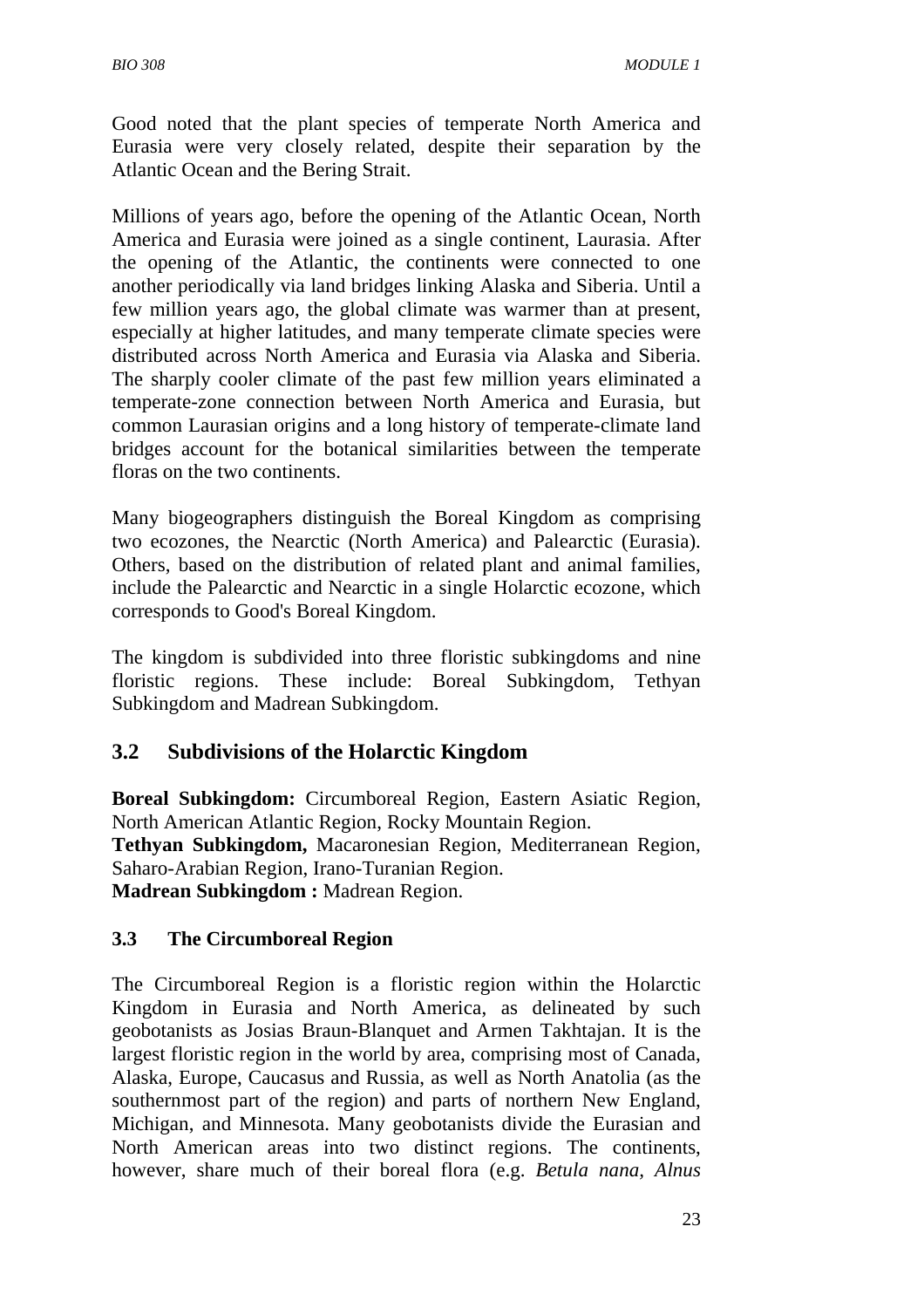Good noted that the plant species of temperate North America and Eurasia were very closely related, despite their separation by the Atlantic Ocean and the Bering Strait.

Millions of years ago, before the opening of the Atlantic Ocean, North America and Eurasia were joined as a single continent, Laurasia. After the opening of the Atlantic, the continents were connected to one another periodically via land bridges linking Alaska and Siberia. Until a few million years ago, the global climate was warmer than at present, especially at higher latitudes, and many temperate climate species were distributed across North America and Eurasia via Alaska and Siberia. The sharply cooler climate of the past few million years eliminated a temperate-zone connection between North America and Eurasia, but common Laurasian origins and a long history of temperate-climate land bridges account for the botanical similarities between the temperate floras on the two continents.

Many biogeographers distinguish the Boreal Kingdom as comprising two ecozones, the Nearctic (North America) and Palearctic (Eurasia). Others, based on the distribution of related plant and animal families, include the Palearctic and Nearctic in a single Holarctic ecozone, which corresponds to Good's Boreal Kingdom.

The kingdom is subdivided into three floristic subkingdoms and nine floristic regions. These include: Boreal Subkingdom, Tethyan Subkingdom and Madrean Subkingdom.

## 3.2 Subdivisions of the Holarctic Kingdom

**Boreal Subkingdom:** Circumboreal Region, Eastern Asiatic Region, North American Atlantic Region, Rocky Mountain Region.
**Tethyan Subkingdom,** Macaronesian Region, Mediterranean Region, Saharo-Arabian Region, Irano-Turanian Region.
**Madrean Subkingdom :** Madrean Region.

### 3.3 The Circumboreal Region

The Circumboreal Region is a floristic region within the Holarctic Kingdom in Eurasia and North America, as delineated by such geobotanists as Josias Braun-Blanquet and Armen Takhtajan. It is the largest floristic region in the world by area, comprising most of Canada, Alaska, Europe, Caucasus and Russia, as well as North Anatolia (as the southernmost part of the region) and parts of northern New England, Michigan, and Minnesota. Many geobotanists divide the Eurasian and North American areas into two distinct regions. The continents, however, share much of their boreal flora (e.g. *Betula nana, Alnus*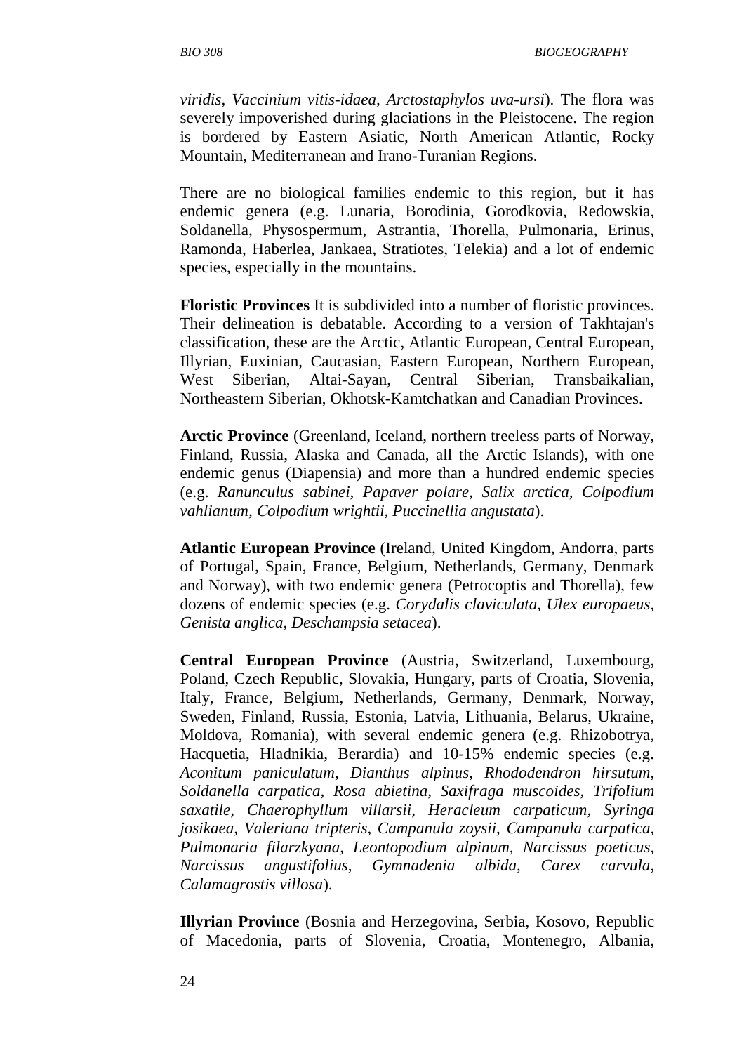*viridis, Vaccinium vitis-idaea, Arctostaphylos uva-ursi*). The flora was severely impoverished during glaciations in the Pleistocene. The region is bordered by Eastern Asiatic, North American Atlantic, Rocky Mountain, Mediterranean and Irano-Turanian Regions.

There are no biological families endemic to this region, but it has endemic genera (e.g. Lunaria, Borodinia, Gorodkovia, Redowskia, Soldanella, Physospermum, Astrantia, Thorella, Pulmonaria, Erinus, Ramonda, Haberlea, Jankaea, Stratiotes, Telekia) and a lot of endemic species, especially in the mountains.

**Floristic Provinces** It is subdivided into a number of floristic provinces. Their delineation is debatable. According to a version of Takhtajan's classification, these are the Arctic, Atlantic European, Central European, Illyrian, Euxinian, Caucasian, Eastern European, Northern European, West Siberian, Altai-Sayan, Central Siberian, Transbaikalian, Northeastern Siberian, Okhotsk-Kamtchatkan and Canadian Provinces.

**Arctic Province** (Greenland, Iceland, northern treeless parts of Norway, Finland, Russia, Alaska and Canada, all the Arctic Islands), with one endemic genus (Diapensia) and more than a hundred endemic species (e.g. *Ranunculus sabinei, Papaver polare, Salix arctica, Colpodium vahlianum, Colpodium wrightii, Puccinellia angustata*).

**Atlantic European Province** (Ireland, United Kingdom, Andorra, parts of Portugal, Spain, France, Belgium, Netherlands, Germany, Denmark and Norway), with two endemic genera (Petrocoptis and Thorella), few dozens of endemic species (e.g. *Corydalis claviculata, Ulex europaeus, Genista anglica, Deschampsia setacea*).

**Central European Province** (Austria, Switzerland, Luxembourg, Poland, Czech Republic, Slovakia, Hungary, parts of Croatia, Slovenia, Italy, France, Belgium, Netherlands, Germany, Denmark, Norway, Sweden, Finland, Russia, Estonia, Latvia, Lithuania, Belarus, Ukraine, Moldova, Romania), with several endemic genera (e.g. Rhizobotrya, Hacquetia, Hladnikia, Berardia) and 10-15% endemic species (e.g. *Aconitum paniculatum, Dianthus alpinus, Rhododendron hirsutum, Soldanella carpatica, Rosa abietina, Saxifraga muscoides, Trifolium saxatile, Chaerophyllum villarsii, Heracleum carpaticum, Syringa josikaea, Valeriana tripteris, Campanula zoysii, Campanula carpatica, Pulmonaria filarzkyana, Leontopodium alpinum, Narcissus poeticus, Narcissus angustifolius, Gymnadenia albida, Carex carvula, Calamagrostis villosa*).

**Illyrian Province** (Bosnia and Herzegovina, Serbia, Kosovo, Republic of Macedonia, parts of Slovenia, Croatia, Montenegro, Albania,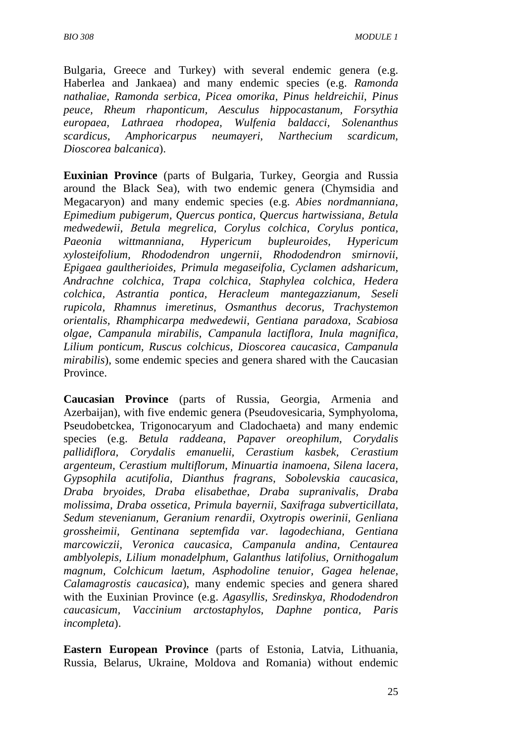Bulgaria, Greece and Turkey) with several endemic genera (e.g. Haberlea and Jankaea) and many endemic species (e.g. *Ramonda nathaliae, Ramonda serbica, Picea omorika, Pinus heldreichii, Pinus peuce, Rheum rhaponticum, Aesculus hippocastanum, Forsythia europaea, Lathraea rhodopea, Wulfenia baldacci, Solenanthus scardicus, Amphoricarpus neumayeri, Narthecium scardicum, Dioscorea balcanica*).

**Euxinian Province** (parts of Bulgaria, Turkey, Georgia and Russia around the Black Sea), with two endemic genera (Chymsidia and Megacaryon) and many endemic species (e.g. *Abies nordmanniana, Epimedium pubigerum, Quercus pontica, Quercus hartwissiana, Betula medwedewii, Betula megrelica, Corylus colchica, Corylus pontica, Paeonia wittmanniana, Hypericum bupleuroides, Hypericum xylosteifolium, Rhododendron ungernii, Rhododendron smirnovii, Epigaea gaultherioides, Primula megaseifolia, Cyclamen adsharicum, Andrachne colchica, Trapa colchica, Staphylea colchica, Hedera colchica, Astrantia pontica, Heracleum mantegazzianum, Seseli rupicola, Rhamnus imeretinus, Osmanthus decorus, Trachystemon orientalis, Rhamphicarpa medwedewii, Gentiana paradoxa, Scabiosa olgae, Campanula mirabilis, Campanula lactiflora, Inula magnifica, Lilium ponticum, Ruscus colchicus, Dioscorea caucasica, Campanula mirabilis*), some endemic species and genera shared with the Caucasian Province.

**Caucasian Province** (parts of Russia, Georgia, Armenia and Azerbaijan), with five endemic genera (Pseudovesicaria, Symphyoloma, Pseudobetckea, Trigonocaryum and Cladochaeta) and many endemic species (e.g. *Betula raddeana, Papaver oreophilum, Corydalis pallidiflora, Corydalis emanuelii, Cerastium kasbek, Cerastium argenteum, Cerastium multiflorum, Minuartia inamoena, Silena lacera, Gypsophila acutifolia, Dianthus fragrans, Sobolevskia caucasica, Draba bryoides, Draba elisabethae, Draba supranivalis, Draba molissima, Draba ossetica, Primula bayernii, Saxifraga subverticillata, Sedum stevenianum, Geranium renardii, Oxytropis owerinii, Genliana grossheimii, Gentinana septemfida var. lagodechiana, Gentiana marcowiczii, Veronica caucasica, Campanula andina, Centaurea amblyolepis, Lilium monadelphum, Galanthus latifolius, Ornithogalum magnum, Colchicum laetum, Asphodoline tenuior, Gagea helenae, Calamagrostis caucasica*), many endemic species and genera shared with the Euxinian Province (e.g. *Agasyllis, Sredinskya, Rhododendron caucasicum, Vaccinium arctostaphylos, Daphne pontica, Paris incompleta*).

**Eastern European Province** (parts of Estonia, Latvia, Lithuania, Russia, Belarus, Ukraine, Moldova and Romania) without endemic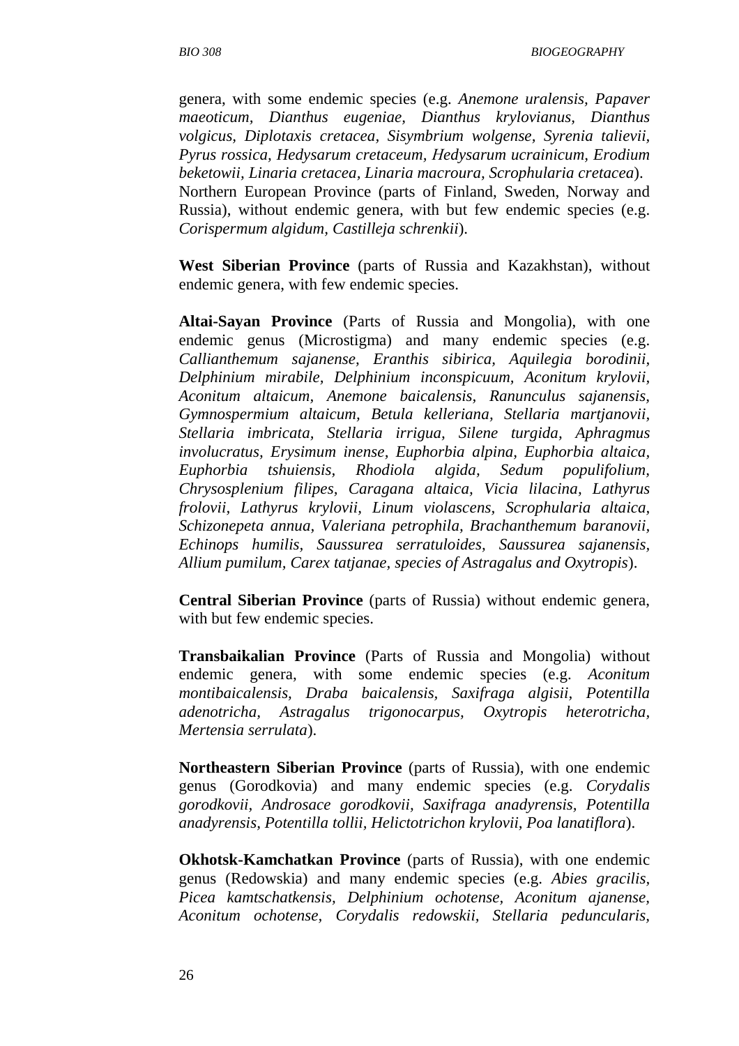genera, with some endemic species (e.g. *Anemone uralensis, Papaver maeoticum, Dianthus eugeniae, Dianthus krylovianus, Dianthus volgicus, Diplotaxis cretacea, Sisymbrium wolgense, Syrenia talievii, Pyrus rossica, Hedysarum cretaceum, Hedysarum ucrainicum, Erodium beketowii, Linaria cretacea, Linaria macroura, Scrophularia cretacea*). Northern European Province (parts of Finland, Sweden, Norway and Russia), without endemic genera, with but few endemic species (e.g. *Corispermum algidum, Castilleja schrenkii*).

**West Siberian Province** (parts of Russia and Kazakhstan), without endemic genera, with few endemic species.

**Altai-Sayan Province** (Parts of Russia and Mongolia), with one endemic genus (Microstigma) and many endemic species (e.g. *Callianthemum sajanense, Eranthis sibirica, Aquilegia borodinii, Delphinium mirabile, Delphinium inconspicuum, Aconitum krylovii, Aconitum altaicum, Anemone baicalensis, Ranunculus sajanensis, Gymnospermium altaicum, Betula kelleriana, Stellaria martjanovii, Stellaria imbricata, Stellaria irrigua, Silene turgida, Aphragmus involucratus, Erysimum inense, Euphorbia alpina, Euphorbia altaica, Euphorbia tshuiensis, Rhodiola algida, Sedum populifolium, Chrysosplenium filipes, Caragana altaica, Vicia lilacina, Lathyrus frolovii, Lathyrus krylovii, Linum violascens, Scrophularia altaica, Schizonepeta annua, Valeriana petrophila, Brachanthemum baranovii, Echinops humilis, Saussurea serratuloides, Saussurea sajanensis, Allium pumilum, Carex tatjanae, species of Astragalus and Oxytropis*).

**Central Siberian Province** (parts of Russia) without endemic genera, with but few endemic species.

**Transbaikalian Province** (Parts of Russia and Mongolia) without endemic genera, with some endemic species (e.g. *Aconitum montibaicalensis, Draba baicalensis, Saxifraga algisii, Potentilla adenotricha, Astragalus trigonocarpus, Oxytropis heterotricha, Mertensia serrulata*).

**Northeastern Siberian Province** (parts of Russia), with one endemic genus (Gorodkovia) and many endemic species (e.g. *Corydalis gorodkovii, Androsace gorodkovii, Saxifraga anadyrensis, Potentilla anadyrensis, Potentilla tollii, Helictotrichon krylovii, Poa lanatiflora*).

**Okhotsk-Kamchatkan Province** (parts of Russia), with one endemic genus (Redowskia) and many endemic species (e.g. *Abies gracilis, Picea kamtschatkensis, Delphinium ochotense, Aconitum ajanense, Aconitum ochotense, Corydalis redowskii, Stellaria peduncularis,*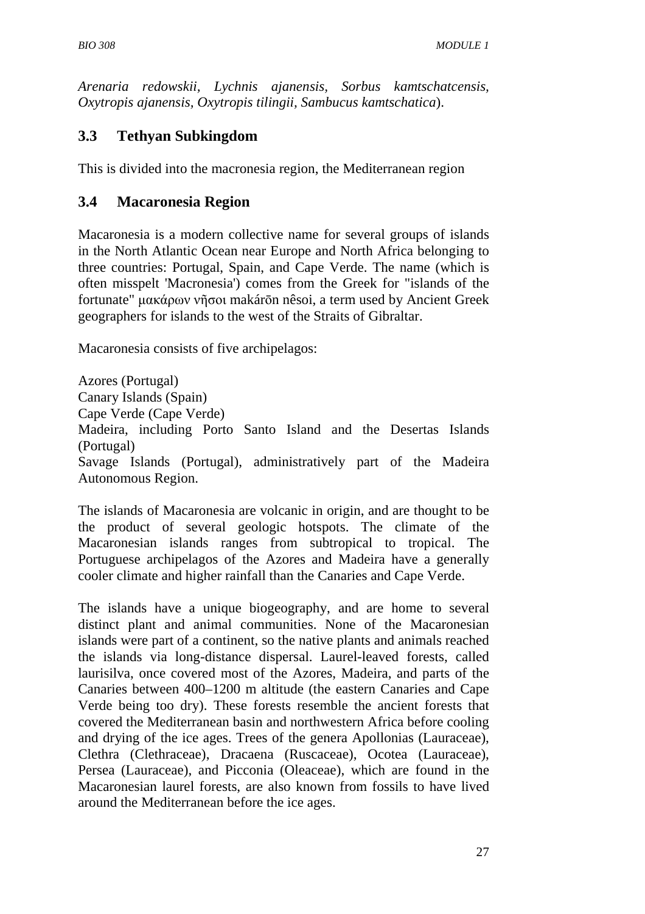*Arenaria redowskii, Lychnis ajanensis, Sorbus kamtschatcensis, Oxytropis ajanensis, Oxytropis tilingii, Sambucus kamtschatica*).

## 3.3 Tethyan Subkingdom

This is divided into the macronesia region, the Mediterranean region

## 3.4 Macaronesia Region

Macaronesia is a modern collective name for several groups of islands in the North Atlantic Ocean near Europe and North Africa belonging to three countries: Portugal, Spain, and Cape Verde. The name (which is often misspelt 'Macronesia') comes from the Greek for "islands of the fortunate" μακάρων νῆσοι makárōn nêsoi, a term used by Ancient Greek geographers for islands to the west of the Straits of Gibraltar.

Macaronesia consists of five archipelagos:

Azores (Portugal)
Canary Islands (Spain)
Cape Verde (Cape Verde)
Madeira, including Porto Santo Island and the Desertas Islands (Portugal)
Savage Islands (Portugal), administratively part of the Madeira Autonomous Region.

The islands of Macaronesia are volcanic in origin, and are thought to be the product of several geologic hotspots. The climate of the Macaronesian islands ranges from subtropical to tropical. The Portuguese archipelagos of the Azores and Madeira have a generally cooler climate and higher rainfall than the Canaries and Cape Verde.

The islands have a unique biogeography, and are home to several distinct plant and animal communities. None of the Macaronesian islands were part of a continent, so the native plants and animals reached the islands via long-distance dispersal. Laurel-leaved forests, called laurisilva, once covered most of the Azores, Madeira, and parts of the Canaries between 400–1200 m altitude (the eastern Canaries and Cape Verde being too dry). These forests resemble the ancient forests that covered the Mediterranean basin and northwestern Africa before cooling and drying of the ice ages. Trees of the genera Apollonias (Lauraceae), Clethra (Clethraceae), Dracaena (Ruscaceae), Ocotea (Lauraceae), Persea (Lauraceae), and Picconia (Oleaceae), which are found in the Macaronesian laurel forests, are also known from fossils to have lived around the Mediterranean before the ice ages.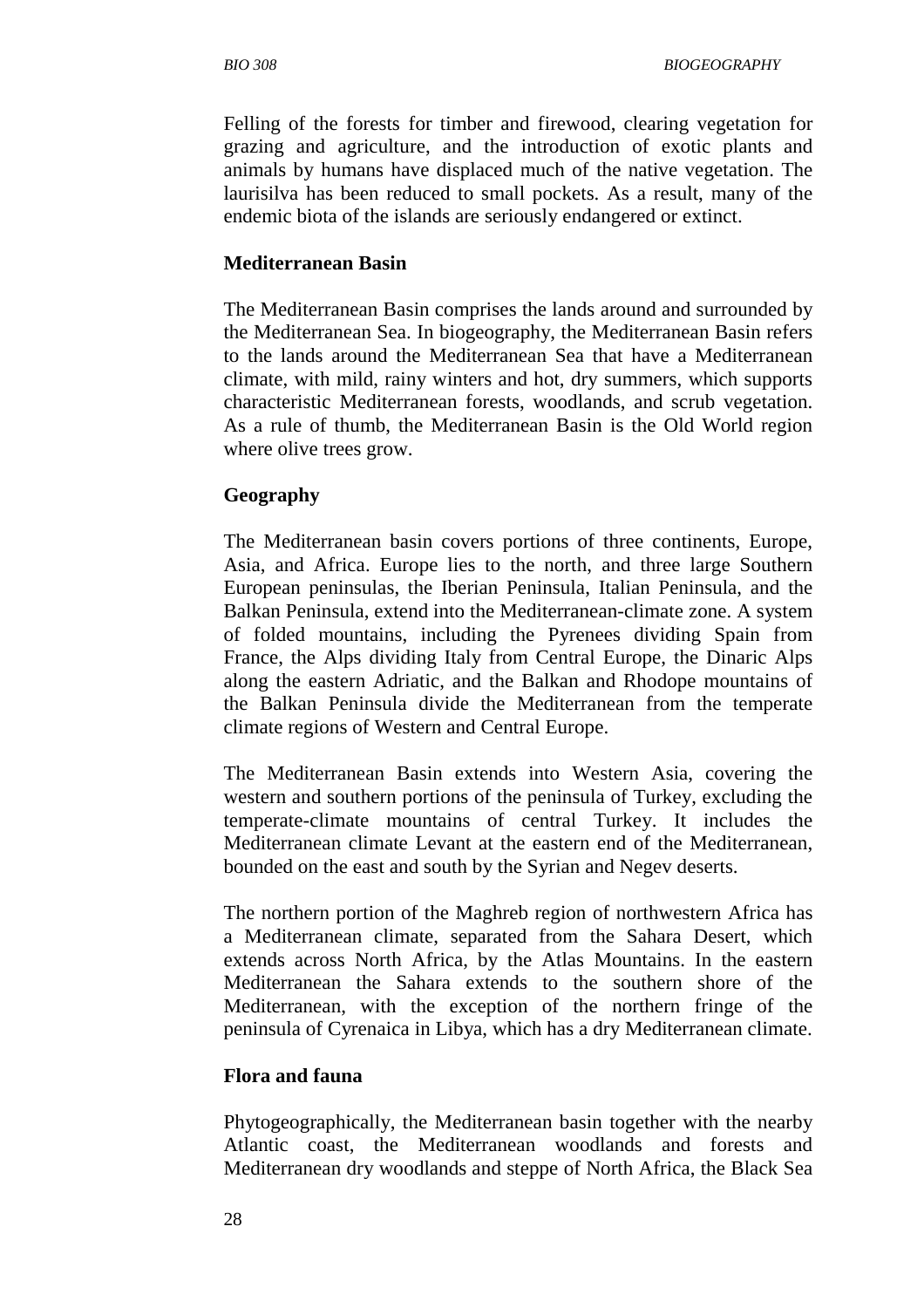Felling of the forests for timber and firewood, clearing vegetation for grazing and agriculture, and the introduction of exotic plants and animals by humans have displaced much of the native vegetation. The laurisilva has been reduced to small pockets. As a result, many of the endemic biota of the islands are seriously endangered or extinct.

### Mediterranean Basin

The Mediterranean Basin comprises the lands around and surrounded by the Mediterranean Sea. In biogeography, the Mediterranean Basin refers to the lands around the Mediterranean Sea that have a Mediterranean climate, with mild, rainy winters and hot, dry summers, which supports characteristic Mediterranean forests, woodlands, and scrub vegetation. As a rule of thumb, the Mediterranean Basin is the Old World region where olive trees grow.

### Geography

The Mediterranean basin covers portions of three continents, Europe, Asia, and Africa. Europe lies to the north, and three large Southern European peninsulas, the Iberian Peninsula, Italian Peninsula, and the Balkan Peninsula, extend into the Mediterranean-climate zone. A system of folded mountains, including the Pyrenees dividing Spain from France, the Alps dividing Italy from Central Europe, the Dinaric Alps along the eastern Adriatic, and the Balkan and Rhodope mountains of the Balkan Peninsula divide the Mediterranean from the temperate climate regions of Western and Central Europe.

The Mediterranean Basin extends into Western Asia, covering the western and southern portions of the peninsula of Turkey, excluding the temperate-climate mountains of central Turkey. It includes the Mediterranean climate Levant at the eastern end of the Mediterranean, bounded on the east and south by the Syrian and Negev deserts.

The northern portion of the Maghreb region of northwestern Africa has a Mediterranean climate, separated from the Sahara Desert, which extends across North Africa, by the Atlas Mountains. In the eastern Mediterranean the Sahara extends to the southern shore of the Mediterranean, with the exception of the northern fringe of the peninsula of Cyrenaica in Libya, which has a dry Mediterranean climate.

### Flora and fauna

Phytogeographically, the Mediterranean basin together with the nearby Atlantic coast, the Mediterranean woodlands and forests and Mediterranean dry woodlands and steppe of North Africa, the Black Sea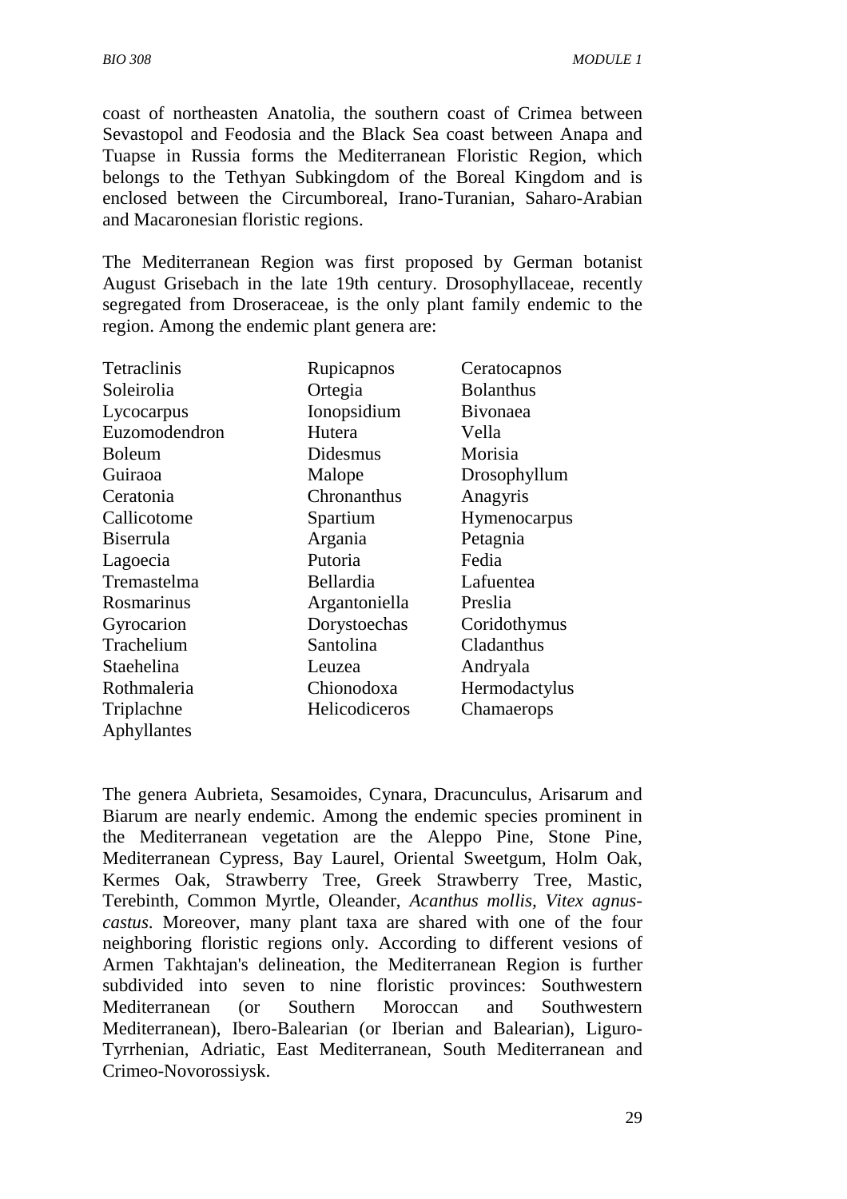coast of northeasten Anatolia, the southern coast of Crimea between Sevastopol and Feodosia and the Black Sea coast between Anapa and Tuapse in Russia forms the Mediterranean Floristic Region, which belongs to the Tethyan Subkingdom of the Boreal Kingdom and is enclosed between the Circumboreal, Irano-Turanian, Saharo-Arabian and Macaronesian floristic regions.

The Mediterranean Region was first proposed by German botanist August Grisebach in the late 19th century. Drosophyllaceae, recently segregated from Droseraceae, is the only plant family endemic to the region. Among the endemic plant genera are:

| | | |
|---|---|---|
| Tetraclinis | Rupicapnos | Ceratocapnos |
| Soleirolia | Ortegia | Bolanthus |
| Lycocarpus | Ionopsidium | Bivonaea |
| Euzomodendron | Hutera | Vella |
| Boleum | Didesmus | Morisia |
| Guiraoa | Malope | Drosophyllum |
| Ceratonia | Chronanthus | Anagyris |
| Callicotome | Spartium | Hymenocarpus |
| Biserrula | Argania | Petagnia |
| Lagoecia | Putoria | Fedia |
| Tremastelma | Bellardia | Lafuentea |
| Rosmarinus | Argantoniella | Preslia |
| Gyrocarion | Dorystoechas | Coridothymus |
| Trachelium | Santolina | Cladanthus |
| Staehelina | Leuzea | Andryala |
| Rothmaleria | Chionodoxa | Hermodactylus |
| Triplachne | Helicodiceros | Chamaerops |
| Aphyllantes | | |

The genera Aubrieta, Sesamoides, Cynara, Dracunculus, Arisarum and Biarum are nearly endemic. Among the endemic species prominent in the Mediterranean vegetation are the Aleppo Pine, Stone Pine, Mediterranean Cypress, Bay Laurel, Oriental Sweetgum, Holm Oak, Kermes Oak, Strawberry Tree, Greek Strawberry Tree, Mastic, Terebinth, Common Myrtle, Oleander, *Acanthus mollis, Vitex agnus-castus.* Moreover, many plant taxa are shared with one of the four neighboring floristic regions only. According to different vesions of Armen Takhtajan's delineation, the Mediterranean Region is further subdivided into seven to nine floristic provinces: Southwestern Mediterranean (or Southern Moroccan and Southwestern Mediterranean), Ibero-Balearian (or Iberian and Balearian), Liguro-Tyrrhenian, Adriatic, East Mediterranean, South Mediterranean and Crimeo-Novorossiysk.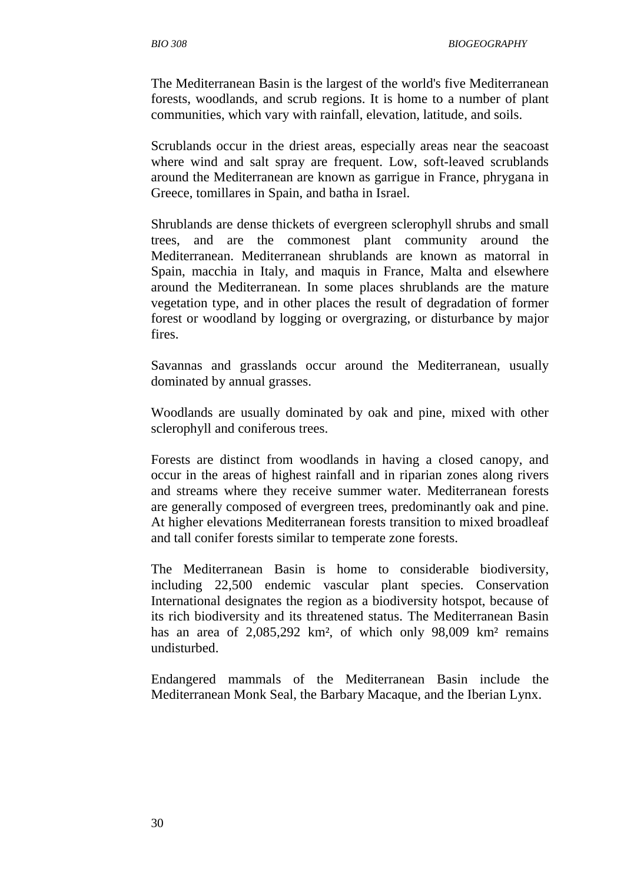The Mediterranean Basin is the largest of the world's five Mediterranean forests, woodlands, and scrub regions. It is home to a number of plant communities, which vary with rainfall, elevation, latitude, and soils.

Scrublands occur in the driest areas, especially areas near the seacoast where wind and salt spray are frequent. Low, soft-leaved scrublands around the Mediterranean are known as garrigue in France, phrygana in Greece, tomillares in Spain, and batha in Israel.

Shrublands are dense thickets of evergreen sclerophyll shrubs and small trees, and are the commonest plant community around the Mediterranean. Mediterranean shrublands are known as matorral in Spain, macchia in Italy, and maquis in France, Malta and elsewhere around the Mediterranean. In some places shrublands are the mature vegetation type, and in other places the result of degradation of former forest or woodland by logging or overgrazing, or disturbance by major fires.

Savannas and grasslands occur around the Mediterranean, usually dominated by annual grasses.

Woodlands are usually dominated by oak and pine, mixed with other sclerophyll and coniferous trees.

Forests are distinct from woodlands in having a closed canopy, and occur in the areas of highest rainfall and in riparian zones along rivers and streams where they receive summer water. Mediterranean forests are generally composed of evergreen trees, predominantly oak and pine. At higher elevations Mediterranean forests transition to mixed broadleaf and tall conifer forests similar to temperate zone forests.

The Mediterranean Basin is home to considerable biodiversity, including 22,500 endemic vascular plant species. Conservation International designates the region as a biodiversity hotspot, because of its rich biodiversity and its threatened status. The Mediterranean Basin has an area of 2,085,292 km², of which only 98,009 km² remains undisturbed.

Endangered mammals of the Mediterranean Basin include the Mediterranean Monk Seal, the Barbary Macaque, and the Iberian Lynx.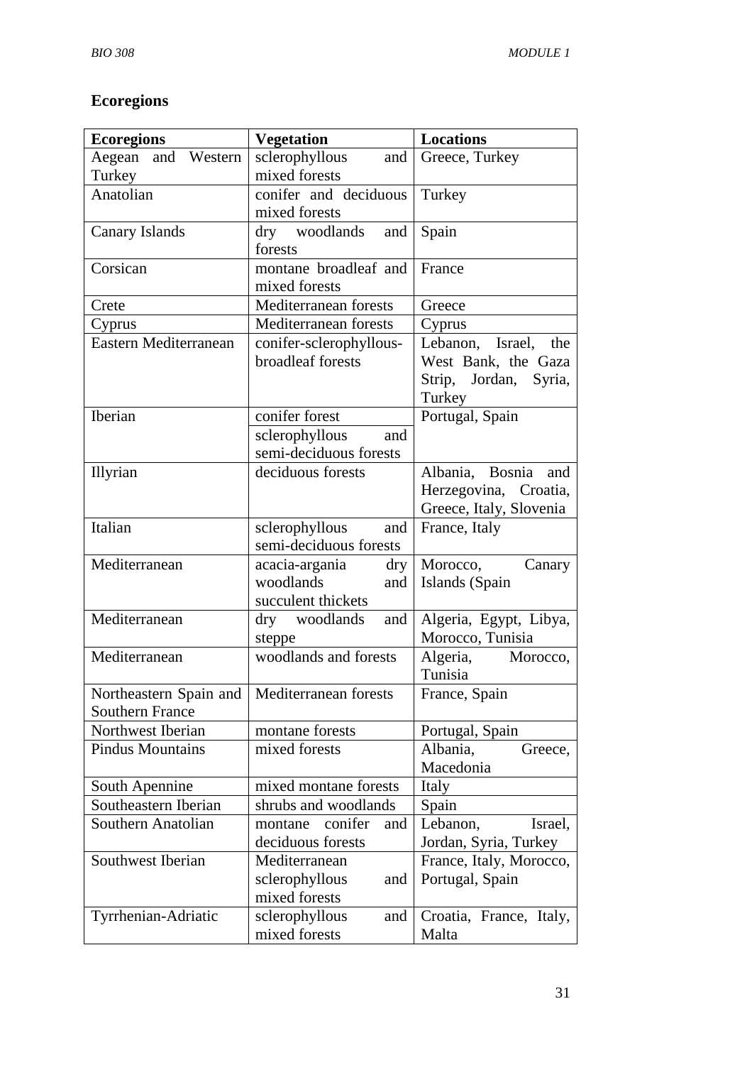**Ecoregions**

| Ecoregions | Vegetation | Locations |
| --- | --- | --- |
| Aegean and Western Turkey | sclerophyllous and mixed forests | Greece, Turkey |
| Anatolian | conifer and deciduous mixed forests | Turkey |
| Canary Islands | dry woodlands and forests | Spain |
| Corsican | montane broadleaf and mixed forests | France |
| Crete | Mediterranean forests | Greece |
| Cyprus | Mediterranean forests | Cyprus |
| Eastern Mediterranean | conifer-sclerophyllous-broadleaf forests | Lebanon, Israel, the West Bank, the Gaza Strip, Jordan, Syria, Turkey |
| Iberian | conifer forest | Portugal, Spain |
| | sclerophyllous and semi-deciduous forests | |
| Illyrian | deciduous forests | Albania, Bosnia and Herzegovina, Croatia, Greece, Italy, Slovenia |
| Italian | sclerophyllous and semi-deciduous forests | France, Italy |
| Mediterranean | acacia-argania dry woodlands and succulent thickets | Morocco, Canary Islands (Spain |
| Mediterranean | dry woodlands and steppe | Algeria, Egypt, Libya, Morocco, Tunisia |
| Mediterranean | woodlands and forests | Algeria, Morocco, Tunisia |
| Northeastern Spain and Southern France | Mediterranean forests | France, Spain |
| Northwest Iberian | montane forests | Portugal, Spain |
| Pindus Mountains | mixed forests | Albania, Greece, Macedonia |
| South Apennine | mixed montane forests | Italy |
| Southeastern Iberian | shrubs and woodlands | Spain |
| Southern Anatolian | montane conifer and deciduous forests | Lebanon, Israel, Jordan, Syria, Turkey |
| Southwest Iberian | Mediterranean sclerophyllous and mixed forests | France, Italy, Morocco, Portugal, Spain |
| Tyrrhenian-Adriatic | sclerophyllous and mixed forests | Croatia, France, Italy, Malta |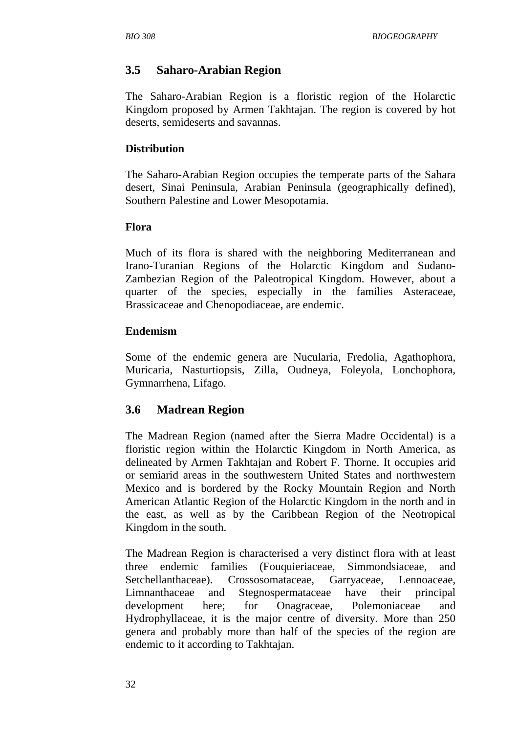## 3.5 Saharo-Arabian Region

The Saharo-Arabian Region is a floristic region of the Holarctic Kingdom proposed by Armen Takhtajan. The region is covered by hot deserts, semideserts and savannas.

### Distribution

The Saharo-Arabian Region occupies the temperate parts of the Sahara desert, Sinai Peninsula, Arabian Peninsula (geographically defined), Southern Palestine and Lower Mesopotamia.

### Flora

Much of its flora is shared with the neighboring Mediterranean and Irano-Turanian Regions of the Holarctic Kingdom and Sudano-Zambezian Region of the Paleotropical Kingdom. However, about a quarter of the species, especially in the families Asteraceae, Brassicaceae and Chenopodiaceae, are endemic.

### Endemism

Some of the endemic genera are Nucularia, Fredolia, Agathophora, Muricaria, Nasturtiopsis, Zilla, Oudneya, Foleyola, Lonchophora, Gymnarrhena, Lifago.

## 3.6 Madrean Region

The Madrean Region (named after the Sierra Madre Occidental) is a floristic region within the Holarctic Kingdom in North America, as delineated by Armen Takhtajan and Robert F. Thorne. It occupies arid or semiarid areas in the southwestern United States and northwestern Mexico and is bordered by the Rocky Mountain Region and North American Atlantic Region of the Holarctic Kingdom in the north and in the east, as well as by the Caribbean Region of the Neotropical Kingdom in the south.

The Madrean Region is characterised a very distinct flora with at least three endemic families (Fouquieriaceae, Simmondsiaceae, and Setchellanthaceae). Crossosomataceae, Garryaceae, Lennoaceae, Limnanthaceae and Stegnospermataceae have their principal development here; for Onagraceae, Polemoniaceae and Hydrophyllaceae, it is the major centre of diversity. More than 250 genera and probably more than half of the species of the region are endemic to it according to Takhtajan.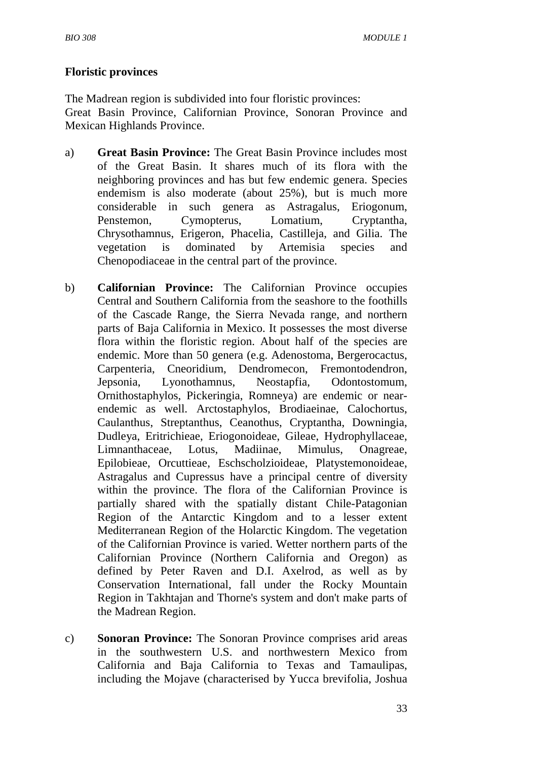**Floristic provinces**

The Madrean region is subdivided into four floristic provinces:
Great Basin Province, Californian Province, Sonoran Province and Mexican Highlands Province.

a) **Great Basin Province:** The Great Basin Province includes most of the Great Basin. It shares much of its flora with the neighboring provinces and has but few endemic genera. Species endemism is also moderate (about 25%), but is much more considerable in such genera as Astragalus, Eriogonum, Penstemon, Cymopterus, Lomatium, Cryptantha, Chrysothamnus, Erigeron, Phacelia, Castilleja, and Gilia. The vegetation is dominated by Artemisia species and Chenopodiaceae in the central part of the province.

b) **Californian Province:** The Californian Province occupies Central and Southern California from the seashore to the foothills of the Cascade Range, the Sierra Nevada range, and northern parts of Baja California in Mexico. It possesses the most diverse flora within the floristic region. About half of the species are endemic. More than 50 genera (e.g. Adenostoma, Bergerocactus, Carpenteria, Cneoridium, Dendromecon, Fremontodendron, Jepsonia, Lyonothamnus, Neostapfia, Odontostomum, Ornithostaphylos, Pickeringia, Romneya) are endemic or near-endemic as well. Arctostaphylos, Brodiaeinae, Calochortus, Caulanthus, Streptanthus, Ceanothus, Cryptantha, Downingia, Dudleya, Eritrichieae, Eriogonoideae, Gileae, Hydrophyllaceae, Limnanthaceae, Lotus, Madiinae, Mimulus, Onagreae, Epilobieae, Orcuttieae, Eschscholzioideae, Platystemonoideae, Astragalus and Cupressus have a principal centre of diversity within the province. The flora of the Californian Province is partially shared with the spatially distant Chile-Patagonian Region of the Antarctic Kingdom and to a lesser extent Mediterranean Region of the Holarctic Kingdom. The vegetation of the Californian Province is varied. Wetter northern parts of the Californian Province (Northern California and Oregon) as defined by Peter Raven and D.I. Axelrod, as well as by Conservation International, fall under the Rocky Mountain Region in Takhtajan and Thorne's system and don't make parts of the Madrean Region.

c) **Sonoran Province:** The Sonoran Province comprises arid areas in the southwestern U.S. and northwestern Mexico from California and Baja California to Texas and Tamaulipas, including the Mojave (characterised by Yucca brevifolia, Joshua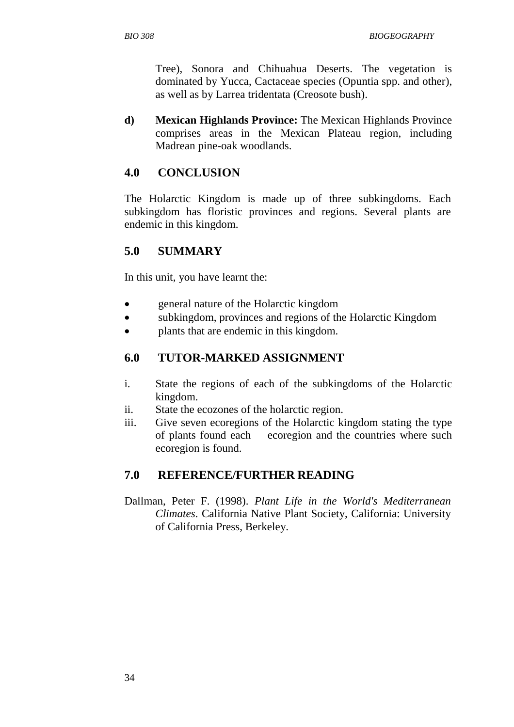Tree), Sonora and Chihuahua Deserts. The vegetation is dominated by Yucca, Cactaceae species (Opuntia spp. and other), as well as by Larrea tridentata (Creosote bush).

**d) Mexican Highlands Province:** The Mexican Highlands Province comprises areas in the Mexican Plateau region, including Madrean pine-oak woodlands.

## 4.0 CONCLUSION

The Holarctic Kingdom is made up of three subkingdoms. Each subkingdom has floristic provinces and regions. Several plants are endemic in this kingdom.

## 5.0 SUMMARY

In this unit, you have learnt the:

- general nature of the Holarctic kingdom
- subkingdom, provinces and regions of the Holarctic Kingdom
- plants that are endemic in this kingdom.

## 6.0 TUTOR-MARKED ASSIGNMENT

i. State the regions of each of the subkingdoms of the Holarctic kingdom.
ii. State the ecozones of the holarctic region.
iii. Give seven ecoregions of the Holarctic kingdom stating the type of plants found each ecoregion and the countries where such ecoregion is found.

## 7.0 REFERENCE/FURTHER READING

Dallman, Peter F. (1998). *Plant Life in the World's Mediterranean Climates*. California Native Plant Society, California: University of California Press, Berkeley.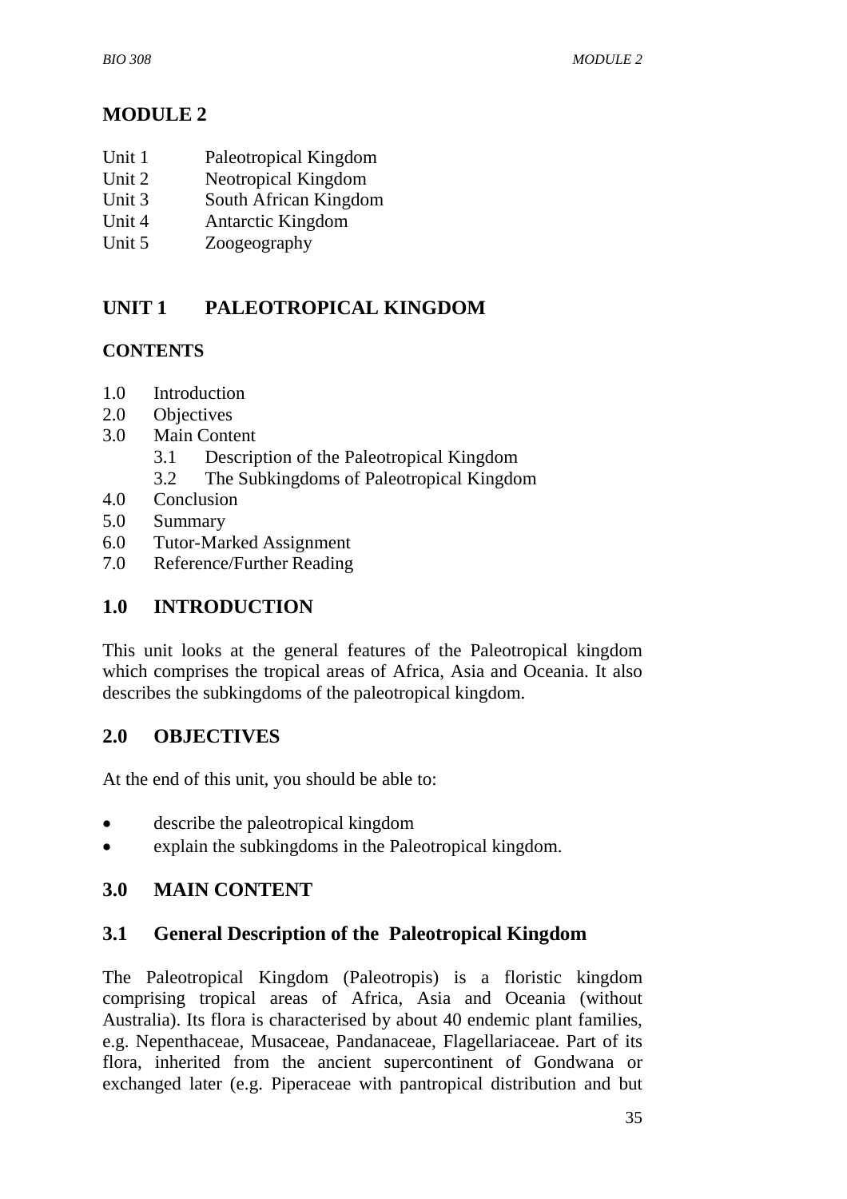# MODULE 2

Unit 1 Paleotropical Kingdom
Unit 2 Neotropical Kingdom
Unit 3 South African Kingdom
Unit 4 Antarctic Kingdom
Unit 5 Zoogeography

## UNIT 1 PALEOTROPICAL KINGDOM

### CONTENTS

1.0 Introduction
2.0 Objectives
3.0 Main Content
  3.1 Description of the Paleotropical Kingdom
  3.2 The Subkingdoms of Paleotropical Kingdom
4.0 Conclusion
5.0 Summary
6.0 Tutor-Marked Assignment
7.0 Reference/Further Reading

## 1.0 INTRODUCTION

This unit looks at the general features of the Paleotropical kingdom which comprises the tropical areas of Africa, Asia and Oceania. It also describes the subkingdoms of the paleotropical kingdom.

## 2.0 OBJECTIVES

At the end of this unit, you should be able to:

- describe the paleotropical kingdom
- explain the subkingdoms in the Paleotropical kingdom.

## 3.0 MAIN CONTENT

### 3.1 General Description of the Paleotropical Kingdom

The Paleotropical Kingdom (Paleotropis) is a floristic kingdom comprising tropical areas of Africa, Asia and Oceania (without Australia). Its flora is characterised by about 40 endemic plant families, e.g. Nepenthaceae, Musaceae, Pandanaceae, Flagellariaceae. Part of its flora, inherited from the ancient supercontinent of Gondwana or exchanged later (e.g. Piperaceae with pantropical distribution and but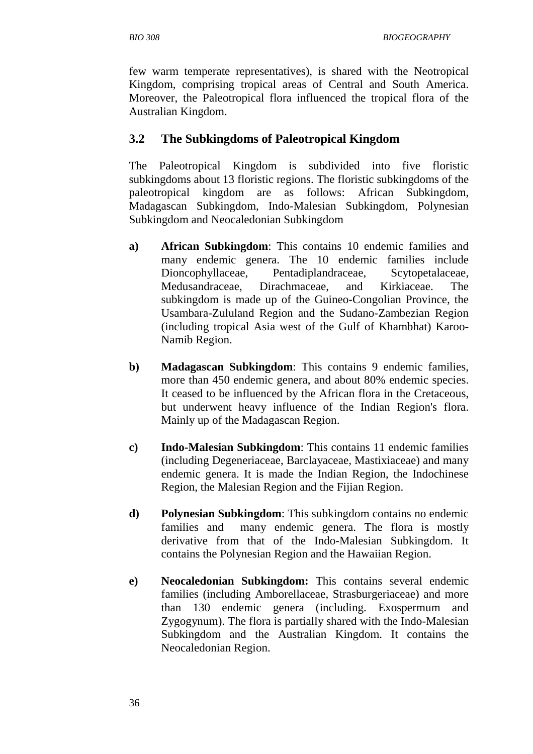few warm temperate representatives), is shared with the Neotropical Kingdom, comprising tropical areas of Central and South America. Moreover, the Paleotropical flora influenced the tropical flora of the Australian Kingdom.

## 3.2 The Subkingdoms of Paleotropical Kingdom

The Paleotropical Kingdom is subdivided into five floristic subkingdoms about 13 floristic regions. The floristic subkingdoms of the paleotropical kingdom are as follows: African Subkingdom, Madagascan Subkingdom, Indo-Malesian Subkingdom, Polynesian Subkingdom and Neocaledonian Subkingdom

a) **African Subkingdom**: This contains 10 endemic families and many endemic genera. The 10 endemic families include Dioncophyllaceae, Pentadiplandraceae, Scytopetalaceae, Medusandraceae, Dirachmaceae, and Kirkiaceae. The subkingdom is made up of the Guineo-Congolian Province, the Usambara-Zululand Region and the Sudano-Zambezian Region (including tropical Asia west of the Gulf of Khambhat) Karoo-Namib Region.

b) **Madagascan Subkingdom**: This contains 9 endemic families, more than 450 endemic genera, and about 80% endemic species. It ceased to be influenced by the African flora in the Cretaceous, but underwent heavy influence of the Indian Region's flora. Mainly up of the Madagascan Region.

c) **Indo-Malesian Subkingdom**: This contains 11 endemic families (including Degeneriaceae, Barclayaceae, Mastixiaceae) and many endemic genera. It is made the Indian Region, the Indochinese Region, the Malesian Region and the Fijian Region.

d) **Polynesian Subkingdom**: This subkingdom contains no endemic families and many endemic genera. The flora is mostly derivative from that of the Indo-Malesian Subkingdom. It contains the Polynesian Region and the Hawaiian Region.

e) **Neocaledonian Subkingdom:** This contains several endemic families (including Amborellaceae, Strasburgeriaceae) and more than 130 endemic genera (including. Exospermum and Zygogynum). The flora is partially shared with the Indo-Malesian Subkingdom and the Australian Kingdom. It contains the Neocaledonian Region.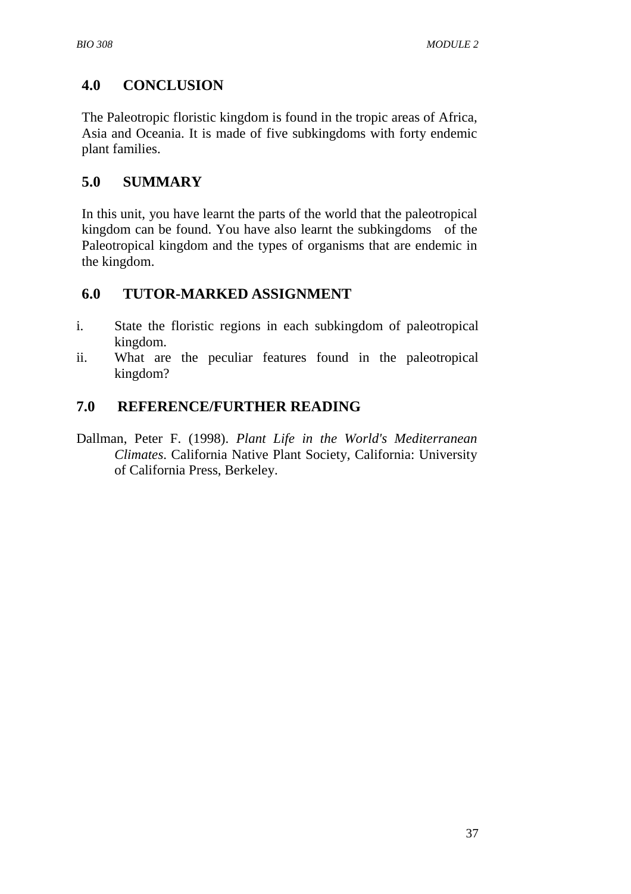## 4.0 CONCLUSION

The Paleotropic floristic kingdom is found in the tropic areas of Africa, Asia and Oceania. It is made of five subkingdoms with forty endemic plant families.

## 5.0 SUMMARY

In this unit, you have learnt the parts of the world that the paleotropical kingdom can be found. You have also learnt the subkingdoms of the Paleotropical kingdom and the types of organisms that are endemic in the kingdom.

## 6.0 TUTOR-MARKED ASSIGNMENT

i. State the floristic regions in each subkingdom of paleotropical kingdom.
ii. What are the peculiar features found in the paleotropical kingdom?

## 7.0 REFERENCE/FURTHER READING

Dallman, Peter F. (1998). *Plant Life in the World's Mediterranean Climates*. California Native Plant Society, California: University of California Press, Berkeley.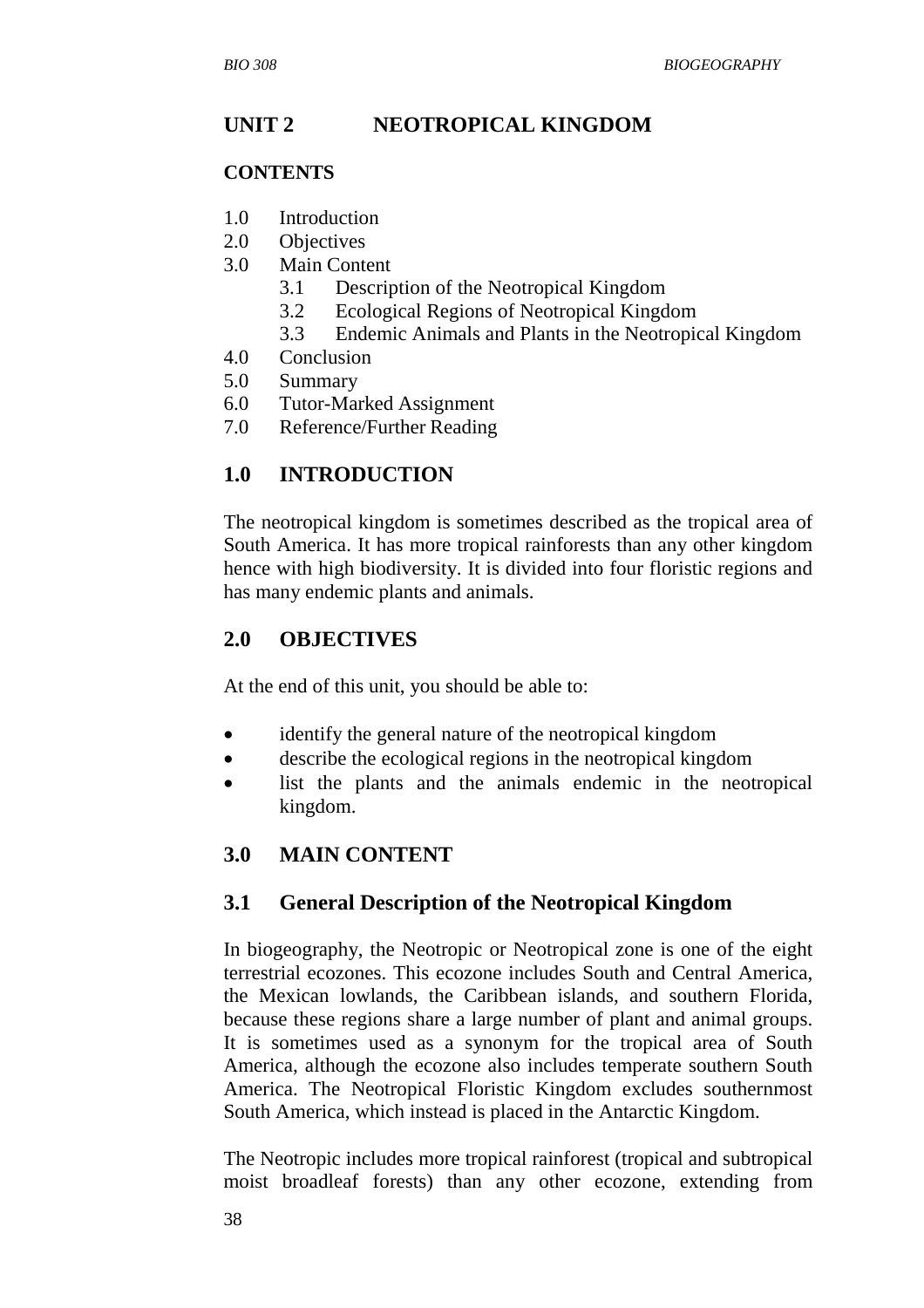## UNIT 2 NEOTROPICAL KINGDOM

### CONTENTS

1.0 Introduction
2.0 Objectives
3.0 Main Content
  3.1 Description of the Neotropical Kingdom
  3.2 Ecological Regions of Neotropical Kingdom
  3.3 Endemic Animals and Plants in the Neotropical Kingdom
4.0 Conclusion
5.0 Summary
6.0 Tutor-Marked Assignment
7.0 Reference/Further Reading

## 1.0 INTRODUCTION

The neotropical kingdom is sometimes described as the tropical area of South America. It has more tropical rainforests than any other kingdom hence with high biodiversity. It is divided into four floristic regions and has many endemic plants and animals.

## 2.0 OBJECTIVES

At the end of this unit, you should be able to:

- identify the general nature of the neotropical kingdom
- describe the ecological regions in the neotropical kingdom
- list the plants and the animals endemic in the neotropical kingdom.

## 3.0 MAIN CONTENT

### 3.1 General Description of the Neotropical Kingdom

In biogeography, the Neotropic or Neotropical zone is one of the eight terrestrial ecozones. This ecozone includes South and Central America, the Mexican lowlands, the Caribbean islands, and southern Florida, because these regions share a large number of plant and animal groups. It is sometimes used as a synonym for the tropical area of South America, although the ecozone also includes temperate southern South America. The Neotropical Floristic Kingdom excludes southernmost South America, which instead is placed in the Antarctic Kingdom.

The Neotropic includes more tropical rainforest (tropical and subtropical moist broadleaf forests) than any other ecozone, extending from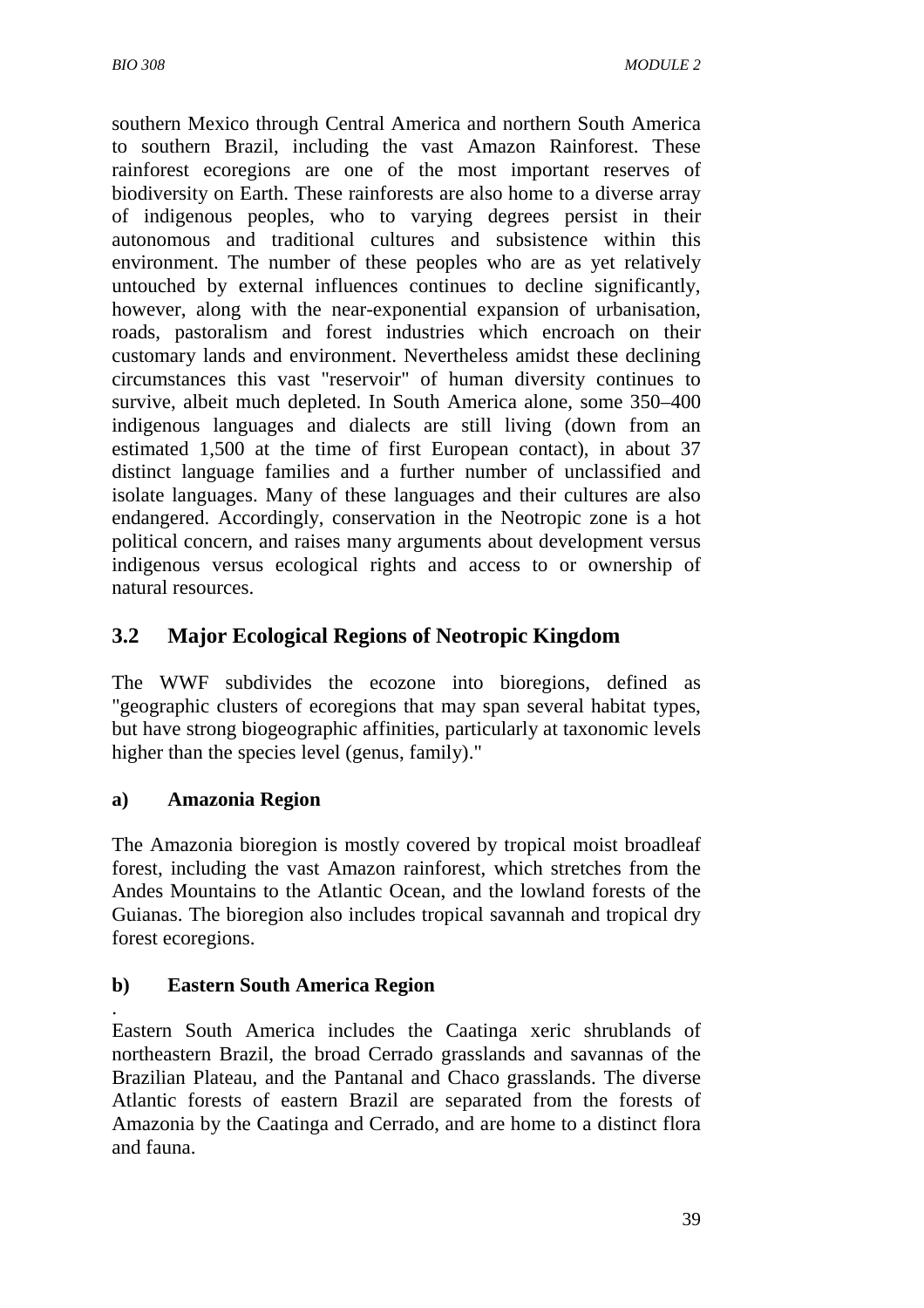southern Mexico through Central America and northern South America to southern Brazil, including the vast Amazon Rainforest. These rainforest ecoregions are one of the most important reserves of biodiversity on Earth. These rainforests are also home to a diverse array of indigenous peoples, who to varying degrees persist in their autonomous and traditional cultures and subsistence within this environment. The number of these peoples who are as yet relatively untouched by external influences continues to decline significantly, however, along with the near-exponential expansion of urbanisation, roads, pastoralism and forest industries which encroach on their customary lands and environment. Nevertheless amidst these declining circumstances this vast "reservoir" of human diversity continues to survive, albeit much depleted. In South America alone, some 350–400 indigenous languages and dialects are still living (down from an estimated 1,500 at the time of first European contact), in about 37 distinct language families and a further number of unclassified and isolate languages. Many of these languages and their cultures are also endangered. Accordingly, conservation in the Neotropic zone is a hot political concern, and raises many arguments about development versus indigenous versus ecological rights and access to or ownership of natural resources.

## 3.2 Major Ecological Regions of Neotropic Kingdom

The WWF subdivides the ecozone into bioregions, defined as "geographic clusters of ecoregions that may span several habitat types, but have strong biogeographic affinities, particularly at taxonomic levels higher than the species level (genus, family)."

### a) Amazonia Region

The Amazonia bioregion is mostly covered by tropical moist broadleaf forest, including the vast Amazon rainforest, which stretches from the Andes Mountains to the Atlantic Ocean, and the lowland forests of the Guianas. The bioregion also includes tropical savannah and tropical dry forest ecoregions.

### b) Eastern South America Region

Eastern South America includes the Caatinga xeric shrublands of northeastern Brazil, the broad Cerrado grasslands and savannas of the Brazilian Plateau, and the Pantanal and Chaco grasslands. The diverse Atlantic forests of eastern Brazil are separated from the forests of Amazonia by the Caatinga and Cerrado, and are home to a distinct flora and fauna.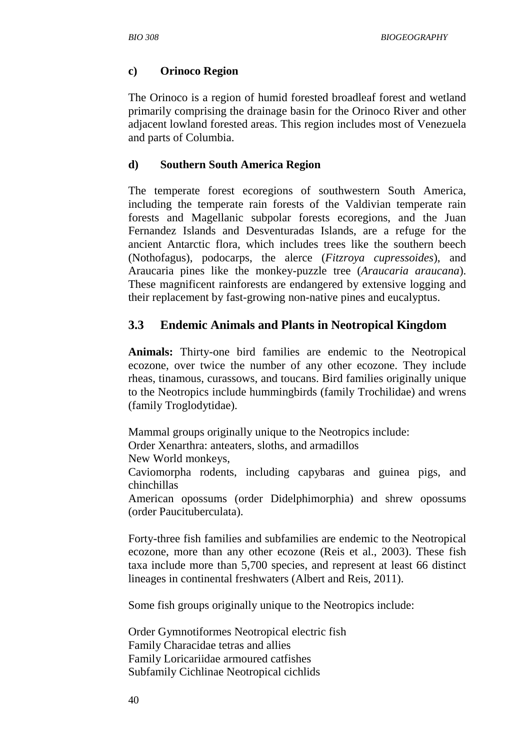**c) Orinoco Region**

The Orinoco is a region of humid forested broadleaf forest and wetland primarily comprising the drainage basin for the Orinoco River and other adjacent lowland forested areas. This region includes most of Venezuela and parts of Columbia.

**d) Southern South America Region**

The temperate forest ecoregions of southwestern South America, including the temperate rain forests of the Valdivian temperate rain forests and Magellanic subpolar forests ecoregions, and the Juan Fernandez Islands and Desventuradas Islands, are a refuge for the ancient Antarctic flora, which includes trees like the southern beech (Nothofagus), podocarps, the alerce (*Fitzroya cupressoides*), and Araucaria pines like the monkey-puzzle tree (*Araucaria araucana*). These magnificent rainforests are endangered by extensive logging and their replacement by fast-growing non-native pines and eucalyptus.

## 3.3 Endemic Animals and Plants in Neotropical Kingdom

**Animals:** Thirty-one bird families are endemic to the Neotropical ecozone, over twice the number of any other ecozone. They include rheas, tinamous, curassows, and toucans. Bird families originally unique to the Neotropics include hummingbirds (family Trochilidae) and wrens (family Troglodytidae).

Mammal groups originally unique to the Neotropics include:
Order Xenarthra: anteaters, sloths, and armadillos
New World monkeys,
Caviomorpha rodents, including capybaras and guinea pigs, and chinchillas
American opossums (order Didelphimorphia) and shrew opossums (order Paucituberculata).

Forty-three fish families and subfamilies are endemic to the Neotropical ecozone, more than any other ecozone (Reis et al., 2003). These fish taxa include more than 5,700 species, and represent at least 66 distinct lineages in continental freshwaters (Albert and Reis, 2011).

Some fish groups originally unique to the Neotropics include:

Order Gymnotiformes Neotropical electric fish
Family Characidae tetras and allies
Family Loricariidae armoured catfishes
Subfamily Cichlinae Neotropical cichlids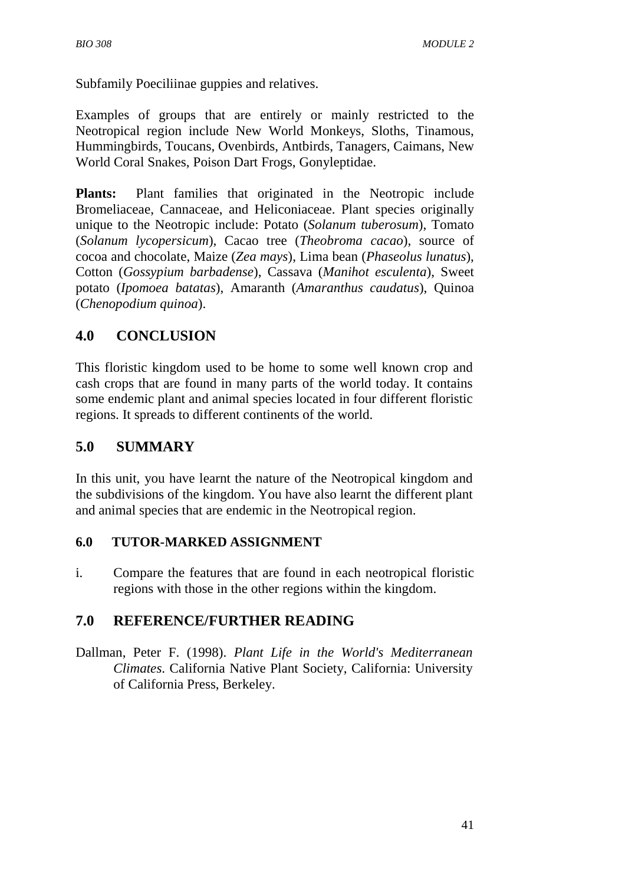Subfamily Poeciliinae guppies and relatives.

Examples of groups that are entirely or mainly restricted to the Neotropical region include New World Monkeys, Sloths, Tinamous, Hummingbirds, Toucans, Ovenbirds, Antbirds, Tanagers, Caimans, New World Coral Snakes, Poison Dart Frogs, Gonyleptidae.

**Plants:** Plant families that originated in the Neotropic include Bromeliaceae, Cannaceae, and Heliconiaceae. Plant species originally unique to the Neotropic include: Potato (*Solanum tuberosum*), Tomato (*Solanum lycopersicum*), Cacao tree (*Theobroma cacao*), source of cocoa and chocolate, Maize (*Zea mays*), Lima bean (*Phaseolus lunatus*), Cotton (*Gossypium barbadense*), Cassava (*Manihot esculenta*), Sweet potato (*Ipomoea batatas*), Amaranth (*Amaranthus caudatus*), Quinoa (*Chenopodium quinoa*).

## 4.0 CONCLUSION

This floristic kingdom used to be home to some well known crop and cash crops that are found in many parts of the world today. It contains some endemic plant and animal species located in four different floristic regions. It spreads to different continents of the world.

## 5.0 SUMMARY

In this unit, you have learnt the nature of the Neotropical kingdom and the subdivisions of the kingdom. You have also learnt the different plant and animal species that are endemic in the Neotropical region.

### 6.0 TUTOR-MARKED ASSIGNMENT

i. Compare the features that are found in each neotropical floristic regions with those in the other regions within the kingdom.

## 7.0 REFERENCE/FURTHER READING

Dallman, Peter F. (1998). *Plant Life in the World's Mediterranean Climates*. California Native Plant Society, California: University of California Press, Berkeley.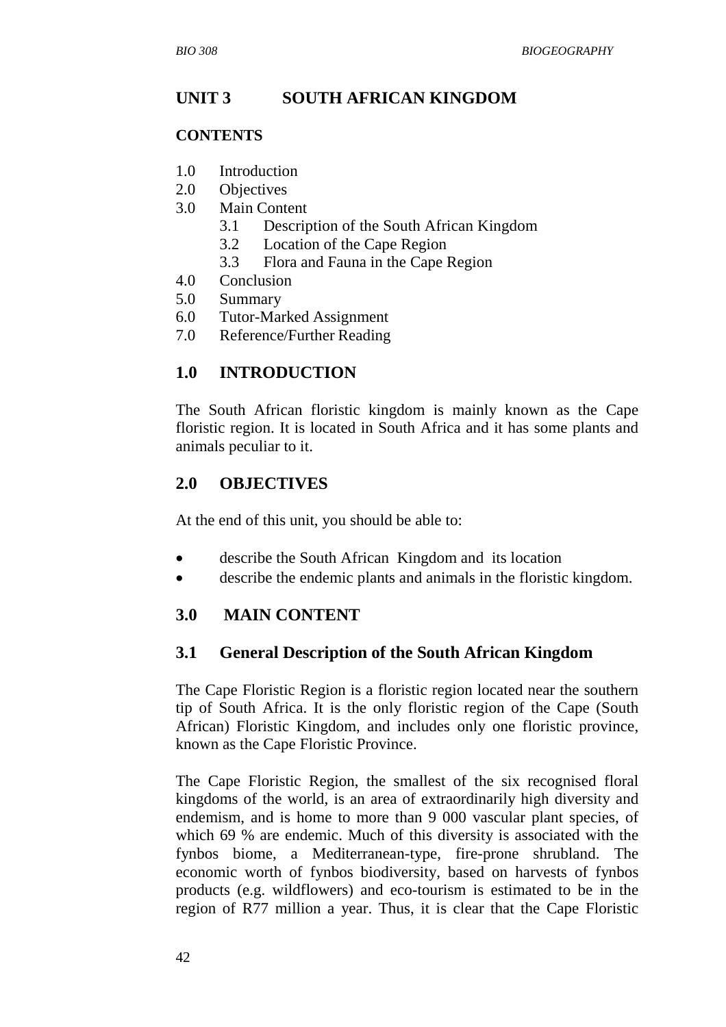## UNIT 3 SOUTH AFRICAN KINGDOM

**CONTENTS**

1.0 Introduction
2.0 Objectives
3.0 Main Content
    3.1 Description of the South African Kingdom
    3.2 Location of the Cape Region
    3.3 Flora and Fauna in the Cape Region
4.0 Conclusion
5.0 Summary
6.0 Tutor-Marked Assignment
7.0 Reference/Further Reading

## 1.0 INTRODUCTION

The South African floristic kingdom is mainly known as the Cape floristic region. It is located in South Africa and it has some plants and animals peculiar to it.

## 2.0 OBJECTIVES

At the end of this unit, you should be able to:

- describe the South African Kingdom and its location
- describe the endemic plants and animals in the floristic kingdom.

## 3.0 MAIN CONTENT

### 3.1 General Description of the South African Kingdom

The Cape Floristic Region is a floristic region located near the southern tip of South Africa. It is the only floristic region of the Cape (South African) Floristic Kingdom, and includes only one floristic province, known as the Cape Floristic Province.

The Cape Floristic Region, the smallest of the six recognised floral kingdoms of the world, is an area of extraordinarily high diversity and endemism, and is home to more than 9 000 vascular plant species, of which 69 % are endemic. Much of this diversity is associated with the fynbos biome, a Mediterranean-type, fire-prone shrubland. The economic worth of fynbos biodiversity, based on harvests of fynbos products (e.g. wildflowers) and eco-tourism is estimated to be in the region of R77 million a year. Thus, it is clear that the Cape Floristic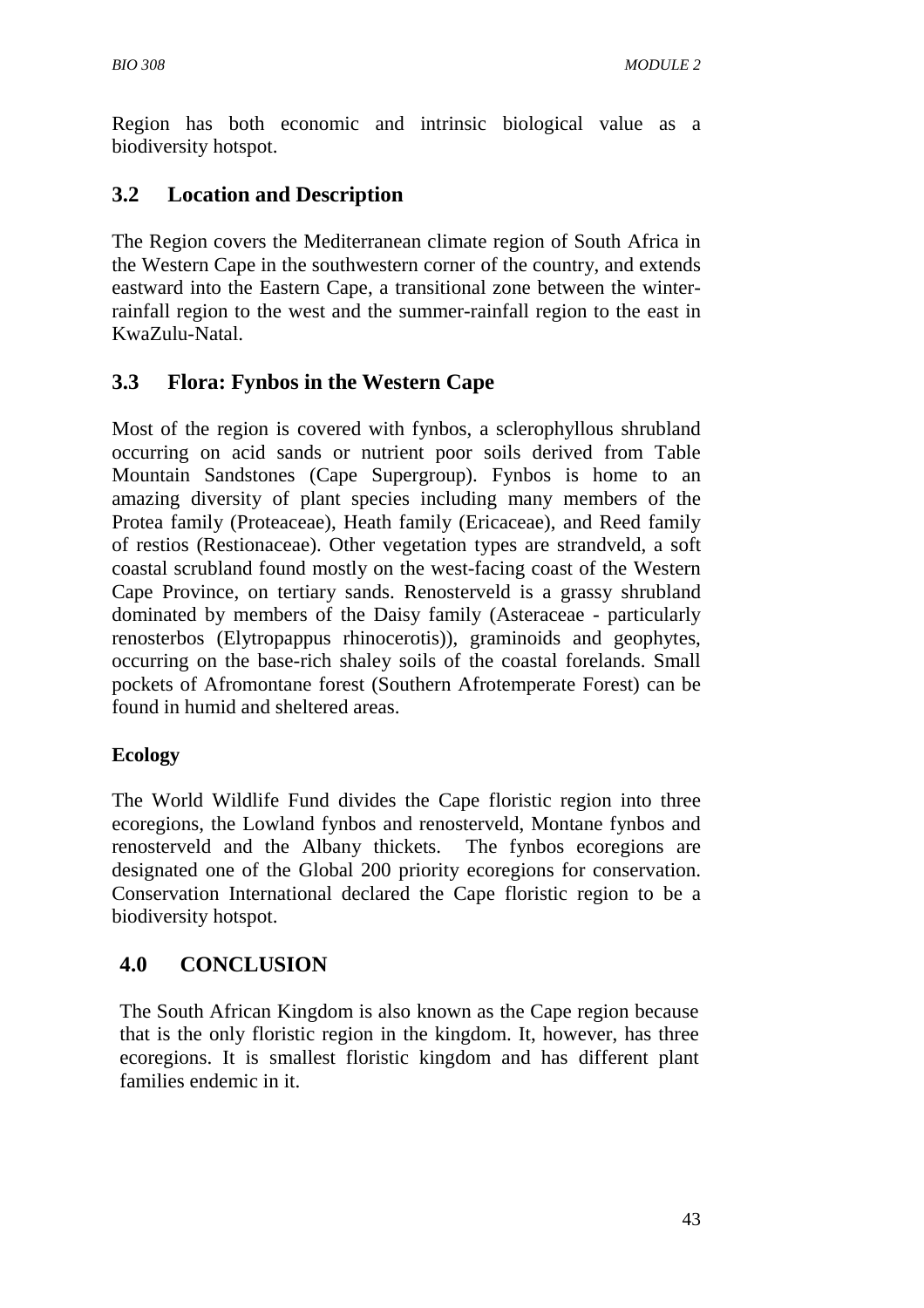Region has both economic and intrinsic biological value as a biodiversity hotspot.

## 3.2 Location and Description

The Region covers the Mediterranean climate region of South Africa in the Western Cape in the southwestern corner of the country, and extends eastward into the Eastern Cape, a transitional zone between the winter-rainfall region to the west and the summer-rainfall region to the east in KwaZulu-Natal.

## 3.3 Flora: Fynbos in the Western Cape

Most of the region is covered with fynbos, a sclerophyllous shrubland occurring on acid sands or nutrient poor soils derived from Table Mountain Sandstones (Cape Supergroup). Fynbos is home to an amazing diversity of plant species including many members of the Protea family (Proteaceae), Heath family (Ericaceae), and Reed family of restios (Restionaceae). Other vegetation types are strandveld, a soft coastal scrubland found mostly on the west-facing coast of the Western Cape Province, on tertiary sands. Renosterveld is a grassy shrubland dominated by members of the Daisy family (Asteraceae - particularly renosterbos (Elytropappus rhinocerotis)), graminoids and geophytes, occurring on the base-rich shaley soils of the coastal forelands. Small pockets of Afromontane forest (Southern Afrotemperate Forest) can be found in humid and sheltered areas.

**Ecology**

The World Wildlife Fund divides the Cape floristic region into three ecoregions, the Lowland fynbos and renosterveld, Montane fynbos and renosterveld and the Albany thickets. The fynbos ecoregions are designated one of the Global 200 priority ecoregions for conservation. Conservation International declared the Cape floristic region to be a biodiversity hotspot.

## 4.0 CONCLUSION

The South African Kingdom is also known as the Cape region because that is the only floristic region in the kingdom. It, however, has three ecoregions. It is smallest floristic kingdom and has different plant families endemic in it.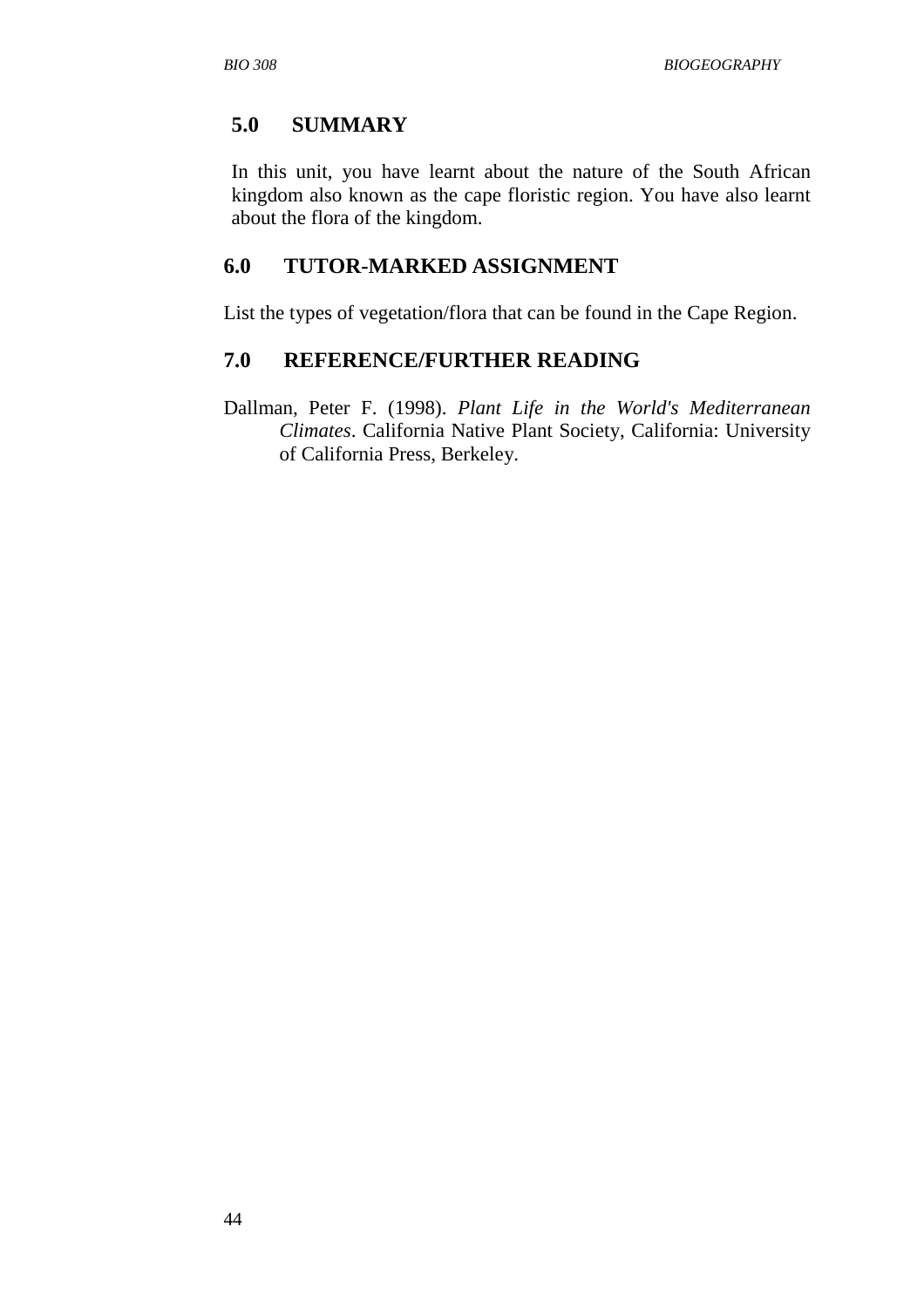## 5.0 SUMMARY

In this unit, you have learnt about the nature of the South African kingdom also known as the cape floristic region. You have also learnt about the flora of the kingdom.

## 6.0 TUTOR-MARKED ASSIGNMENT

List the types of vegetation/flora that can be found in the Cape Region.

## 7.0 REFERENCE/FURTHER READING

Dallman, Peter F. (1998). *Plant Life in the World's Mediterranean Climates*. California Native Plant Society, California: University of California Press, Berkeley.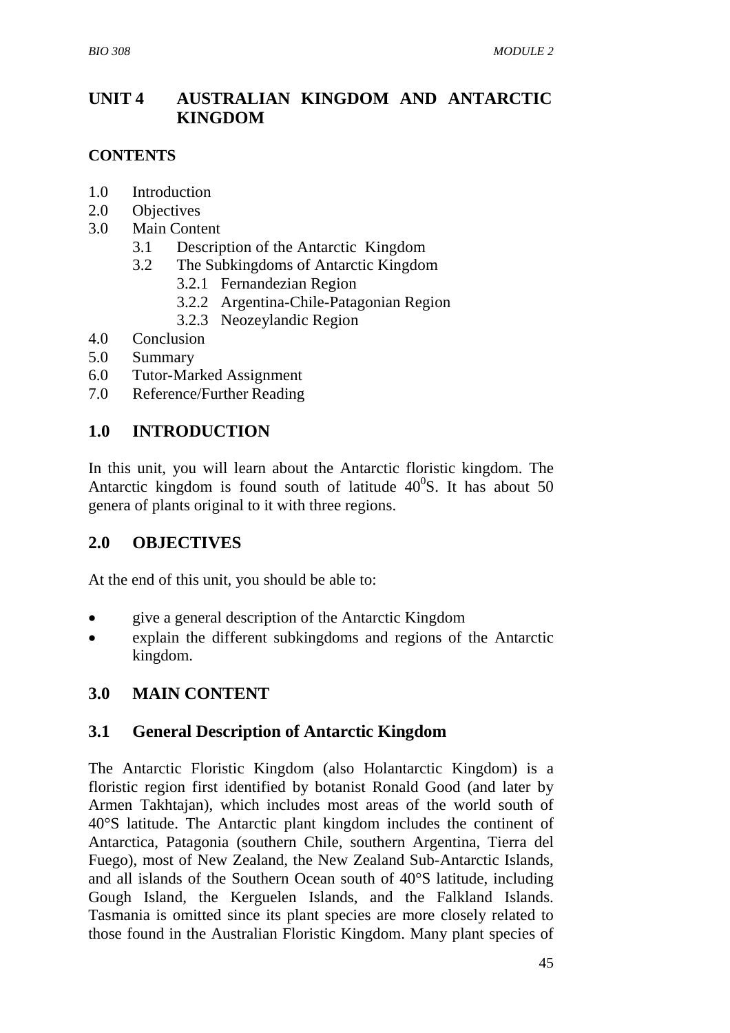# UNIT 4 AUSTRALIAN KINGDOM AND ANTARCTIC KINGDOM

**CONTENTS**

- 1.0 Introduction
- 2.0 Objectives
- 3.0 Main Content
  - 3.1 Description of the Antarctic Kingdom
  - 3.2 The Subkingdoms of Antarctic Kingdom
    - 3.2.1 Fernandezian Region
    - 3.2.2 Argentina-Chile-Patagonian Region
    - 3.2.3 Neozeylandic Region
- 4.0 Conclusion
- 5.0 Summary
- 6.0 Tutor-Marked Assignment
- 7.0 Reference/Further Reading

## 1.0 INTRODUCTION

In this unit, you will learn about the Antarctic floristic kingdom. The Antarctic kingdom is found south of latitude $40^0$S. It has about 50 genera of plants original to it with three regions.

## 2.0 OBJECTIVES

At the end of this unit, you should be able to:

- give a general description of the Antarctic Kingdom
- explain the different subkingdoms and regions of the Antarctic kingdom.

## 3.0 MAIN CONTENT

### 3.1 General Description of Antarctic Kingdom

The Antarctic Floristic Kingdom (also Holantarctic Kingdom) is a floristic region first identified by botanist Ronald Good (and later by Armen Takhtajan), which includes most areas of the world south of 40°S latitude. The Antarctic plant kingdom includes the continent of Antarctica, Patagonia (southern Chile, southern Argentina, Tierra del Fuego), most of New Zealand, the New Zealand Sub-Antarctic Islands, and all islands of the Southern Ocean south of 40°S latitude, including Gough Island, the Kerguelen Islands, and the Falkland Islands. Tasmania is omitted since its plant species are more closely related to those found in the Australian Floristic Kingdom. Many plant species of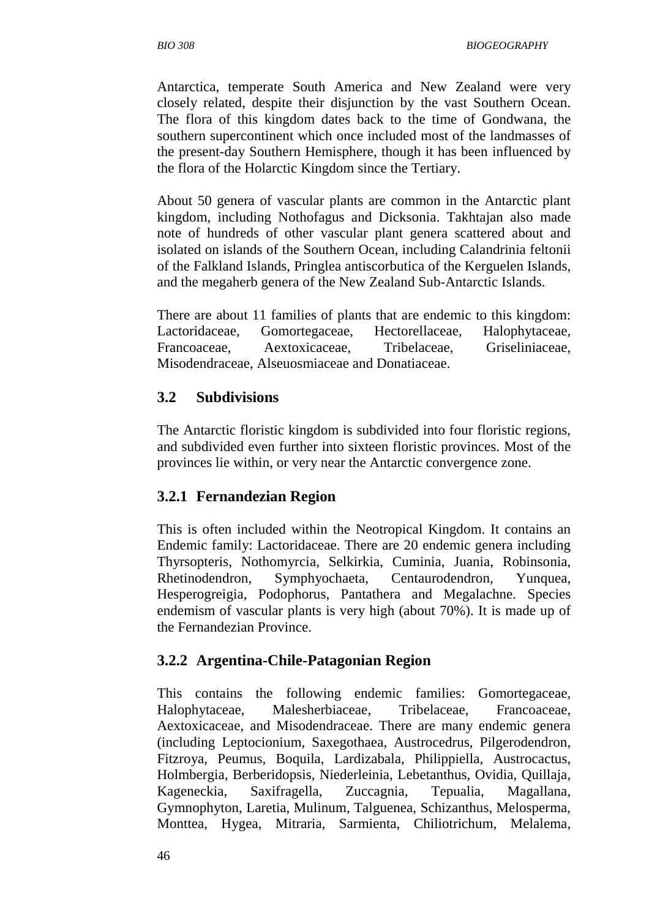Antarctica, temperate South America and New Zealand were very closely related, despite their disjunction by the vast Southern Ocean. The flora of this kingdom dates back to the time of Gondwana, the southern supercontinent which once included most of the landmasses of the present-day Southern Hemisphere, though it has been influenced by the flora of the Holarctic Kingdom since the Tertiary.

About 50 genera of vascular plants are common in the Antarctic plant kingdom, including Nothofagus and Dicksonia. Takhtajan also made note of hundreds of other vascular plant genera scattered about and isolated on islands of the Southern Ocean, including Calandrinia feltonii of the Falkland Islands, Pringlea antiscorbutica of the Kerguelen Islands, and the megaherb genera of the New Zealand Sub-Antarctic Islands.

There are about 11 families of plants that are endemic to this kingdom: Lactoridaceae, Gomortegaceae, Hectorellaceae, Halophytaceae, Francoaceae, Aextoxicaceae, Tribelaceae, Griseliniaceae, Misodendraceae, Alseuosmiaceae and Donatiaceae.

## 3.2 Subdivisions

The Antarctic floristic kingdom is subdivided into four floristic regions, and subdivided even further into sixteen floristic provinces. Most of the provinces lie within, or very near the Antarctic convergence zone.

### 3.2.1 Fernandezian Region

This is often included within the Neotropical Kingdom. It contains an Endemic family: Lactoridaceae. There are 20 endemic genera including Thyrsopteris, Nothomyrcia, Selkirkia, Cuminia, Juania, Robinsonia, Rhetinodendron, Symphyochaeta, Centaurodendron, Yunquea, Hesperogreigia, Podophorus, Pantathera and Megalachne. Species endemism of vascular plants is very high (about 70%). It is made up of the Fernandezian Province.

### 3.2.2 Argentina-Chile-Patagonian Region

This contains the following endemic families: Gomortegaceae, Halophytaceae, Malesherbiaceae, Tribelaceae, Francoaceae, Aextoxicaceae, and Misodendraceae. There are many endemic genera (including Leptocionium, Saxegothaea, Austrocedrus, Pilgerodendron, Fitzroya, Peumus, Boquila, Lardizabala, Philippiella, Austrocactus, Holmbergia, Berberidopsis, Niederleinia, Lebetanthus, Ovidia, Quillaja, Kageneckia, Saxifragella, Zuccagnia, Tepualia, Magallana, Gymnophyton, Laretia, Mulinum, Talguenea, Schizanthus, Melosperma, Monttea, Hygea, Mitraria, Sarmienta, Chiliotrichum, Melalema,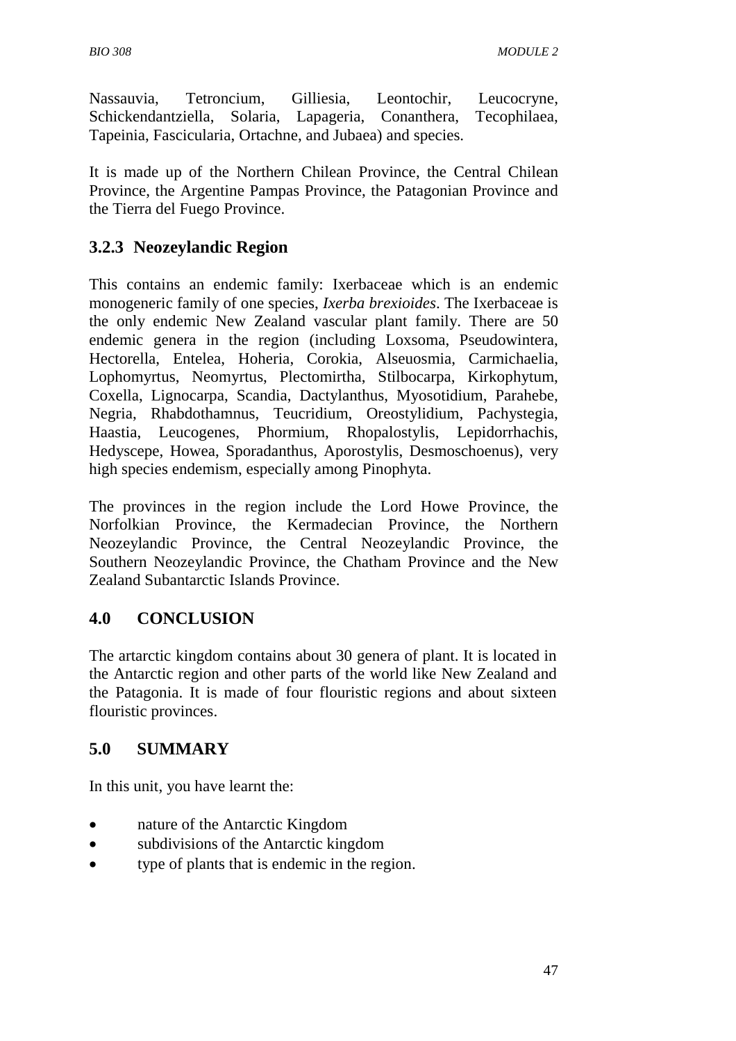Nassauvia, Tetroncium, Gilliesia, Leontochir, Leucocryne, Schickendantziella, Solaria, Lapageria, Conanthera, Tecophilaea, Tapeinia, Fascicularia, Ortachne, and Jubaea) and species.

It is made up of the Northern Chilean Province, the Central Chilean Province, the Argentine Pampas Province, the Patagonian Province and the Tierra del Fuego Province.

### 3.2.3 Neozeylandic Region

This contains an endemic family: Ixerbaceae which is an endemic monogeneric family of one species, *Ixerba brexioides*. The Ixerbaceae is the only endemic New Zealand vascular plant family. There are 50 endemic genera in the region (including Loxsoma, Pseudowintera, Hectorella, Entelea, Hoheria, Corokia, Alseuosmia, Carmichaelia, Lophomyrtus, Neomyrtus, Plectomirtha, Stilbocarpa, Kirkophytum, Coxella, Lignocarpa, Scandia, Dactylanthus, Myosotidium, Parahebe, Negria, Rhabdothamnus, Teucridium, Oreostylidium, Pachystegia, Haastia, Leucogenes, Phormium, Rhopalostylis, Lepidorrhachis, Hedyscepe, Howea, Sporadanthus, Aporostylis, Desmoschoenus), very high species endemism, especially among Pinophyta.

The provinces in the region include the Lord Howe Province, the Norfolkian Province, the Kermadecian Province, the Northern Neozeylandic Province, the Central Neozeylandic Province, the Southern Neozeylandic Province, the Chatham Province and the New Zealand Subantarctic Islands Province.

## 4.0 CONCLUSION

The artarctic kingdom contains about 30 genera of plant. It is located in the Antarctic region and other parts of the world like New Zealand and the Patagonia. It is made of four flouristic regions and about sixteen flouristic provinces.

## 5.0 SUMMARY

In this unit, you have learnt the:

- nature of the Antarctic Kingdom
- subdivisions of the Antarctic kingdom
- type of plants that is endemic in the region.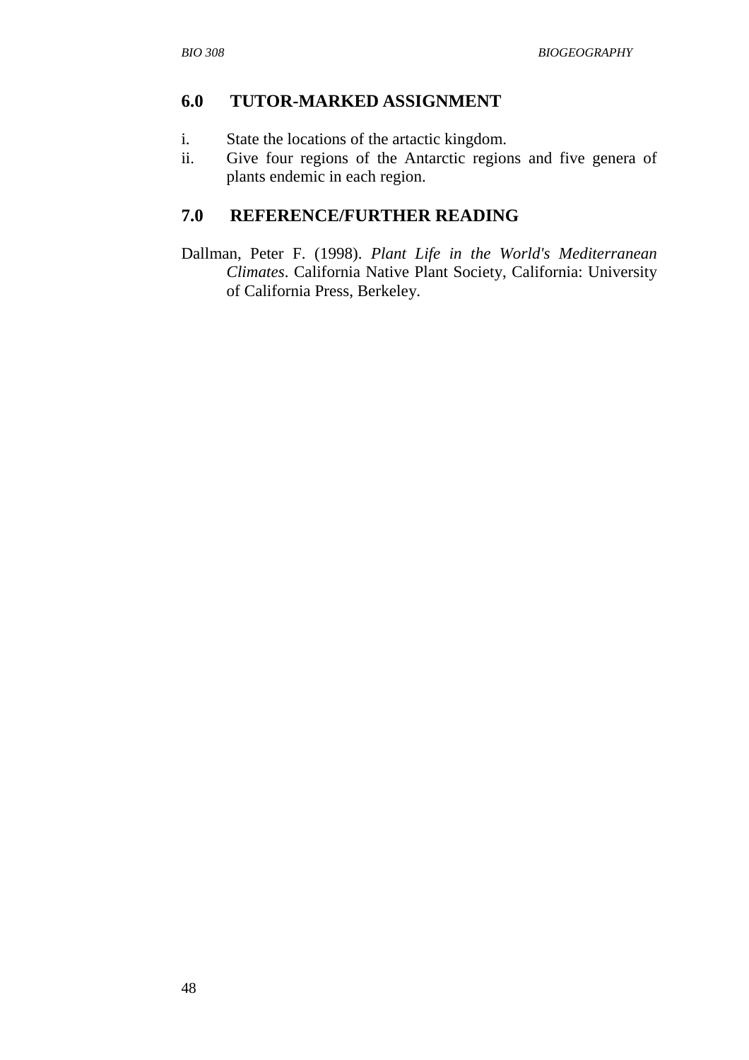## 6.0 TUTOR-MARKED ASSIGNMENT

i. State the locations of the artactic kingdom.

ii. Give four regions of the Antarctic regions and five genera of plants endemic in each region.

## 7.0 REFERENCE/FURTHER READING

Dallman, Peter F. (1998). *Plant Life in the World's Mediterranean Climates*. California Native Plant Society, California: University of California Press, Berkeley.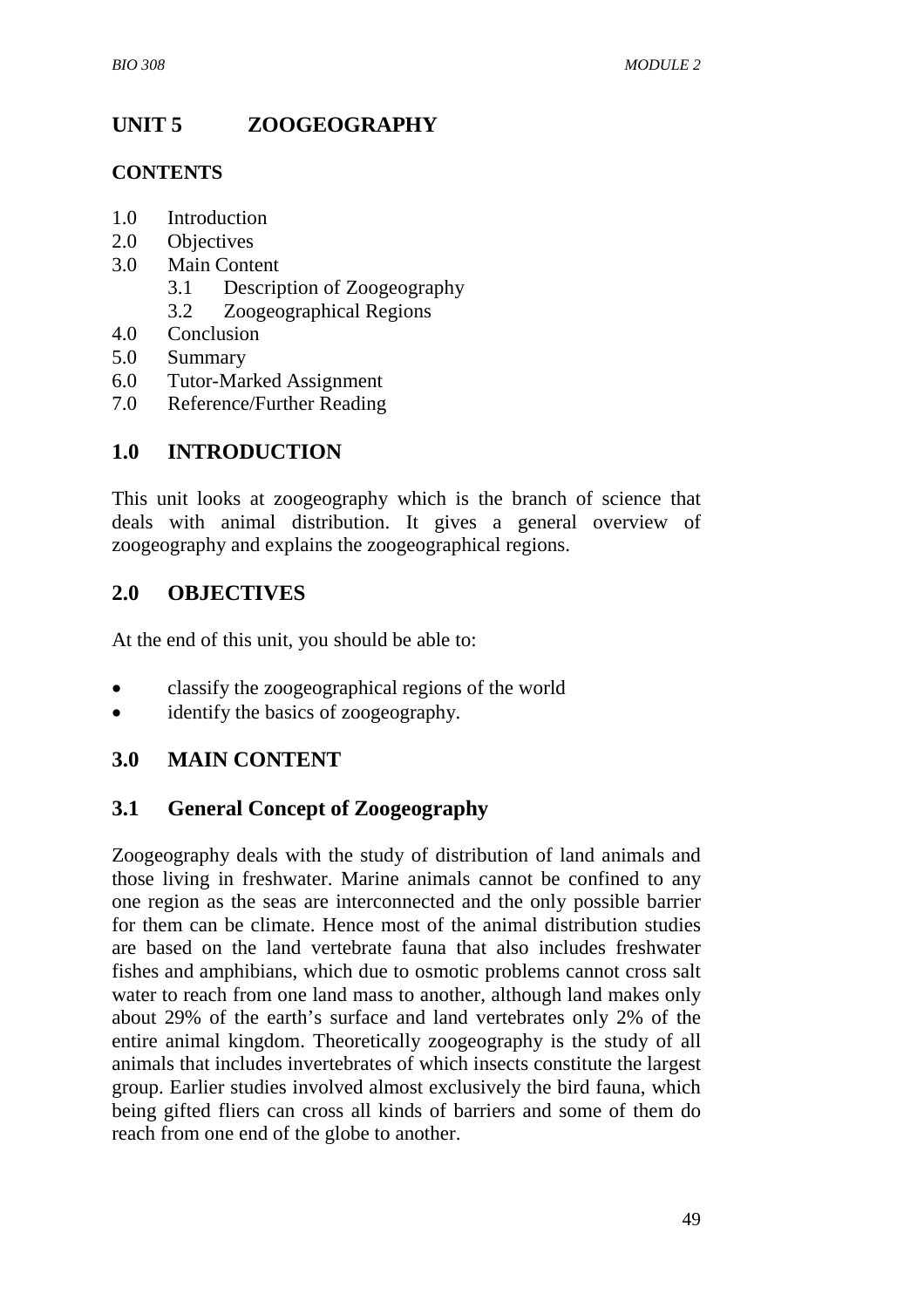# UNIT 5 ZOOGEOGRAPHY

**CONTENTS**

1.0 Introduction
2.0 Objectives
3.0 Main Content
  3.1 Description of Zoogeography
  3.2 Zoogeographical Regions
4.0 Conclusion
5.0 Summary
6.0 Tutor-Marked Assignment
7.0 Reference/Further Reading

## 1.0 INTRODUCTION

This unit looks at zoogeography which is the branch of science that deals with animal distribution. It gives a general overview of zoogeography and explains the zoogeographical regions.

## 2.0 OBJECTIVES

At the end of this unit, you should be able to:

- classify the zoogeographical regions of the world
- identify the basics of zoogeography.

## 3.0 MAIN CONTENT

### 3.1 General Concept of Zoogeography

Zoogeography deals with the study of distribution of land animals and those living in freshwater. Marine animals cannot be confined to any one region as the seas are interconnected and the only possible barrier for them can be climate. Hence most of the animal distribution studies are based on the land vertebrate fauna that also includes freshwater fishes and amphibians, which due to osmotic problems cannot cross salt water to reach from one land mass to another, although land makes only about 29% of the earth's surface and land vertebrates only 2% of the entire animal kingdom. Theoretically zoogeography is the study of all animals that includes invertebrates of which insects constitute the largest group. Earlier studies involved almost exclusively the bird fauna, which being gifted fliers can cross all kinds of barriers and some of them do reach from one end of the globe to another.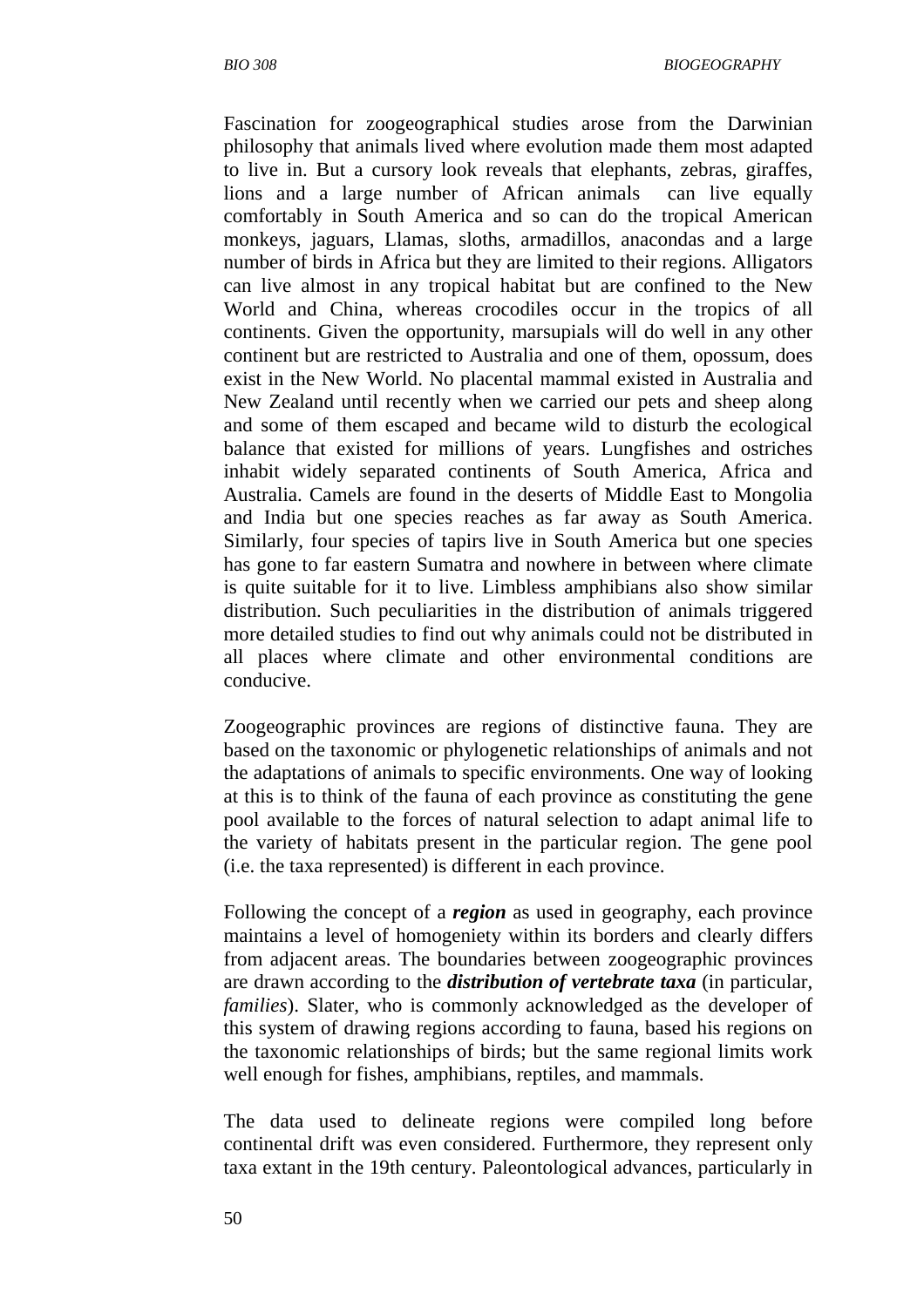Fascination for zoogeographical studies arose from the Darwinian philosophy that animals lived where evolution made them most adapted to live in. But a cursory look reveals that elephants, zebras, giraffes, lions and a large number of African animals can live equally comfortably in South America and so can do the tropical American monkeys, jaguars, Llamas, sloths, armadillos, anacondas and a large number of birds in Africa but they are limited to their regions. Alligators can live almost in any tropical habitat but are confined to the New World and China, whereas crocodiles occur in the tropics of all continents. Given the opportunity, marsupials will do well in any other continent but are restricted to Australia and one of them, opossum, does exist in the New World. No placental mammal existed in Australia and New Zealand until recently when we carried our pets and sheep along and some of them escaped and became wild to disturb the ecological balance that existed for millions of years. Lungfishes and ostriches inhabit widely separated continents of South America, Africa and Australia. Camels are found in the deserts of Middle East to Mongolia and India but one species reaches as far away as South America. Similarly, four species of tapirs live in South America but one species has gone to far eastern Sumatra and nowhere in between where climate is quite suitable for it to live. Limbless amphibians also show similar distribution. Such peculiarities in the distribution of animals triggered more detailed studies to find out why animals could not be distributed in all places where climate and other environmental conditions are conducive.

Zoogeographic provinces are regions of distinctive fauna. They are based on the taxonomic or phylogenetic relationships of animals and not the adaptations of animals to specific environments. One way of looking at this is to think of the fauna of each province as constituting the gene pool available to the forces of natural selection to adapt animal life to the variety of habitats present in the particular region. The gene pool (i.e. the taxa represented) is different in each province.

Following the concept of a ***region*** as used in geography, each province maintains a level of homogeniety within its borders and clearly differs from adjacent areas. The boundaries between zoogeographic provinces are drawn according to the ***distribution of vertebrate taxa*** (in particular, *families*). Slater, who is commonly acknowledged as the developer of this system of drawing regions according to fauna, based his regions on the taxonomic relationships of birds; but the same regional limits work well enough for fishes, amphibians, reptiles, and mammals.

The data used to delineate regions were compiled long before continental drift was even considered. Furthermore, they represent only taxa extant in the 19th century. Paleontological advances, particularly in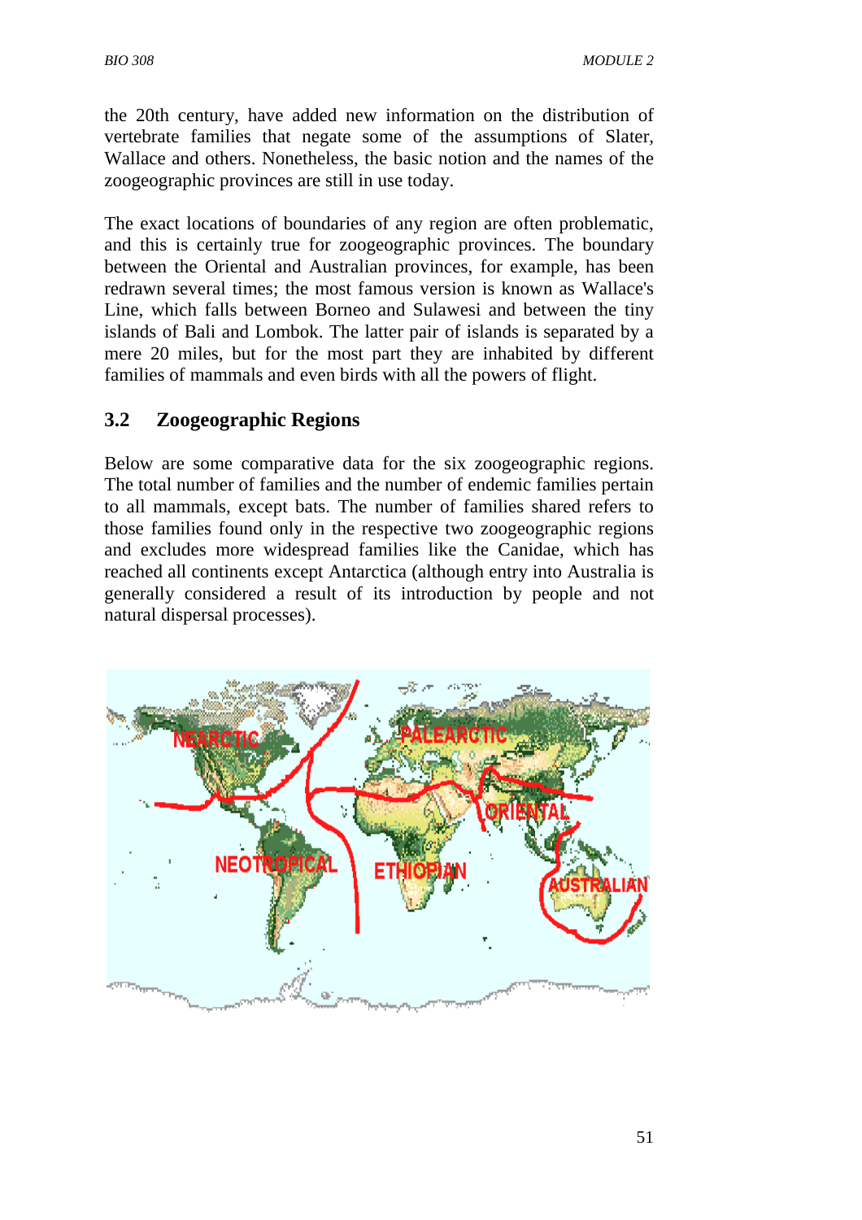the 20th century, have added new information on the distribution of vertebrate families that negate some of the assumptions of Slater, Wallace and others. Nonetheless, the basic notion and the names of the zoogeographic provinces are still in use today.

The exact locations of boundaries of any region are often problematic, and this is certainly true for zoogeographic provinces. The boundary between the Oriental and Australian provinces, for example, has been redrawn several times; the most famous version is known as Wallace's Line, which falls between Borneo and Sulawesi and between the tiny islands of Bali and Lombok. The latter pair of islands is separated by a mere 20 miles, but for the most part they are inhabited by different families of mammals and even birds with all the powers of flight.

## 3.2 Zoogeographic Regions

Below are some comparative data for the six zoogeographic regions. The total number of families and the number of endemic families pertain to all mammals, except bats. The number of families shared refers to those families found only in the respective two zoogeographic regions and excludes more widespread families like the Canidae, which has reached all continents except Antarctica (although entry into Australia is generally considered a result of its introduction by people and not natural dispersal processes).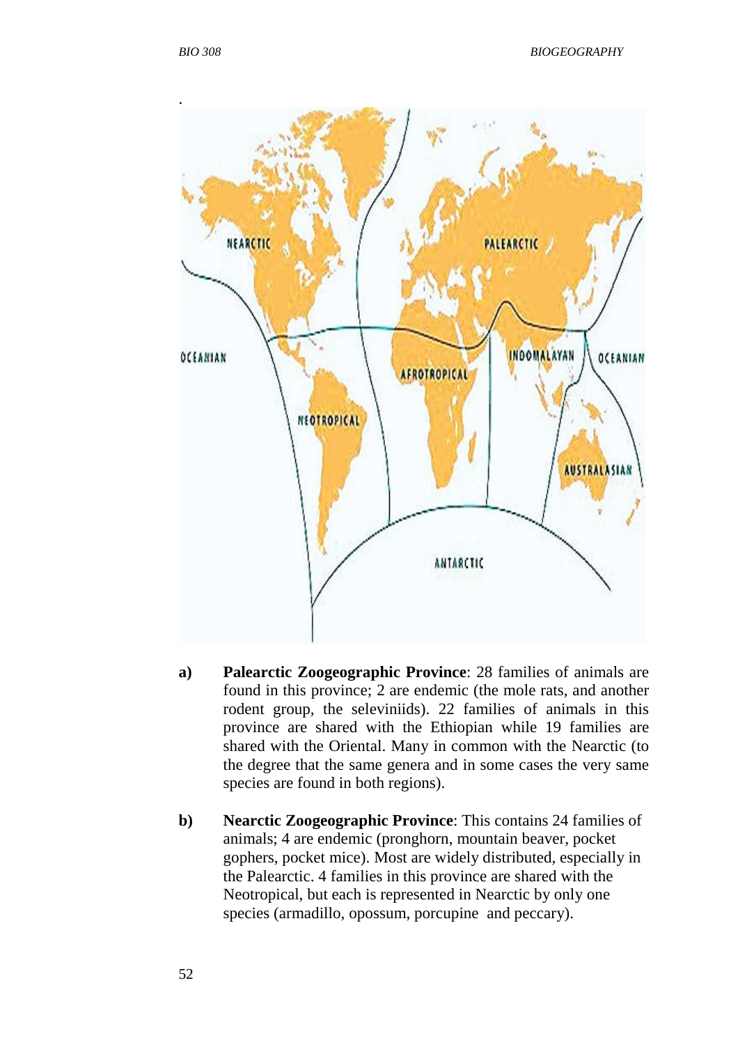- **a) Palearctic Zoogeographic Province**: 28 families of animals are found in this province; 2 are endemic (the mole rats, and another rodent group, the seleviniids). 22 families of animals in this province are shared with the Ethiopian while 19 families are shared with the Oriental. Many in common with the Nearctic (to the degree that the same genera and in some cases the very same species are found in both regions).

- **b) Nearctic Zoogeographic Province**: This contains 24 families of animals; 4 are endemic (pronghorn, mountain beaver, pocket gophers, pocket mice). Most are widely distributed, especially in the Palearctic. 4 families in this province are shared with the Neotropical, but each is represented in Nearctic by only one species (armadillo, opossum, porcupine and peccary).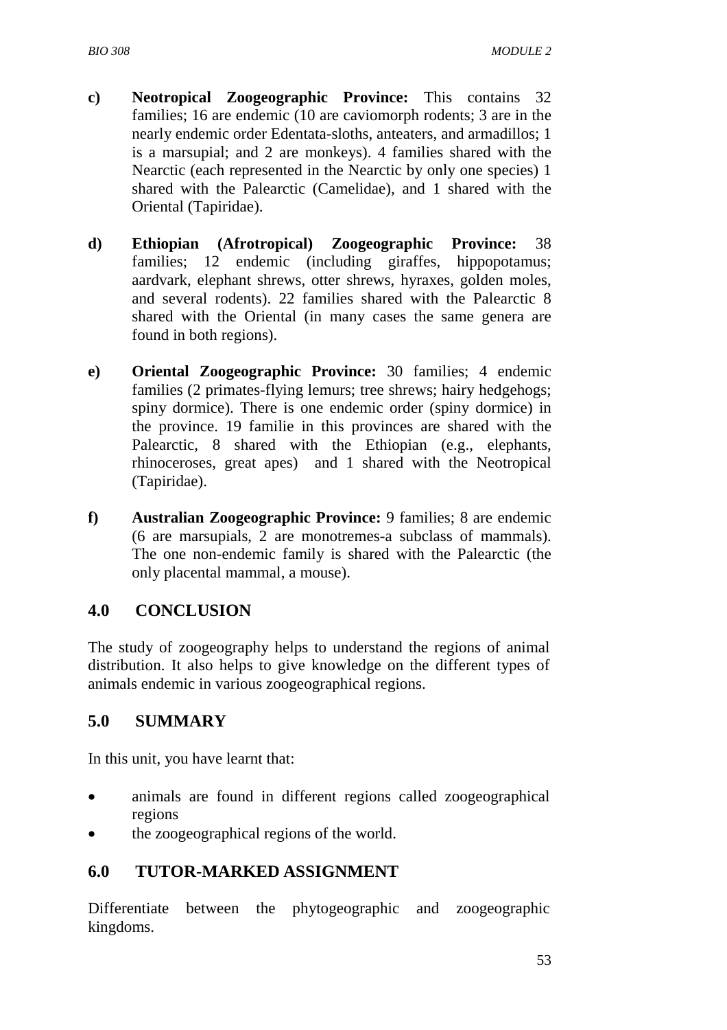c) **Neotropical Zoogeographic Province:** This contains 32 families; 16 are endemic (10 are caviomorph rodents; 3 are in the nearly endemic order Edentata-sloths, anteaters, and armadillos; 1 is a marsupial; and 2 are monkeys). 4 families shared with the Nearctic (each represented in the Nearctic by only one species) 1 shared with the Palearctic (Camelidae), and 1 shared with the Oriental (Tapiridae).

d) **Ethiopian (Afrotropical) Zoogeographic Province:** 38 families; 12 endemic (including giraffes, hippopotamus; aardvark, elephant shrews, otter shrews, hyraxes, golden moles, and several rodents). 22 families shared with the Palearctic 8 shared with the Oriental (in many cases the same genera are found in both regions).

e) **Oriental Zoogeographic Province:** 30 families; 4 endemic families (2 primates-flying lemurs; tree shrews; hairy hedgehogs; spiny dormice). There is one endemic order (spiny dormice) in the province. 19 familie in this provinces are shared with the Palearctic, 8 shared with the Ethiopian (e.g., elephants, rhinoceroses, great apes) and 1 shared with the Neotropical (Tapiridae).

f) **Australian Zoogeographic Province:** 9 families; 8 are endemic (6 are marsupials, 2 are monotremes-a subclass of mammals). The one non-endemic family is shared with the Palearctic (the only placental mammal, a mouse).

## 4.0 CONCLUSION

The study of zoogeography helps to understand the regions of animal distribution. It also helps to give knowledge on the different types of animals endemic in various zoogeographical regions.

## 5.0 SUMMARY

In this unit, you have learnt that:

- animals are found in different regions called zoogeographical regions
- the zoogeographical regions of the world.

## 6.0 TUTOR-MARKED ASSIGNMENT

Differentiate between the phytogeographic and zoogeographic kingdoms.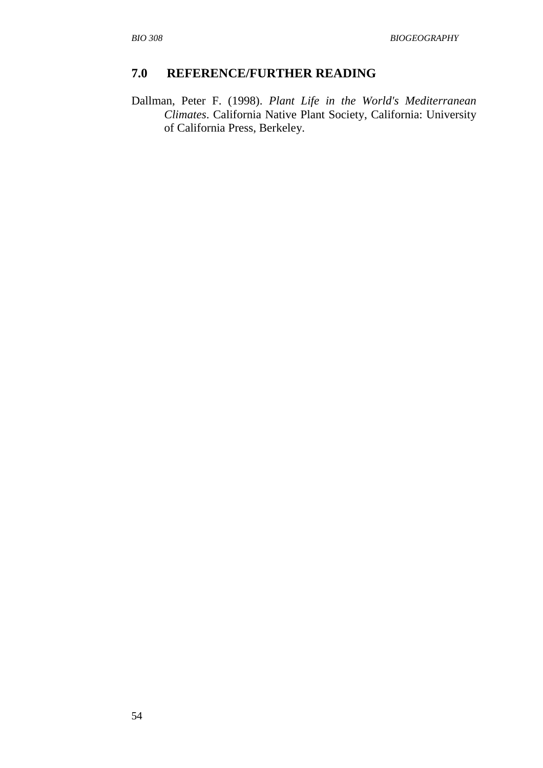## 7.0 REFERENCE/FURTHER READING

Dallman, Peter F. (1998). *Plant Life in the World's Mediterranean Climates*. California Native Plant Society, California: University of California Press, Berkeley.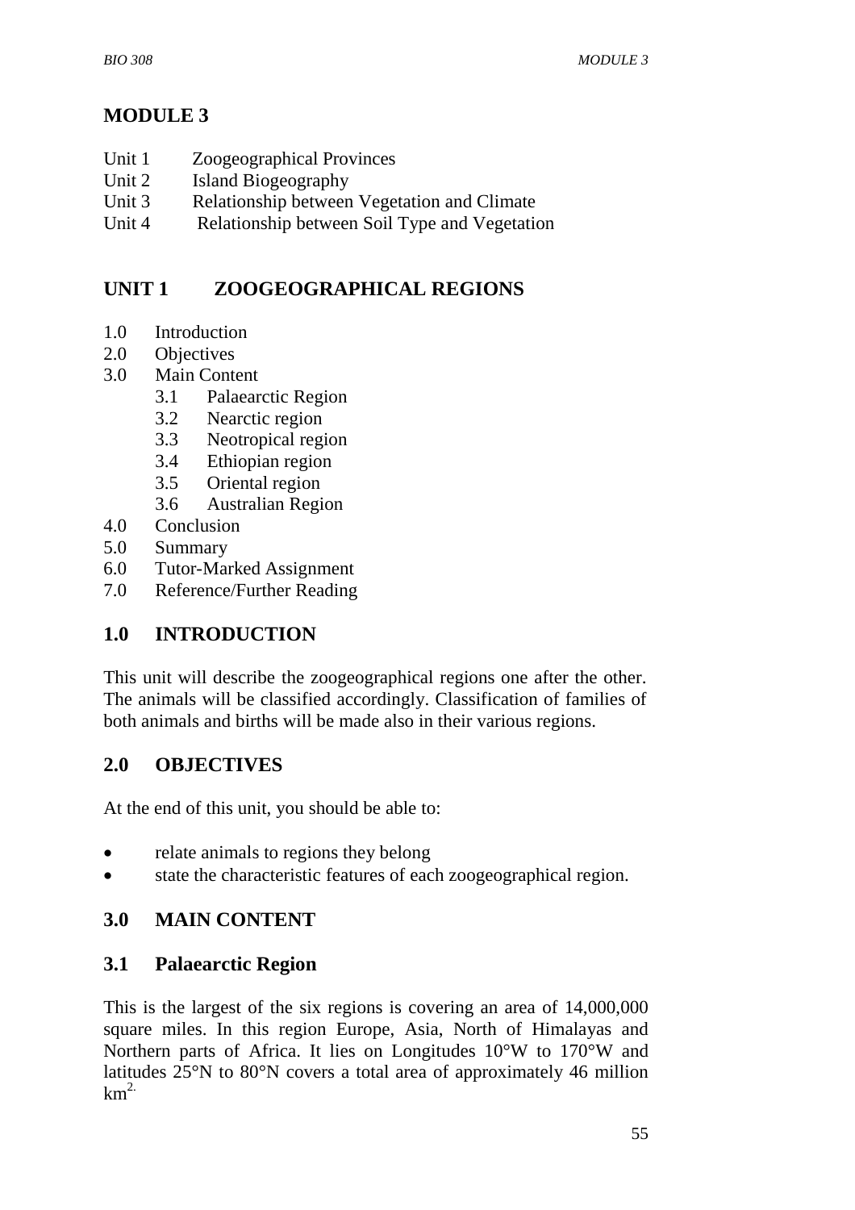# MODULE 3

Unit 1 Zoogeographical Provinces
Unit 2 Island Biogeography
Unit 3 Relationship between Vegetation and Climate
Unit 4 Relationship between Soil Type and Vegetation

## UNIT 1 ZOOGEOGRAPHICAL REGIONS

1.0 Introduction
2.0 Objectives
3.0 Main Content
    3.1 Palaearctic Region
    3.2 Nearctic region
    3.3 Neotropical region
    3.4 Ethiopian region
    3.5 Oriental region
    3.6 Australian Region
4.0 Conclusion
5.0 Summary
6.0 Tutor-Marked Assignment
7.0 Reference/Further Reading

## 1.0 INTRODUCTION

This unit will describe the zoogeographical regions one after the other. The animals will be classified accordingly. Classification of families of both animals and births will be made also in their various regions.

## 2.0 OBJECTIVES

At the end of this unit, you should be able to:

- relate animals to regions they belong
- state the characteristic features of each zoogeographical region.

## 3.0 MAIN CONTENT

### 3.1 Palaearctic Region

This is the largest of the six regions is covering an area of 14,000,000 square miles. In this region Europe, Asia, North of Himalayas and Northern parts of Africa. It lies on Longitudes 10°W to 170°W and latitudes 25°N to 80°N covers a total area of approximately 46 million $km^{2.}$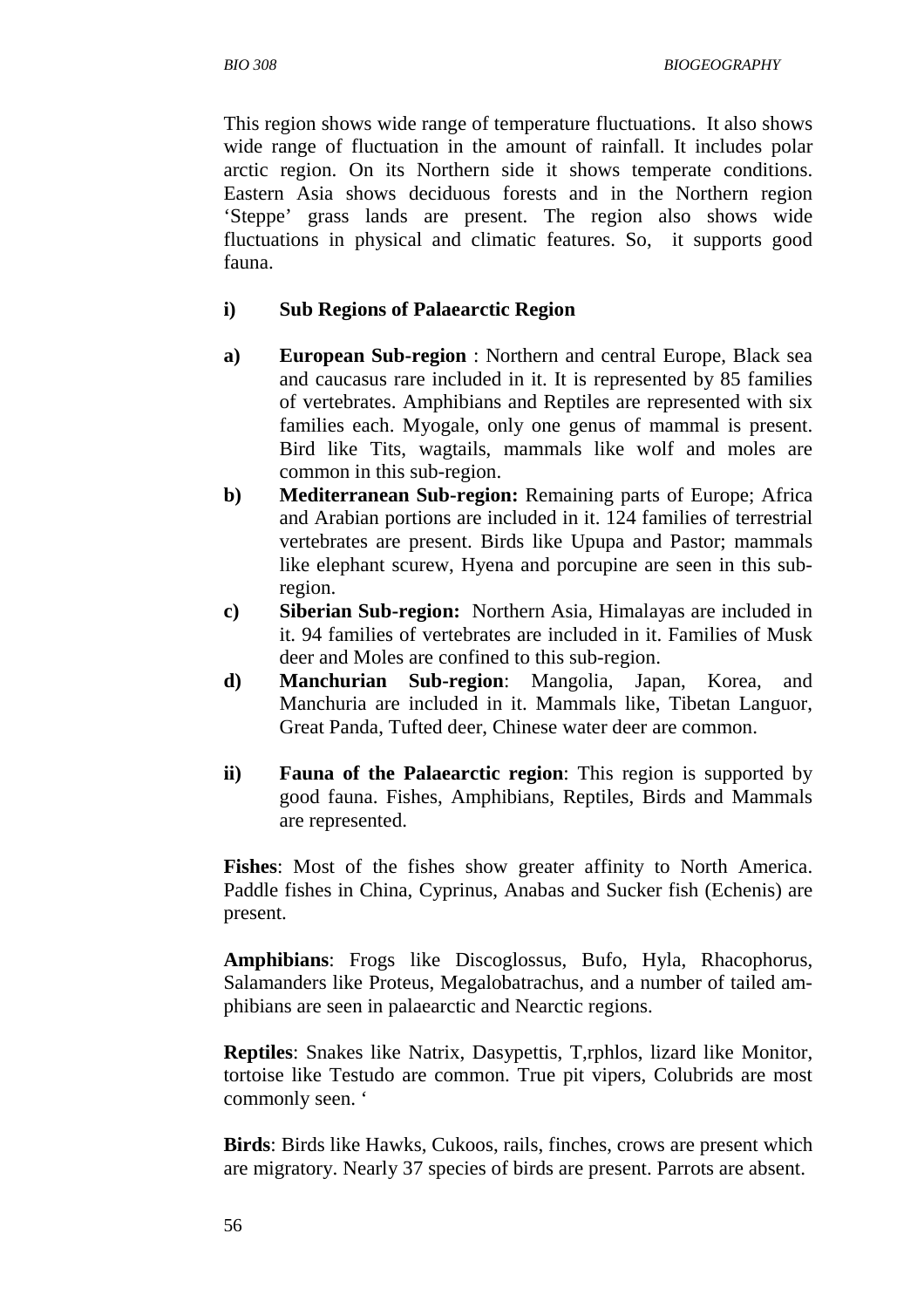This region shows wide range of temperature fluctuations. It also shows wide range of fluctuation in the amount of rainfall. It includes polar arctic region. On its Northern side it shows temperate conditions. Eastern Asia shows deciduous forests and in the Northern region 'Steppe' grass lands are present. The region also shows wide fluctuations in physical and climatic features. So, it supports good fauna.

**i) Sub Regions of Palaearctic Region**

**a) European Sub-region** : Northern and central Europe, Black sea and caucasus rare included in it. It is represented by 85 families of vertebrates. Amphibians and Reptiles are represented with six families each. Myogale, only one genus of mammal is present. Bird like Tits, wagtails, mammals like wolf and moles are common in this sub-region.

**b) Mediterranean Sub-region:** Remaining parts of Europe; Africa and Arabian portions are included in it. 124 families of terrestrial vertebrates are present. Birds like Upupa and Pastor; mammals like elephant scurew, Hyena and porcupine are seen in this sub-region.

**c) Siberian Sub-region:** Northern Asia, Himalayas are included in it. 94 families of vertebrates are included in it. Families of Musk deer and Moles are confined to this sub-region.

**d) Manchurian Sub-region**: Mangolia, Japan, Korea, and Manchuria are included in it. Mammals like, Tibetan Languor, Great Panda, Tufted deer, Chinese water deer are common.

**ii) Fauna of the Palaearctic region**: This region is supported by good fauna. Fishes, Amphibians, Reptiles, Birds and Mammals are represented.

**Fishes**: Most of the fishes show greater affinity to North America. Paddle fishes in China, Cyprinus, Anabas and Sucker fish (Echenis) are present.

**Amphibians**: Frogs like Discoglossus, Bufo, Hyla, Rhacophorus, Salamanders like Proteus, Megalobatrachus, and a number of tailed amphibians are seen in palaearctic and Nearctic regions.

**Reptiles**: Snakes like Natrix, Dasypettis, T,rphlos, lizard like Monitor, tortoise like Testudo are common. True pit vipers, Colubrids are most commonly seen. '

**Birds**: Birds like Hawks, Cukoos, rails, finches, crows are present which are migratory. Nearly 37 species of birds are present. Parrots are absent.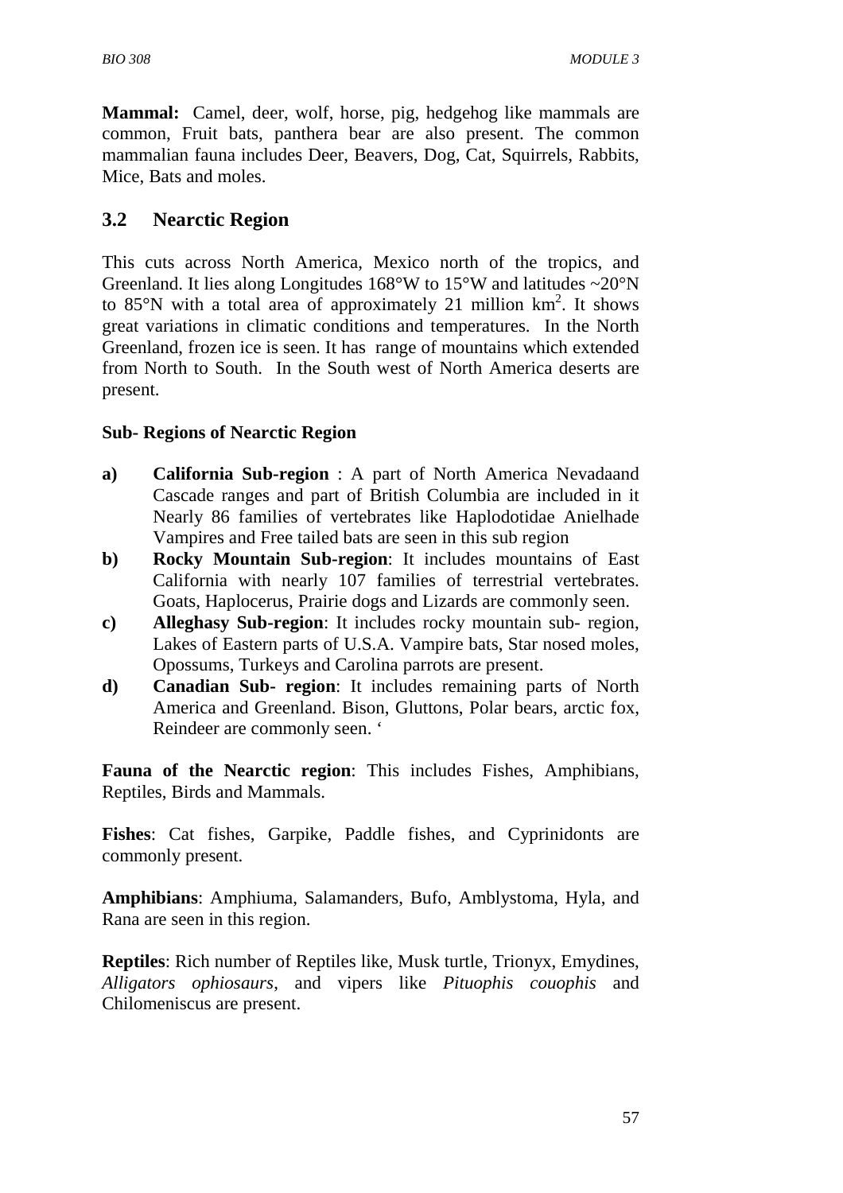**Mammal:** Camel, deer, wolf, horse, pig, hedgehog like mammals are common, Fruit bats, panthera bear are also present. The common mammalian fauna includes Deer, Beavers, Dog, Cat, Squirrels, Rabbits, Mice, Bats and moles.

## 3.2 Nearctic Region

This cuts across North America, Mexico north of the tropics, and Greenland. It lies along Longitudes 168°W to 15°W and latitudes ~20°N to 85°N with a total area of approximately 21 million km$^2$. It shows great variations in climatic conditions and temperatures. In the North Greenland, frozen ice is seen. It has range of mountains which extended from North to South. In the South west of North America deserts are present.

**Sub- Regions of Nearctic Region**

- **a) California Sub-region** : A part of North America Nevadaand Cascade ranges and part of British Columbia are included in it Nearly 86 families of vertebrates like Haplodotidae Anielhade Vampires and Free tailed bats are seen in this sub region
- **b) Rocky Mountain Sub-region**: It includes mountains of East California with nearly 107 families of terrestrial vertebrates. Goats, Haplocerus, Prairie dogs and Lizards are commonly seen.
- **c) Alleghasy Sub-region**: It includes rocky mountain sub- region, Lakes of Eastern parts of U.S.A. Vampire bats, Star nosed moles, Opossums, Turkeys and Carolina parrots are present.
- **d) Canadian Sub- region**: It includes remaining parts of North America and Greenland. Bison, Gluttons, Polar bears, arctic fox, Reindeer are commonly seen. '

**Fauna of the Nearctic region**: This includes Fishes, Amphibians, Reptiles, Birds and Mammals.

**Fishes**: Cat fishes, Garpike, Paddle fishes, and Cyprinidonts are commonly present.

**Amphibians**: Amphiuma, Salamanders, Bufo, Amblystoma, Hyla, and Rana are seen in this region.

**Reptiles**: Rich number of Reptiles like, Musk turtle, Trionyx, Emydines, *Alligators ophiosaurs*, and vipers like *Pituophis couophis* and Chilomeniscus are present.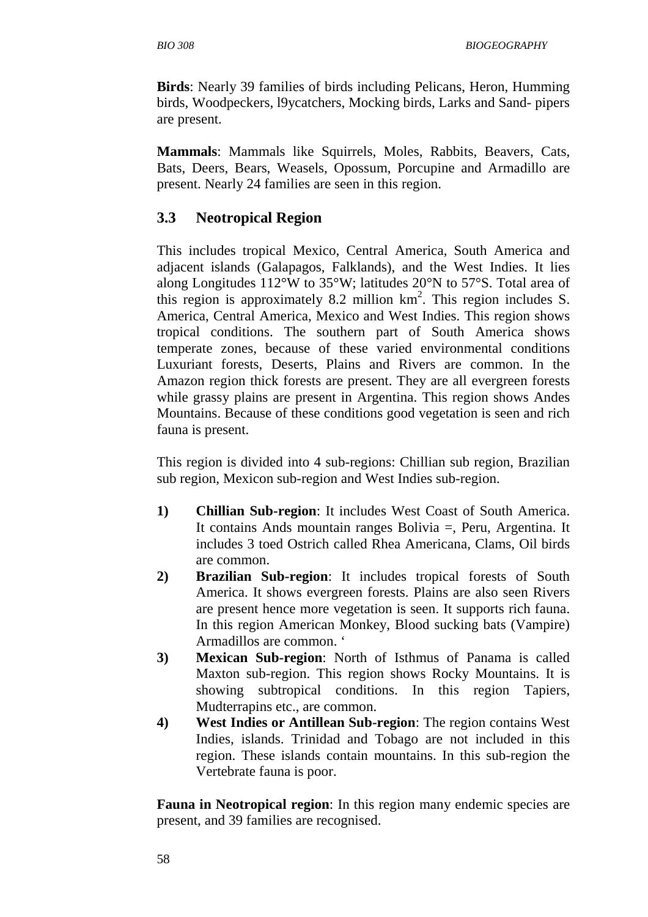**Birds**: Nearly 39 families of birds including Pelicans, Heron, Humming birds, Woodpeckers, l9ycatchers, Mocking birds, Larks and Sand- pipers are present.

**Mammals**: Mammals like Squirrels, Moles, Rabbits, Beavers, Cats, Bats, Deers, Bears, Weasels, Opossum, Porcupine and Armadillo are present. Nearly 24 families are seen in this region.

## 3.3 Neotropical Region

This includes tropical Mexico, Central America, South America and adjacent islands (Galapagos, Falklands), and the West Indies. It lies along Longitudes 112°W to 35°W; latitudes 20°N to 57°S. Total area of this region is approximately 8.2 million $km^2$. This region includes S. America, Central America, Mexico and West Indies. This region shows tropical conditions. The southern part of South America shows temperate zones, because of these varied environmental conditions Luxuriant forests, Deserts, Plains and Rivers are common. In the Amazon region thick forests are present. They are all evergreen forests while grassy plains are present in Argentina. This region shows Andes Mountains. Because of these conditions good vegetation is seen and rich fauna is present.

This region is divided into 4 sub-regions: Chillian sub region, Brazilian sub region, Mexicon sub-region and West Indies sub-region.

1) **Chillian Sub-region**: It includes West Coast of South America. It contains Ands mountain ranges Bolivia =, Peru, Argentina. It includes 3 toed Ostrich called Rhea Americana, Clams, Oil birds are common.
2) **Brazilian Sub-region**: It includes tropical forests of South America. It shows evergreen forests. Plains are also seen Rivers are present hence more vegetation is seen. It supports rich fauna. In this region American Monkey, Blood sucking bats (Vampire) Armadillos are common. ‘
3) **Mexican Sub-region**: North of Isthmus of Panama is called Maxton sub-region. This region shows Rocky Mountains. It is showing subtropical conditions. In this region Tapiers, Mudterrapins etc., are common.
4) **West Indies or Antillean Sub-region**: The region contains West Indies, islands. Trinidad and Tobago are not included in this region. These islands contain mountains. In this sub-region the Vertebrate fauna is poor.

**Fauna in Neotropical region**: In this region many endemic species are present, and 39 families are recognised.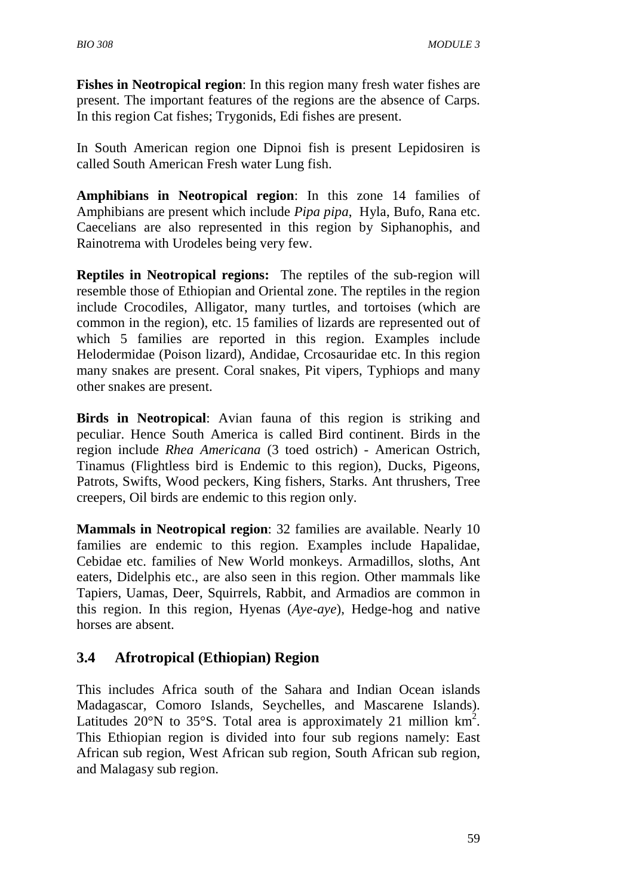**Fishes in Neotropical region**: In this region many fresh water fishes are present. The important features of the regions are the absence of Carps. In this region Cat fishes; Trygonids, Edi fishes are present.

In South American region one Dipnoi fish is present Lepidosiren is called South American Fresh water Lung fish.

**Amphibians in Neotropical region**: In this zone 14 families of Amphibians are present which include *Pipa pipa*, Hyla, Bufo, Rana etc. Caecelians are also represented in this region by Siphanophis, and Rainotrema with Urodeles being very few.

**Reptiles in Neotropical regions:** The reptiles of the sub-region will resemble those of Ethiopian and Oriental zone. The reptiles in the region include Crocodiles, Alligator, many turtles, and tortoises (which are common in the region), etc. 15 families of lizards are represented out of which 5 families are reported in this region. Examples include Helodermidae (Poison lizard), Andidae, Crcosauridae etc. In this region many snakes are present. Coral snakes, Pit vipers, Typhiops and many other snakes are present.

**Birds in Neotropical**: Avian fauna of this region is striking and peculiar. Hence South America is called Bird continent. Birds in the region include *Rhea Americana* (3 toed ostrich) - American Ostrich, Tinamus (Flightless bird is Endemic to this region), Ducks, Pigeons, Patrots, Swifts, Wood peckers, King fishers, Starks. Ant thrushers, Tree creepers, Oil birds are endemic to this region only.

**Mammals in Neotropical region**: 32 families are available. Nearly 10 families are endemic to this region. Examples include Hapalidae, Cebidae etc. families of New World monkeys. Armadillos, sloths, Ant eaters, Didelphis etc., are also seen in this region. Other mammals like Tapiers, Uamas, Deer, Squirrels, Rabbit, and Armadios are common in this region. In this region, Hyenas (*Aye-aye*), Hedge-hog and native horses are absent.

## 3.4 Afrotropical (Ethiopian) Region

This includes Africa south of the Sahara and Indian Ocean islands Madagascar, Comoro Islands, Seychelles, and Mascarene Islands). Latitudes 20°N to 35°S. Total area is approximately 21 million $km^2$. This Ethiopian region is divided into four sub regions namely: East African sub region, West African sub region, South African sub region, and Malagasy sub region.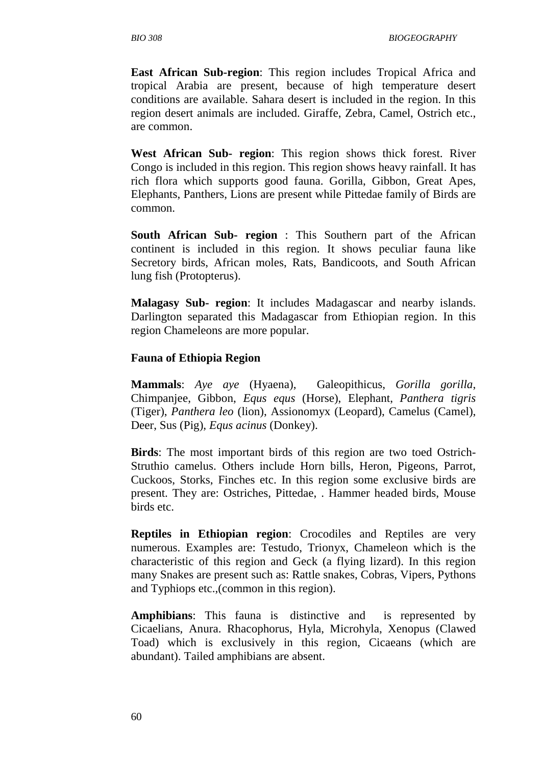**East African Sub-region**: This region includes Tropical Africa and tropical Arabia are present, because of high temperature desert conditions are available. Sahara desert is included in the region. In this region desert animals are included. Giraffe, Zebra, Camel, Ostrich etc., are common.

**West African Sub- region**: This region shows thick forest. River Congo is included in this region. This region shows heavy rainfall. It has rich flora which supports good fauna. Gorilla, Gibbon, Great Apes, Elephants, Panthers, Lions are present while Pittedae family of Birds are common.

**South African Sub- region** : This Southern part of the African continent is included in this region. It shows peculiar fauna like Secretory birds, African moles, Rats, Bandicoots, and South African lung fish (Protopterus).

**Malagasy Sub- region**: It includes Madagascar and nearby islands. Darlington separated this Madagascar from Ethiopian region. In this region Chameleons are more popular.

**Fauna of Ethiopia Region**

**Mammals**: *Aye aye* (Hyaena), Galeopithicus, *Gorilla gorilla*, Chimpanjee, Gibbon, *Equs equs* (Horse), Elephant, *Panthera tigris* (Tiger), *Panthera leo* (lion), Assionomyx (Leopard), Camelus (Camel), Deer, Sus (Pig), *Equs acinus* (Donkey).

**Birds**: The most important birds of this region are two toed Ostrich- Struthio camelus. Others include Horn bills, Heron, Pigeons, Parrot, Cuckoos, Storks, Finches etc. In this region some exclusive birds are present. They are: Ostriches, Pittedae, . Hammer headed birds, Mouse birds etc.

**Reptiles in Ethiopian region**: Crocodiles and Reptiles are very numerous. Examples are: Testudo, Trionyx, Chameleon which is the characteristic of this region and Geck (a flying lizard). In this region many Snakes are present such as: Rattle snakes, Cobras, Vipers, Pythons and Typhiops etc.,(common in this region).

**Amphibians**: This fauna is distinctive and is represented by Cicaelians, Anura. Rhacophorus, Hyla, Microhyla, Xenopus (Clawed Toad) which is exclusively in this region, Cicaeans (which are abundant). Tailed amphibians are absent.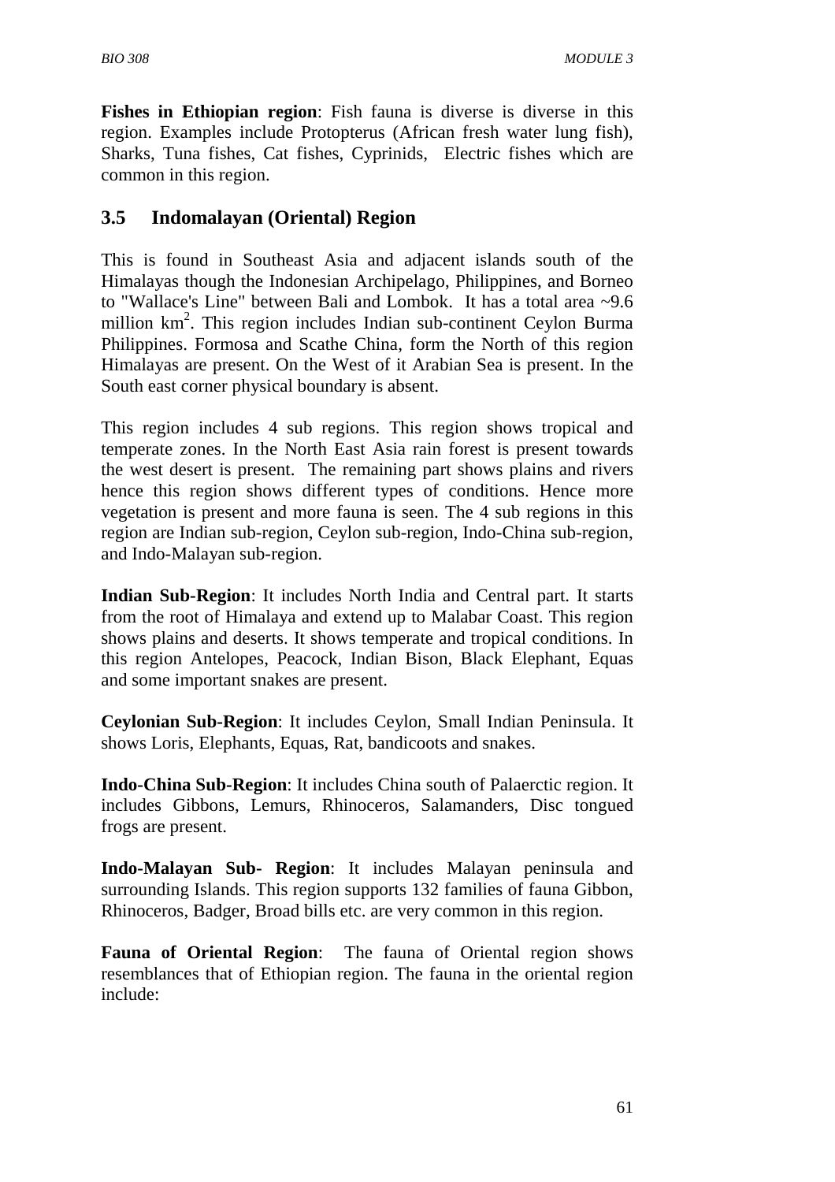**Fishes in Ethiopian region**: Fish fauna is diverse is diverse in this region. Examples include Protopterus (African fresh water lung fish), Sharks, Tuna fishes, Cat fishes, Cyprinids, Electric fishes which are common in this region.

## 3.5 Indomalayan (Oriental) Region

This is found in Southeast Asia and adjacent islands south of the Himalayas though the Indonesian Archipelago, Philippines, and Borneo to "Wallace's Line" between Bali and Lombok. It has a total area ~9.6 million km$^2$. This region includes Indian sub-continent Ceylon Burma Philippines. Formosa and Scathe China, form the North of this region Himalayas are present. On the West of it Arabian Sea is present. In the South east corner physical boundary is absent.

This region includes 4 sub regions. This region shows tropical and temperate zones. In the North East Asia rain forest is present towards the west desert is present. The remaining part shows plains and rivers hence this region shows different types of conditions. Hence more vegetation is present and more fauna is seen. The 4 sub regions in this region are Indian sub-region, Ceylon sub-region, Indo-China sub-region, and Indo-Malayan sub-region.

**Indian Sub-Region**: It includes North India and Central part. It starts from the root of Himalaya and extend up to Malabar Coast. This region shows plains and deserts. It shows temperate and tropical conditions. In this region Antelopes, Peacock, Indian Bison, Black Elephant, Equas and some important snakes are present.

**Ceylonian Sub-Region**: It includes Ceylon, Small Indian Peninsula. It shows Loris, Elephants, Equas, Rat, bandicoots and snakes.

**Indo-China Sub-Region**: It includes China south of Palaerctic region. It includes Gibbons, Lemurs, Rhinoceros, Salamanders, Disc tongued frogs are present.

**Indo-Malayan Sub- Region**: It includes Malayan peninsula and surrounding Islands. This region supports 132 families of fauna Gibbon, Rhinoceros, Badger, Broad bills etc. are very common in this region.

**Fauna of Oriental Region**: The fauna of Oriental region shows resemblances that of Ethiopian region. The fauna in the oriental region include: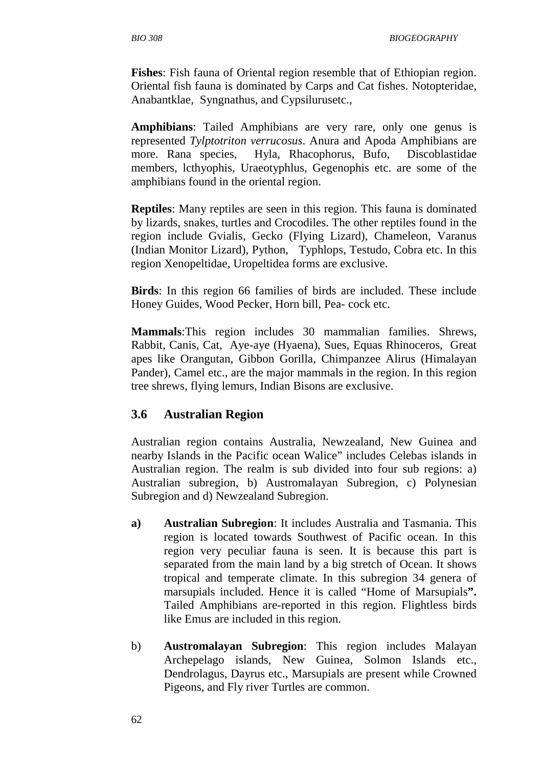**Fishes**: Fish fauna of Oriental region resemble that of Ethiopian region. Oriental fish fauna is dominated by Carps and Cat fishes. Notopteridae, Anabantklae, Syngnathus, and Cypsilurusetc.,

**Amphibians**: Tailed Amphibians are very rare, only one genus is represented *Tylptotriton verrucosus*. Anura and Apoda Amphibians are more. Rana species, Hyla, Rhacophorus, Bufo, Discoblastidae members, lcthyophis, Uraeotyphlus, Gegenophis etc. are some of the amphibians found in the oriental region.

**Reptiles**: Many reptiles are seen in this region. This fauna is dominated by lizards, snakes, turtles and Crocodiles. The other reptiles found in the region include Gvialis, Gecko (Flying Lizard), Chameleon, Varanus (Indian Monitor Lizard), Python, Typhlops, Testudo, Cobra etc. In this region Xenopeltidae, Uropeltidea forms are exclusive.

**Birds**: In this region 66 families of birds are included. These include Honey Guides, Wood Pecker, Horn bill, Pea- cock etc.

**Mammals**:This region includes 30 mammalian families. Shrews, Rabbit, Canis, Cat, Aye-aye (Hyaena), Sues, Equas Rhinoceros, Great apes like Orangutan, Gibbon Gorilla, Chimpanzee Alirus (Himalayan Pander), Camel etc., are the major mammals in the region. In this region tree shrews, flying lemurs, Indian Bisons are exclusive.

## 3.6 Australian Region

Australian region contains Australia, Newzealand, New Guinea and nearby Islands in the Pacific ocean Walice" includes Celebas islands in Australian region. The realm is sub divided into four sub regions: a) Australian subregion, b) Austromalayan Subregion, c) Polynesian Subregion and d) Newzealand Subregion.

**a) Australian Subregion**: It includes Australia and Tasmania. This region is located towards Southwest of Pacific ocean. In this region very peculiar fauna is seen. It is because this part is separated from the main land by a big stretch of Ocean. It shows tropical and temperate climate. In this subregion 34 genera of marsupials included. Hence it is called "Home of Marsupials**".** Tailed Amphibians are-reported in this region. Flightless birds like Emus are included in this region.

b) **Austromalayan Subregion**: This region includes Malayan Archepelago islands, New Guinea, Solmon Islands etc., Dendrolagus, Dayrus etc., Marsupials are present while Crowned Pigeons, and Fly river Turtles are common.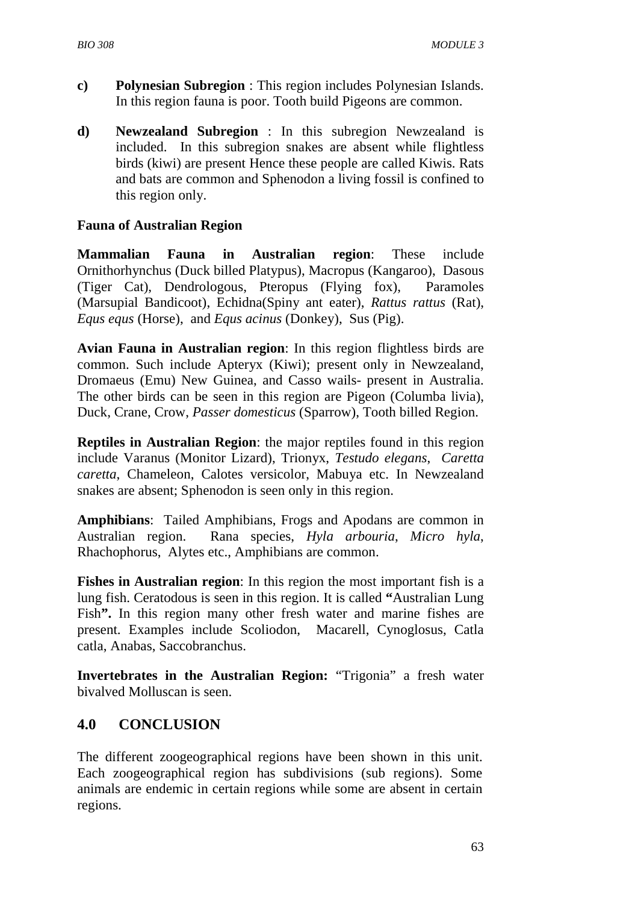**c) Polynesian Subregion** : This region includes Polynesian Islands. In this region fauna is poor. Tooth build Pigeons are common.

**d) Newzealand Subregion** : In this subregion Newzealand is included. In this subregion snakes are absent while flightless birds (kiwi) are present Hence these people are called Kiwis. Rats and bats are common and Sphenodon a living fossil is confined to this region only.

**Fauna of Australian Region**

**Mammalian Fauna in Australian region**: These include Ornithorhynchus (Duck billed Platypus), Macropus (Kangaroo), Dasous (Tiger Cat), Dendrologous, Pteropus (Flying fox), Paramoles (Marsupial Bandicoot), Echidna(Spiny ant eater), *Rattus rattus* (Rat), *Equs equs* (Horse), and *Equs acinus* (Donkey), Sus (Pig).

**Avian Fauna in Australian region**: In this region flightless birds are common. Such include Apteryx (Kiwi); present only in Newzealand, Dromaeus (Emu) New Guinea, and Casso wails- present in Australia. The other birds can be seen in this region are Pigeon (Columba livia), Duck, Crane, Crow, *Passer domesticus* (Sparrow), Tooth billed Region.

**Reptiles in Australian Region**: the major reptiles found in this region include Varanus (Monitor Lizard), Trionyx, *Testudo elegans*, *Caretta caretta*, Chameleon, Calotes versicolor, Mabuya etc. In Newzealand snakes are absent; Sphenodon is seen only in this region.

**Amphibians**: Tailed Amphibians, Frogs and Apodans are common in Australian region. Rana species, *Hyla arbouria*, *Micro hyla*, Rhachophorus, Alytes etc., Amphibians are common.

**Fishes in Australian region**: In this region the most important fish is a lung fish. Ceratodous is seen in this region. It is called **"**Australian Lung Fish**".** In this region many other fresh water and marine fishes are present. Examples include Scoliodon, Macarell, Cynoglosus, Catla catla, Anabas, Saccobranchus.

**Invertebrates in the Australian Region:** "Trigonia" a fresh water bivalved Molluscan is seen.

## 4.0 CONCLUSION

The different zoogeographical regions have been shown in this unit. Each zoogeographical region has subdivisions (sub regions). Some animals are endemic in certain regions while some are absent in certain regions.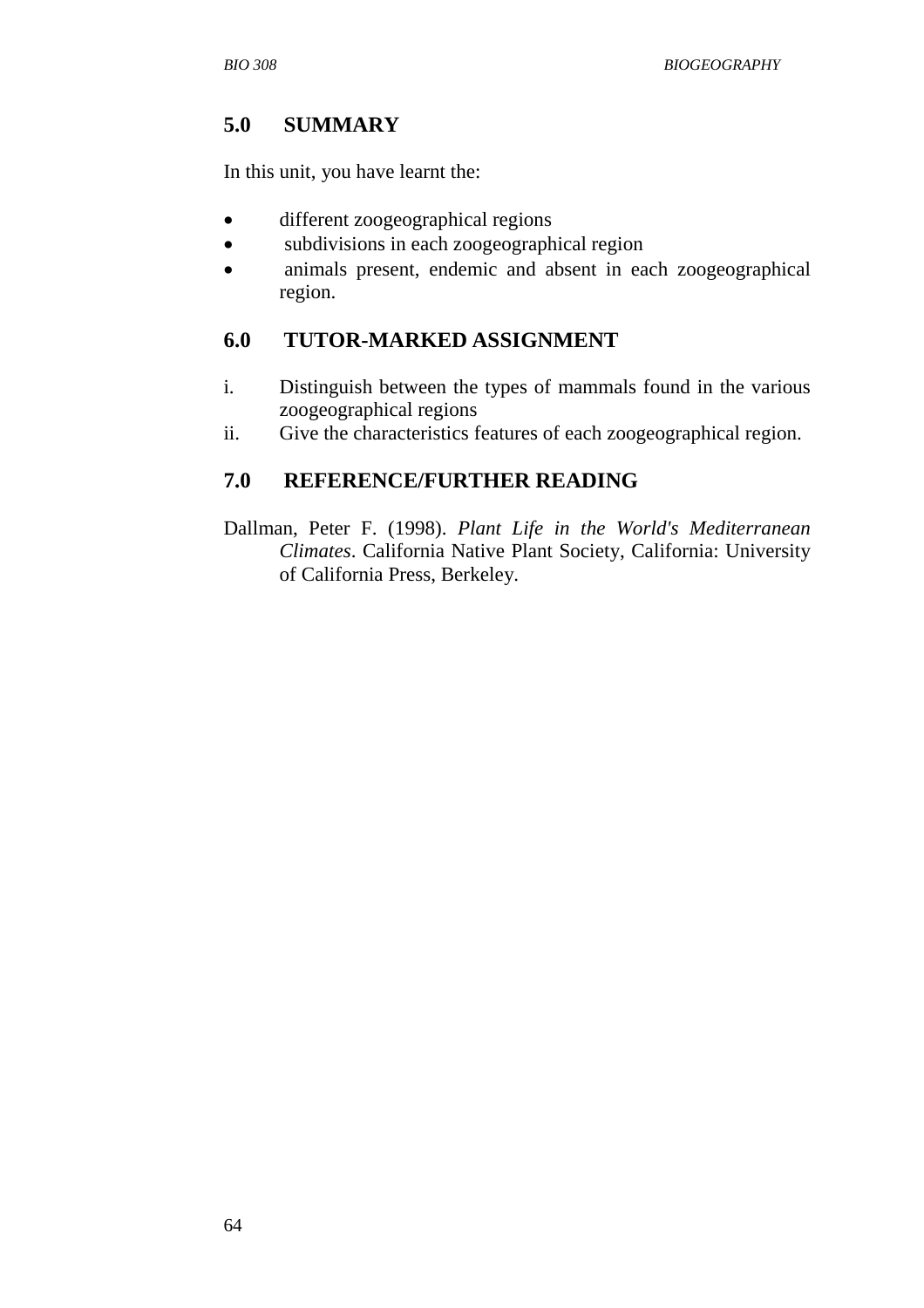## 5.0 SUMMARY

In this unit, you have learnt the:

- different zoogeographical regions
- subdivisions in each zoogeographical region
- animals present, endemic and absent in each zoogeographical region.

## 6.0 TUTOR-MARKED ASSIGNMENT

i. Distinguish between the types of mammals found in the various zoogeographical regions
ii. Give the characteristics features of each zoogeographical region.

## 7.0 REFERENCE/FURTHER READING

Dallman, Peter F. (1998). *Plant Life in the World's Mediterranean Climates*. California Native Plant Society, California: University of California Press, Berkeley.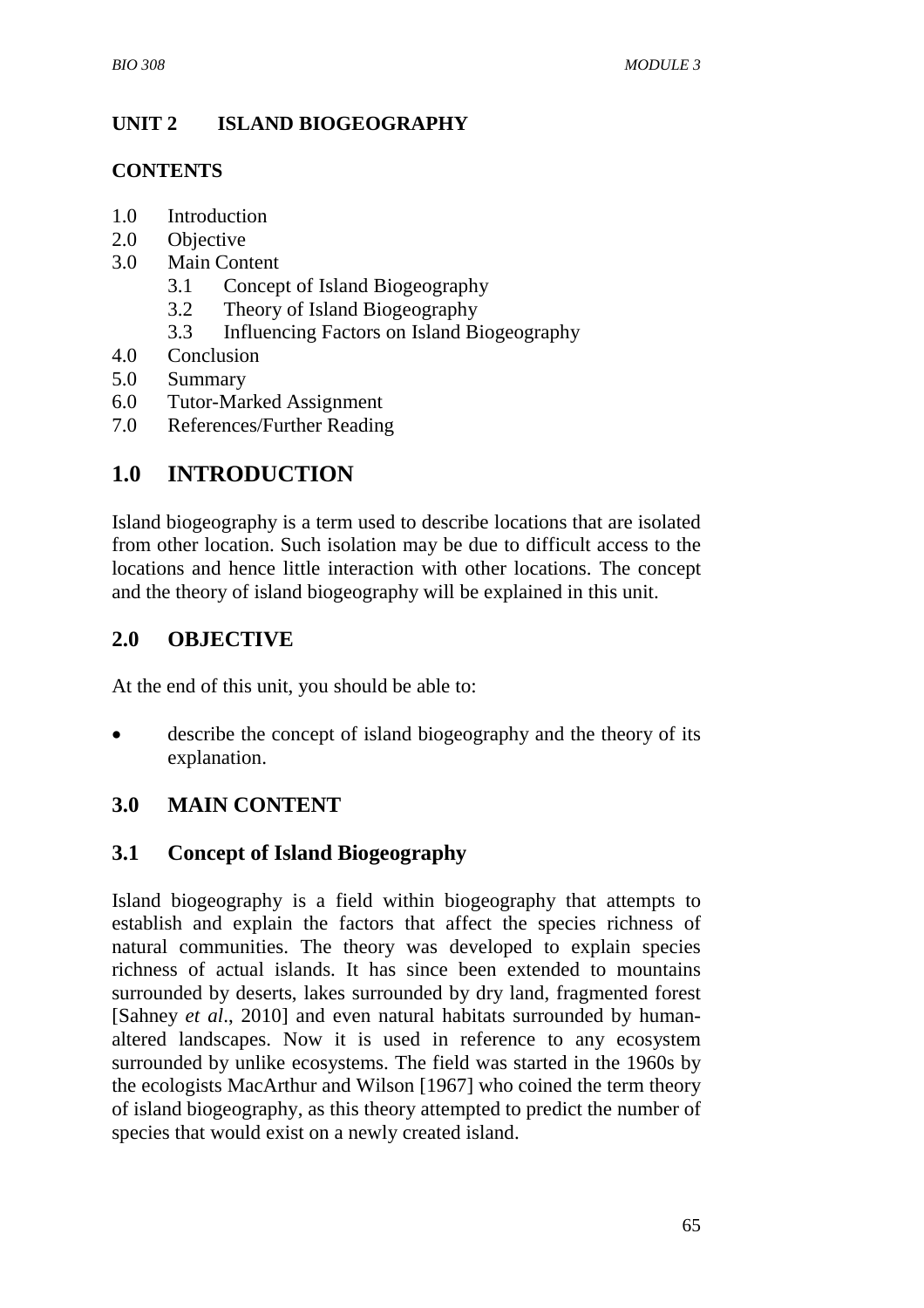## UNIT 2 ISLAND BIOGEOGRAPHY

**CONTENTS**

1.0 Introduction
2.0 Objective
3.0 Main Content
    3.1 Concept of Island Biogeography
    3.2 Theory of Island Biogeography
    3.3 Influencing Factors on Island Biogeography
4.0 Conclusion
5.0 Summary
6.0 Tutor-Marked Assignment
7.0 References/Further Reading

# 1.0 INTRODUCTION

Island biogeography is a term used to describe locations that are isolated from other location. Such isolation may be due to difficult access to the locations and hence little interaction with other locations. The concept and the theory of island biogeography will be explained in this unit.

## 2.0 OBJECTIVE

At the end of this unit, you should be able to:

- describe the concept of island biogeography and the theory of its explanation.

## 3.0 MAIN CONTENT

## 3.1 Concept of Island Biogeography

Island biogeography is a field within biogeography that attempts to establish and explain the factors that affect the species richness of natural communities. The theory was developed to explain species richness of actual islands. It has since been extended to mountains surrounded by deserts, lakes surrounded by dry land, fragmented forest [Sahney *et al*., 2010] and even natural habitats surrounded by human-altered landscapes. Now it is used in reference to any ecosystem surrounded by unlike ecosystems. The field was started in the 1960s by the ecologists MacArthur and Wilson [1967] who coined the term theory of island biogeography, as this theory attempted to predict the number of species that would exist on a newly created island.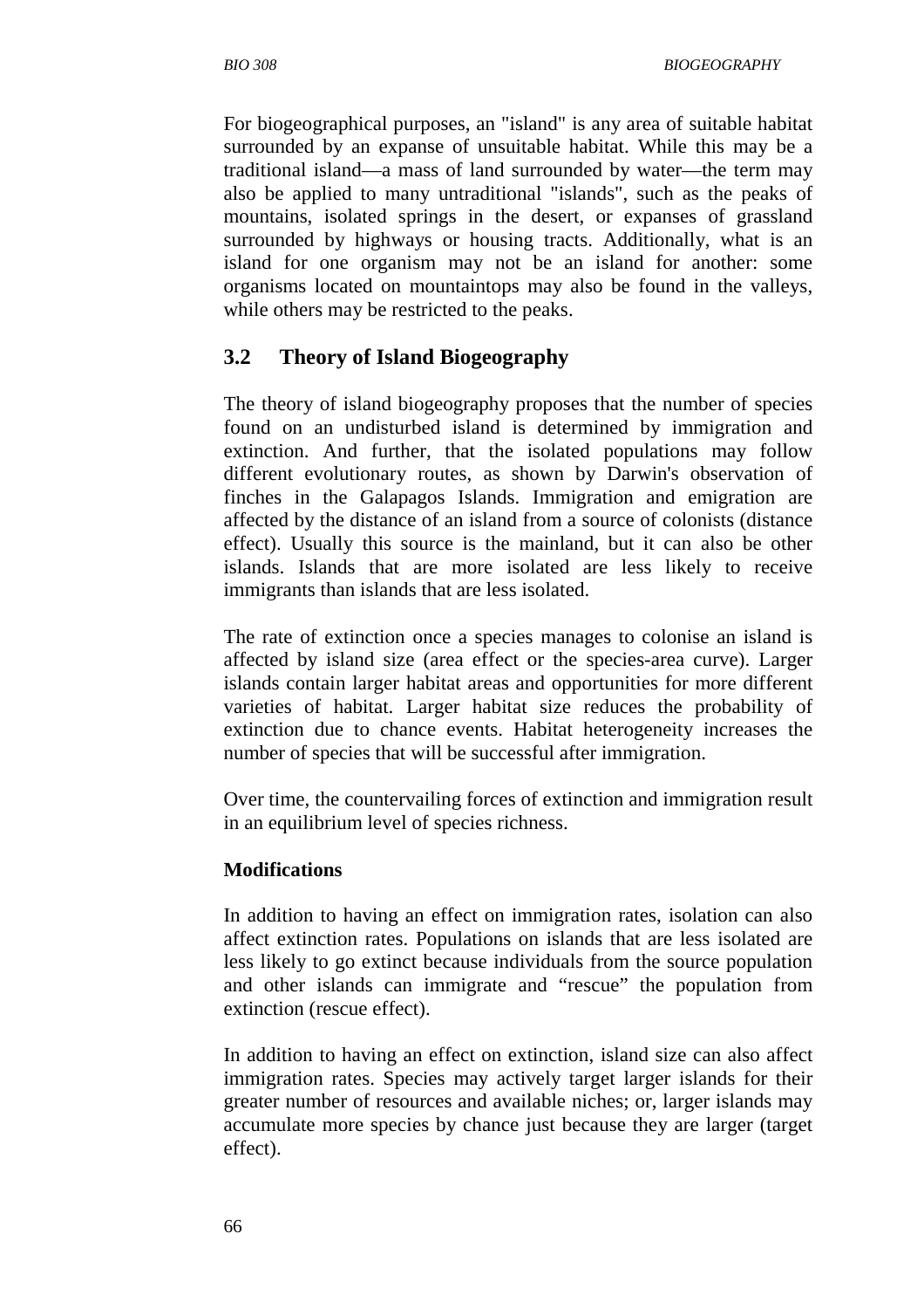For biogeographical purposes, an "island" is any area of suitable habitat surrounded by an expanse of unsuitable habitat. While this may be a traditional island—a mass of land surrounded by water—the term may also be applied to many untraditional "islands", such as the peaks of mountains, isolated springs in the desert, or expanses of grassland surrounded by highways or housing tracts. Additionally, what is an island for one organism may not be an island for another: some organisms located on mountaintops may also be found in the valleys, while others may be restricted to the peaks.

## 3.2 Theory of Island Biogeography

The theory of island biogeography proposes that the number of species found on an undisturbed island is determined by immigration and extinction. And further, that the isolated populations may follow different evolutionary routes, as shown by Darwin's observation of finches in the Galapagos Islands. Immigration and emigration are affected by the distance of an island from a source of colonists (distance effect). Usually this source is the mainland, but it can also be other islands. Islands that are more isolated are less likely to receive immigrants than islands that are less isolated.

The rate of extinction once a species manages to colonise an island is affected by island size (area effect or the species-area curve). Larger islands contain larger habitat areas and opportunities for more different varieties of habitat. Larger habitat size reduces the probability of extinction due to chance events. Habitat heterogeneity increases the number of species that will be successful after immigration.

Over time, the countervailing forces of extinction and immigration result in an equilibrium level of species richness.

**Modifications**

In addition to having an effect on immigration rates, isolation can also affect extinction rates. Populations on islands that are less isolated are less likely to go extinct because individuals from the source population and other islands can immigrate and "rescue" the population from extinction (rescue effect).

In addition to having an effect on extinction, island size can also affect immigration rates. Species may actively target larger islands for their greater number of resources and available niches; or, larger islands may accumulate more species by chance just because they are larger (target effect).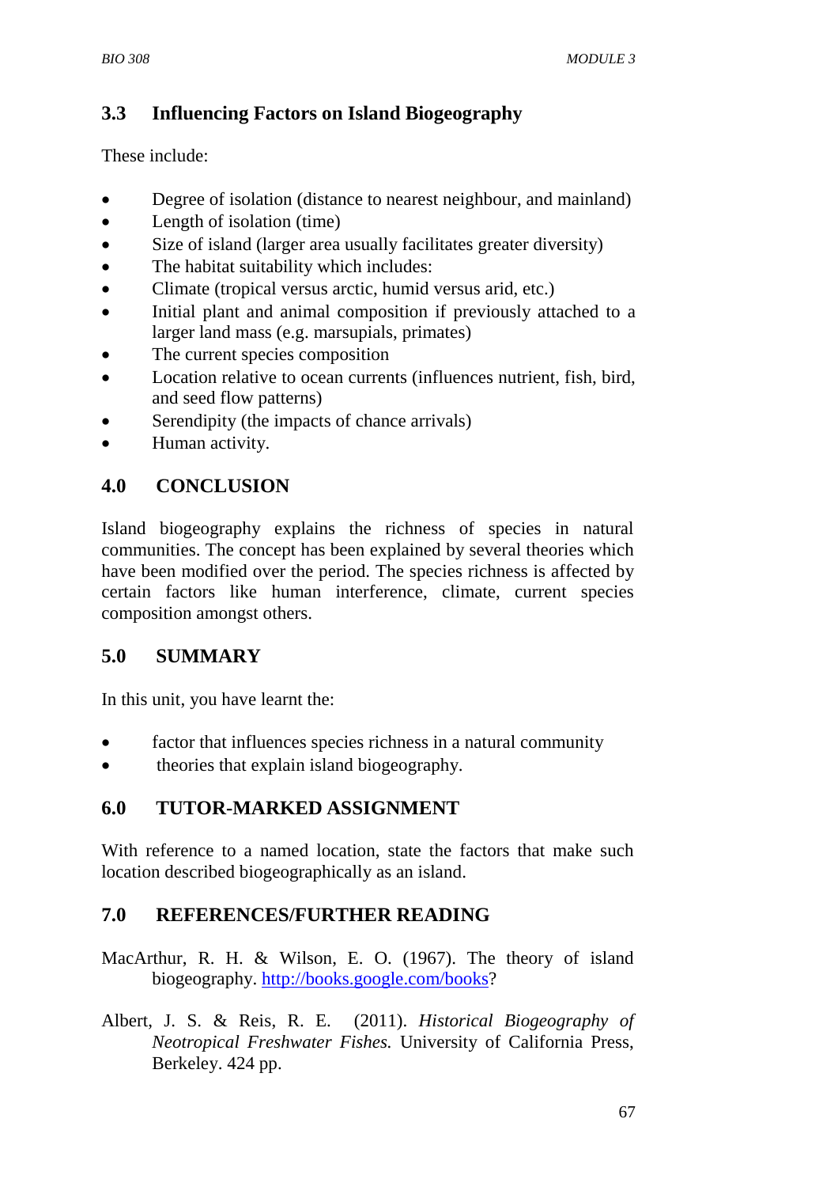### 3.3 Influencing Factors on Island Biogeography

These include:

- Degree of isolation (distance to nearest neighbour, and mainland)
- Length of isolation (time)
- Size of island (larger area usually facilitates greater diversity)
- The habitat suitability which includes:
- Climate (tropical versus arctic, humid versus arid, etc.)
- Initial plant and animal composition if previously attached to a larger land mass (e.g. marsupials, primates)
- The current species composition
- Location relative to ocean currents (influences nutrient, fish, bird, and seed flow patterns)
- Serendipity (the impacts of chance arrivals)
- Human activity.

## 4.0 CONCLUSION

Island biogeography explains the richness of species in natural communities. The concept has been explained by several theories which have been modified over the period. The species richness is affected by certain factors like human interference, climate, current species composition amongst others.

## 5.0 SUMMARY

In this unit, you have learnt the:

- factor that influences species richness in a natural community
- theories that explain island biogeography.

## 6.0 TUTOR-MARKED ASSIGNMENT

With reference to a named location, state the factors that make such location described biogeographically as an island.

## 7.0 REFERENCES/FURTHER READING

MacArthur, R. H. & Wilson, E. O. (1967). The theory of island biogeography. http://books.google.com/books?

Albert, J. S. & Reis, R. E. (2011). *Historical Biogeography of Neotropical Freshwater Fishes.* University of California Press, Berkeley. 424 pp.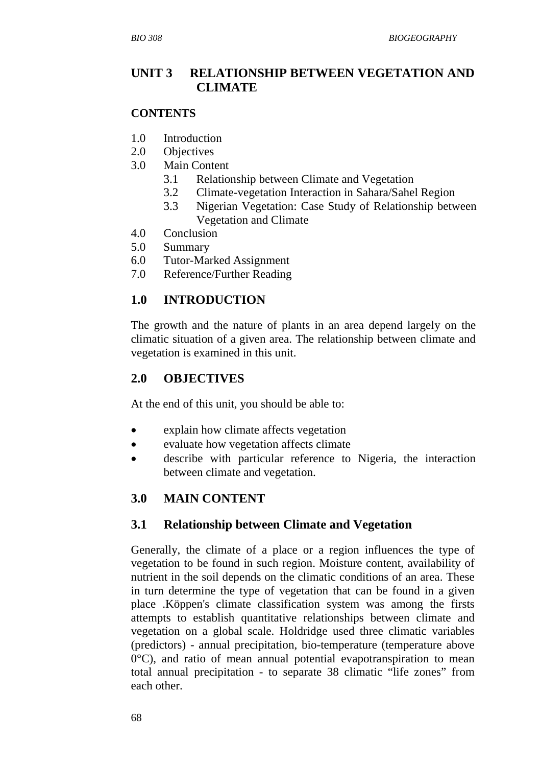## UNIT 3 RELATIONSHIP BETWEEN VEGETATION AND CLIMATE

**CONTENTS**

1.0 Introduction
2.0 Objectives
3.0 Main Content
    3.1 Relationship between Climate and Vegetation
    3.2 Climate-vegetation Interaction in Sahara/Sahel Region
    3.3 Nigerian Vegetation: Case Study of Relationship between Vegetation and Climate
4.0 Conclusion
5.0 Summary
6.0 Tutor-Marked Assignment
7.0 Reference/Further Reading

## 1.0 INTRODUCTION

The growth and the nature of plants in an area depend largely on the climatic situation of a given area. The relationship between climate and vegetation is examined in this unit.

## 2.0 OBJECTIVES

At the end of this unit, you should be able to:

- explain how climate affects vegetation
- evaluate how vegetation affects climate
- describe with particular reference to Nigeria, the interaction between climate and vegetation.

## 3.0 MAIN CONTENT

### 3.1 Relationship between Climate and Vegetation

Generally, the climate of a place or a region influences the type of vegetation to be found in such region. Moisture content, availability of nutrient in the soil depends on the climatic conditions of an area. These in turn determine the type of vegetation that can be found in a given place .Köppen's climate classification system was among the firsts attempts to establish quantitative relationships between climate and vegetation on a global scale. Holdridge used three climatic variables (predictors) - annual precipitation, bio-temperature (temperature above 0°C), and ratio of mean annual potential evapotranspiration to mean total annual precipitation - to separate 38 climatic "life zones" from each other.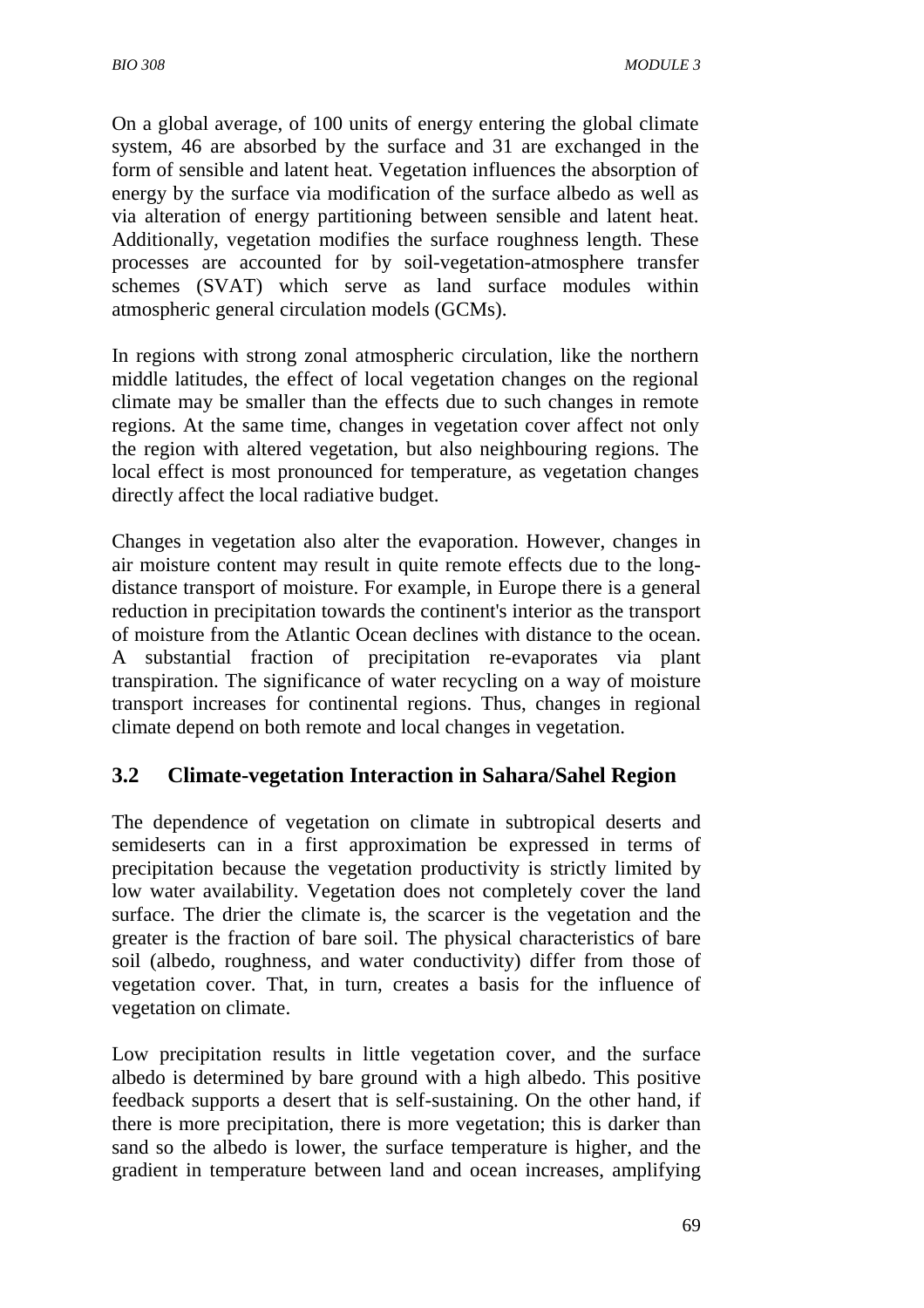On a global average, of 100 units of energy entering the global climate system, 46 are absorbed by the surface and 31 are exchanged in the form of sensible and latent heat. Vegetation influences the absorption of energy by the surface via modification of the surface albedo as well as via alteration of energy partitioning between sensible and latent heat. Additionally, vegetation modifies the surface roughness length. These processes are accounted for by soil-vegetation-atmosphere transfer schemes (SVAT) which serve as land surface modules within atmospheric general circulation models (GCMs).

In regions with strong zonal atmospheric circulation, like the northern middle latitudes, the effect of local vegetation changes on the regional climate may be smaller than the effects due to such changes in remote regions. At the same time, changes in vegetation cover affect not only the region with altered vegetation, but also neighbouring regions. The local effect is most pronounced for temperature, as vegetation changes directly affect the local radiative budget.

Changes in vegetation also alter the evaporation. However, changes in air moisture content may result in quite remote effects due to the long-distance transport of moisture. For example, in Europe there is a general reduction in precipitation towards the continent's interior as the transport of moisture from the Atlantic Ocean declines with distance to the ocean. A substantial fraction of precipitation re-evaporates via plant transpiration. The significance of water recycling on a way of moisture transport increases for continental regions. Thus, changes in regional climate depend on both remote and local changes in vegetation.

## 3.2 Climate-vegetation Interaction in Sahara/Sahel Region

The dependence of vegetation on climate in subtropical deserts and semideserts can in a first approximation be expressed in terms of precipitation because the vegetation productivity is strictly limited by low water availability. Vegetation does not completely cover the land surface. The drier the climate is, the scarcer is the vegetation and the greater is the fraction of bare soil. The physical characteristics of bare soil (albedo, roughness, and water conductivity) differ from those of vegetation cover. That, in turn, creates a basis for the influence of vegetation on climate.

Low precipitation results in little vegetation cover, and the surface albedo is determined by bare ground with a high albedo. This positive feedback supports a desert that is self-sustaining. On the other hand, if there is more precipitation, there is more vegetation; this is darker than sand so the albedo is lower, the surface temperature is higher, and the gradient in temperature between land and ocean increases, amplifying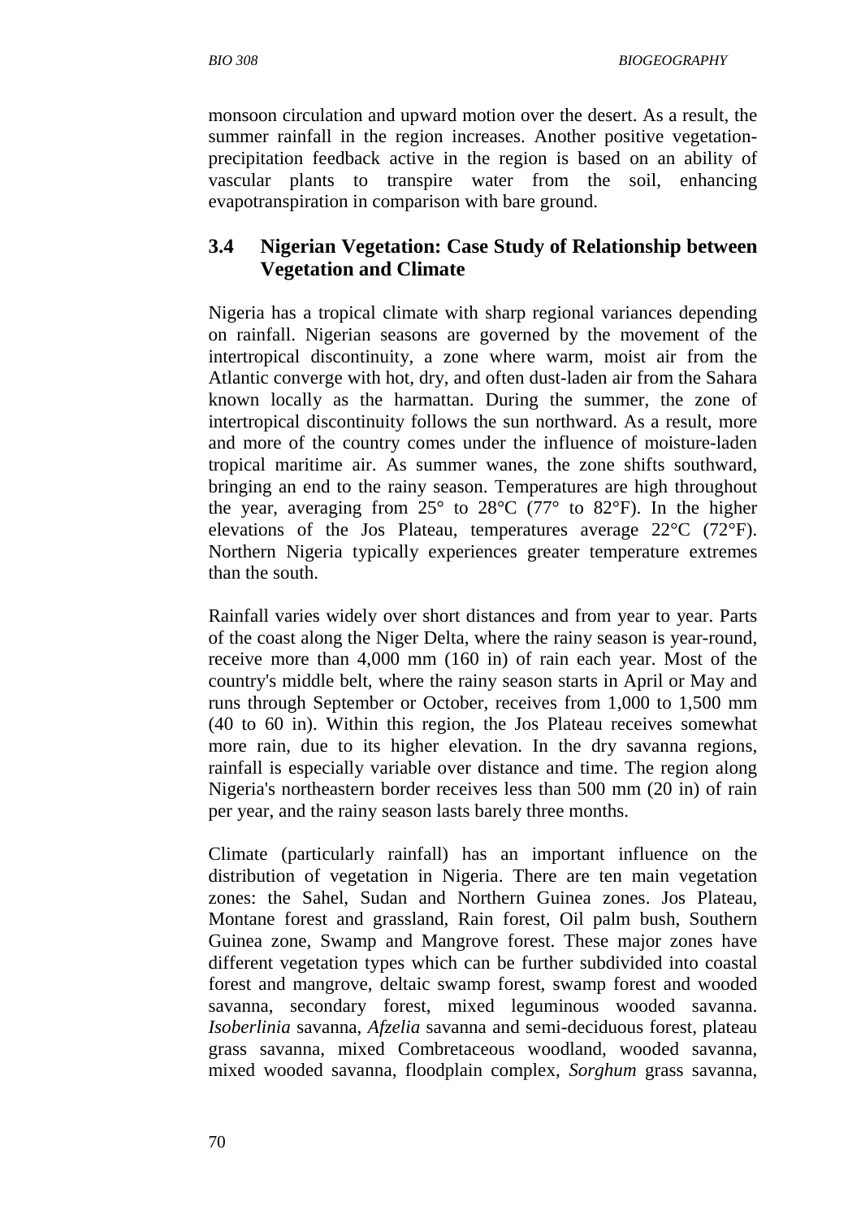monsoon circulation and upward motion over the desert. As a result, the summer rainfall in the region increases. Another positive vegetation-precipitation feedback active in the region is based on an ability of vascular plants to transpire water from the soil, enhancing evapotranspiration in comparison with bare ground.

## 3.4 Nigerian Vegetation: Case Study of Relationship between Vegetation and Climate

Nigeria has a tropical climate with sharp regional variances depending on rainfall. Nigerian seasons are governed by the movement of the intertropical discontinuity, a zone where warm, moist air from the Atlantic converge with hot, dry, and often dust-laden air from the Sahara known locally as the harmattan. During the summer, the zone of intertropical discontinuity follows the sun northward. As a result, more and more of the country comes under the influence of moisture-laden tropical maritime air. As summer wanes, the zone shifts southward, bringing an end to the rainy season. Temperatures are high throughout the year, averaging from 25° to 28°C (77° to 82°F). In the higher elevations of the Jos Plateau, temperatures average 22°C (72°F). Northern Nigeria typically experiences greater temperature extremes than the south.

Rainfall varies widely over short distances and from year to year. Parts of the coast along the Niger Delta, where the rainy season is year-round, receive more than 4,000 mm (160 in) of rain each year. Most of the country's middle belt, where the rainy season starts in April or May and runs through September or October, receives from 1,000 to 1,500 mm (40 to 60 in). Within this region, the Jos Plateau receives somewhat more rain, due to its higher elevation. In the dry savanna regions, rainfall is especially variable over distance and time. The region along Nigeria's northeastern border receives less than 500 mm (20 in) of rain per year, and the rainy season lasts barely three months.

Climate (particularly rainfall) has an important influence on the distribution of vegetation in Nigeria. There are ten main vegetation zones: the Sahel, Sudan and Northern Guinea zones. Jos Plateau, Montane forest and grassland, Rain forest, Oil palm bush, Southern Guinea zone, Swamp and Mangrove forest. These major zones have different vegetation types which can be further subdivided into coastal forest and mangrove, deltaic swamp forest, swamp forest and wooded savanna, secondary forest, mixed leguminous wooded savanna. *Isoberlinia* savanna, *Afzelia* savanna and semi-deciduous forest, plateau grass savanna, mixed Combretaceous woodland, wooded savanna, mixed wooded savanna, floodplain complex, *Sorghum* grass savanna,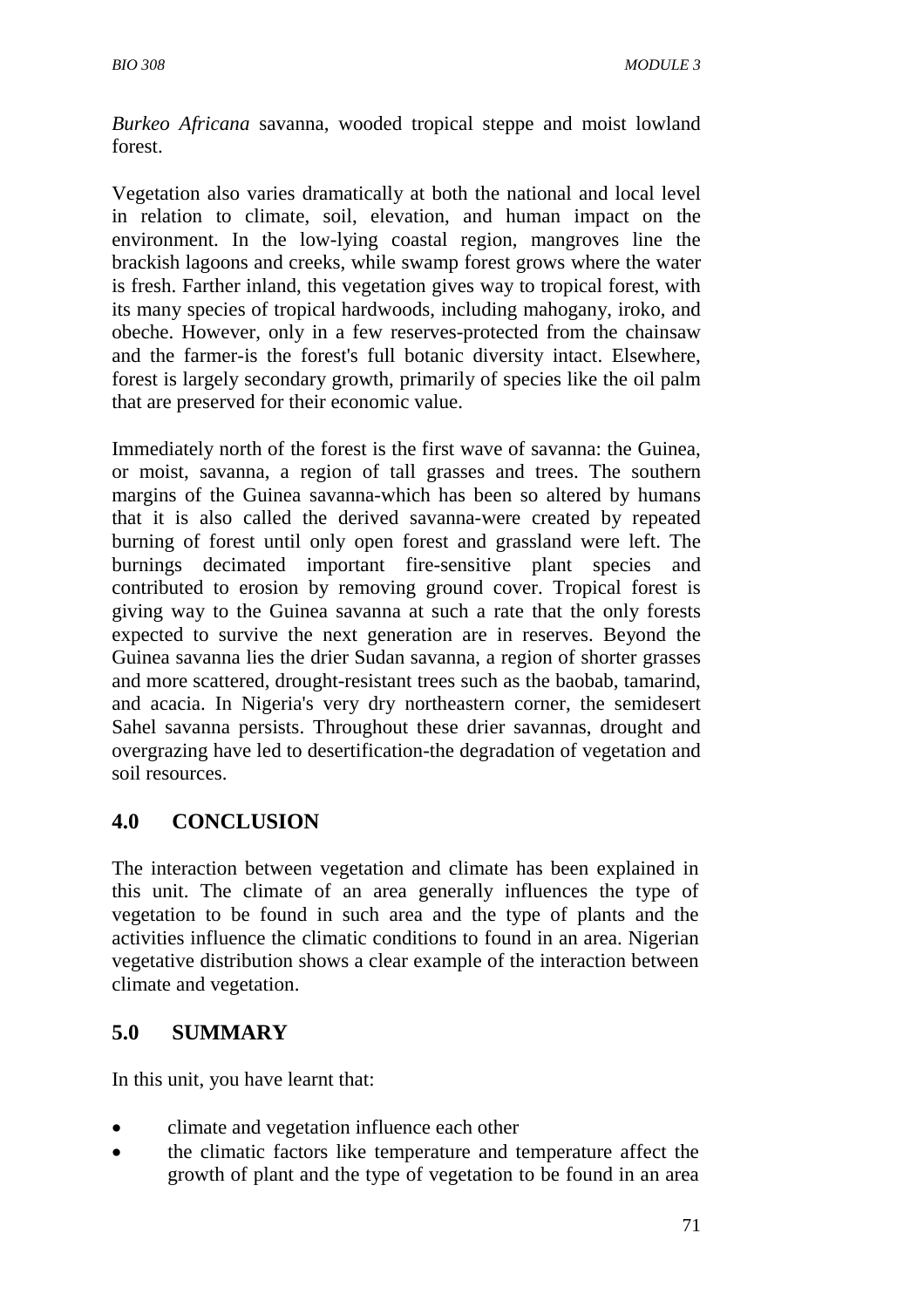*Burkeo Africana* savanna, wooded tropical steppe and moist lowland forest.

Vegetation also varies dramatically at both the national and local level in relation to climate, soil, elevation, and human impact on the environment. In the low-lying coastal region, mangroves line the brackish lagoons and creeks, while swamp forest grows where the water is fresh. Farther inland, this vegetation gives way to tropical forest, with its many species of tropical hardwoods, including mahogany, iroko, and obeche. However, only in a few reserves-protected from the chainsaw and the farmer-is the forest's full botanic diversity intact. Elsewhere, forest is largely secondary growth, primarily of species like the oil palm that are preserved for their economic value.

Immediately north of the forest is the first wave of savanna: the Guinea, or moist, savanna, a region of tall grasses and trees. The southern margins of the Guinea savanna-which has been so altered by humans that it is also called the derived savanna-were created by repeated burning of forest until only open forest and grassland were left. The burnings decimated important fire-sensitive plant species and contributed to erosion by removing ground cover. Tropical forest is giving way to the Guinea savanna at such a rate that the only forests expected to survive the next generation are in reserves. Beyond the Guinea savanna lies the drier Sudan savanna, a region of shorter grasses and more scattered, drought-resistant trees such as the baobab, tamarind, and acacia. In Nigeria's very dry northeastern corner, the semidesert Sahel savanna persists. Throughout these drier savannas, drought and overgrazing have led to desertification-the degradation of vegetation and soil resources.

## 4.0 CONCLUSION

The interaction between vegetation and climate has been explained in this unit. The climate of an area generally influences the type of vegetation to be found in such area and the type of plants and the activities influence the climatic conditions to found in an area. Nigerian vegetative distribution shows a clear example of the interaction between climate and vegetation.

## 5.0 SUMMARY

In this unit, you have learnt that:

- climate and vegetation influence each other
- the climatic factors like temperature and temperature affect the growth of plant and the type of vegetation to be found in an area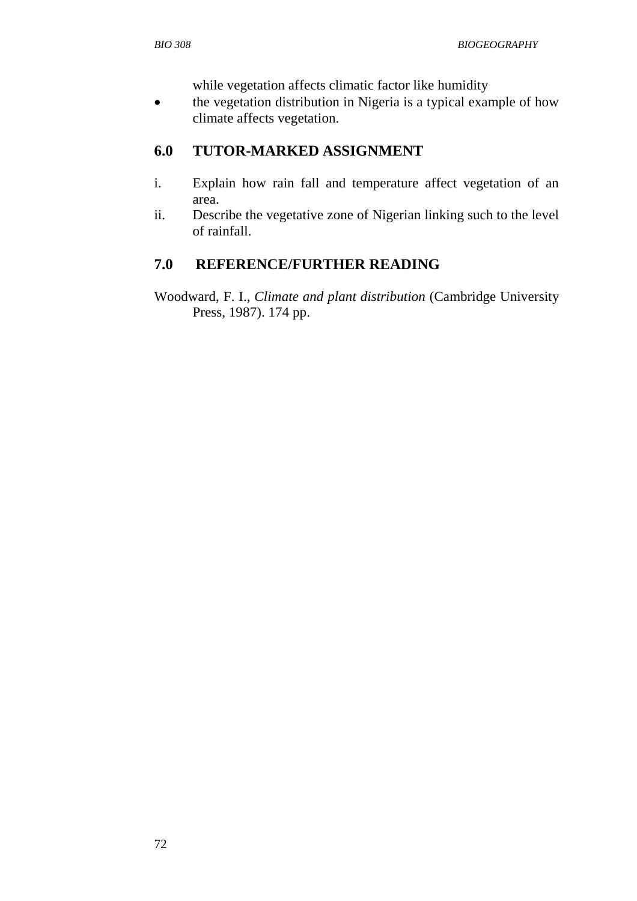while vegetation affects climatic factor like humidity

- the vegetation distribution in Nigeria is a typical example of how climate affects vegetation.

## 6.0 TUTOR-MARKED ASSIGNMENT

i. Explain how rain fall and temperature affect vegetation of an area.
ii. Describe the vegetative zone of Nigerian linking such to the level of rainfall.

## 7.0 REFERENCE/FURTHER READING

Woodward, F. I., *Climate and plant distribution* (Cambridge University Press, 1987). 174 pp.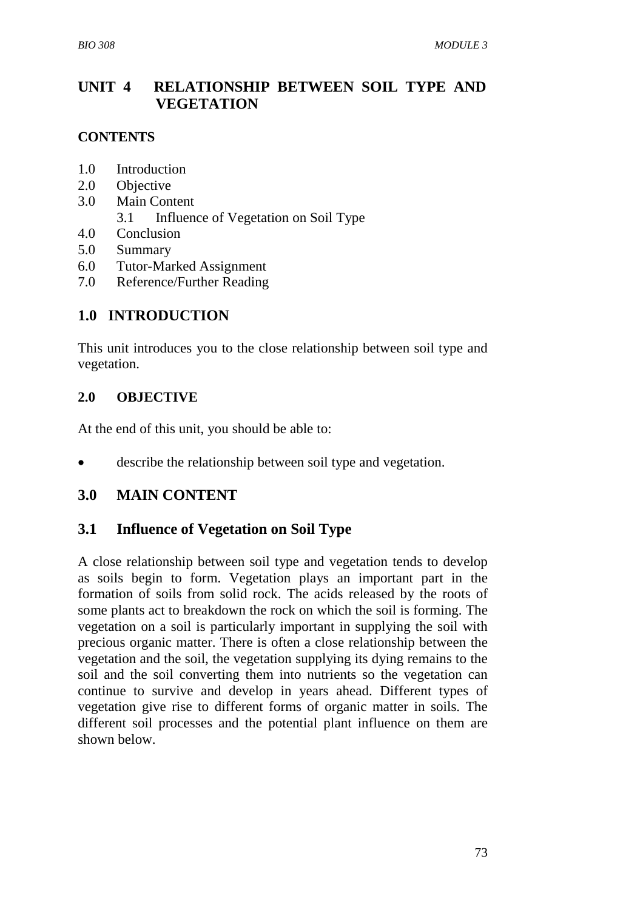# UNIT 4 RELATIONSHIP BETWEEN SOIL TYPE AND VEGETATION

## CONTENTS

1.0 Introduction
2.0 Objective
3.0 Main Content
    3.1 Influence of Vegetation on Soil Type
4.0 Conclusion
5.0 Summary
6.0 Tutor-Marked Assignment
7.0 Reference/Further Reading

## 1.0 INTRODUCTION

This unit introduces you to the close relationship between soil type and vegetation.

### 2.0 OBJECTIVE

At the end of this unit, you should be able to:

- describe the relationship between soil type and vegetation.

## 3.0 MAIN CONTENT

## 3.1 Influence of Vegetation on Soil Type

A close relationship between soil type and vegetation tends to develop as soils begin to form. Vegetation plays an important part in the formation of soils from solid rock. The acids released by the roots of some plants act to breakdown the rock on which the soil is forming. The vegetation on a soil is particularly important in supplying the soil with precious organic matter. There is often a close relationship between the vegetation and the soil, the vegetation supplying its dying remains to the soil and the soil converting them into nutrients so the vegetation can continue to survive and develop in years ahead. Different types of vegetation give rise to different forms of organic matter in soils. The different soil processes and the potential plant influence on them are shown below.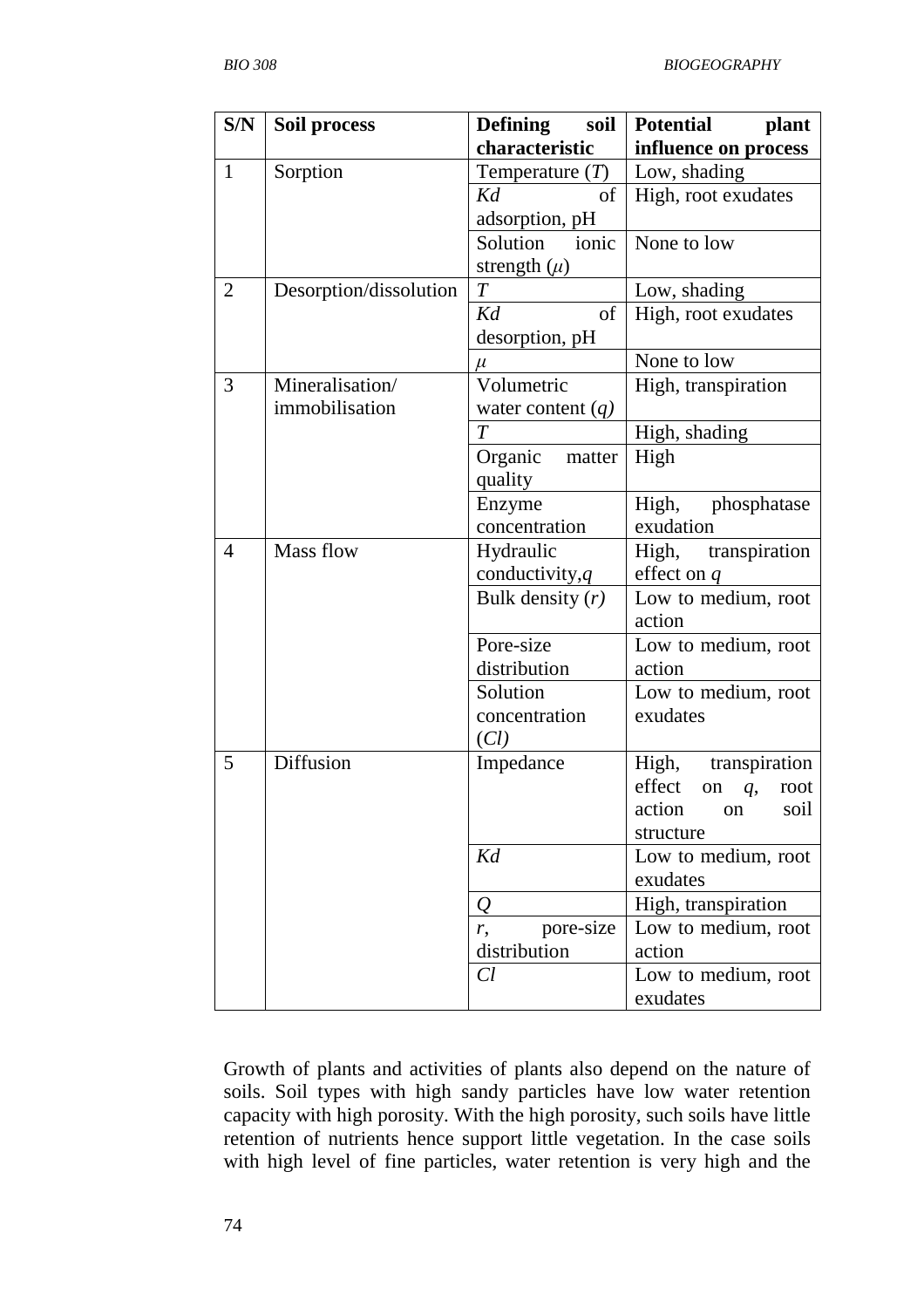| S/N | Soil process | Defining soil characteristic | Potential plant influence on process |
|---|---|---|---|
| 1 | Sorption | Temperature ($T$) | Low, shading |
| | | $Kd$ of adsorption, pH | High, root exudates |
| | | Solution ionic strength ($\mu$) | None to low |
| 2 | Desorption/dissolution | $T$ | Low, shading |
| | | $Kd$ of desorption, pH | High, root exudates |
| | | $\mu$ | None to low |
| 3 | Mineralisation/ immobilisation | Volumetric water content ($q$) | High, transpiration |
| | | $T$ | High, shading |
| | | Organic matter quality | High |
| | | Enzyme concentration | High, phosphatase exudation |
| 4 | Mass flow | Hydraulic conductivity, $q$ | High, transpiration effect on $q$ |
| | | Bulk density ($r$) | Low to medium, root action |
| | | Pore-size distribution | Low to medium, root action |
| | | Solution concentration ($Cl$) | Low to medium, root exudates |
| 5 | Diffusion | Impedance | High, transpiration effect on $q$, root action on soil structure |
| | | $Kd$ | Low to medium, root exudates |
| | | $Q$ | High, transpiration |
| | | $r$, pore-size distribution | Low to medium, root action |
| | | $Cl$ | Low to medium, root exudates |

Growth of plants and activities of plants also depend on the nature of soils. Soil types with high sandy particles have low water retention capacity with high porosity. With the high porosity, such soils have little retention of nutrients hence support little vegetation. In the case soils with high level of fine particles, water retention is very high and the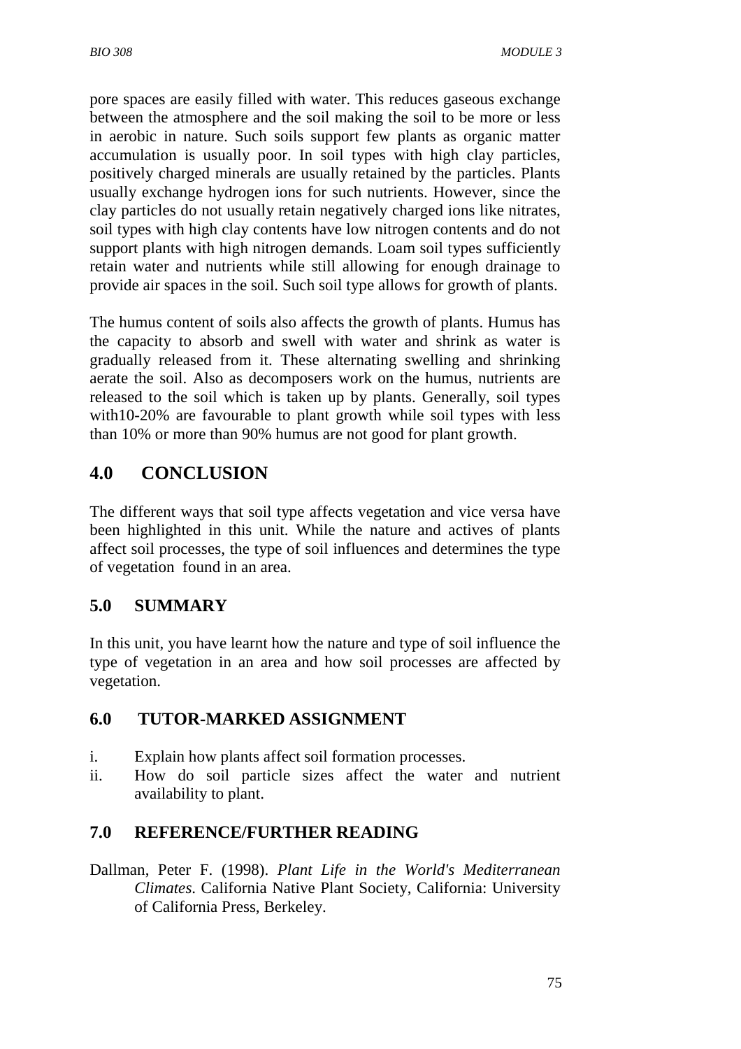pore spaces are easily filled with water. This reduces gaseous exchange between the atmosphere and the soil making the soil to be more or less in aerobic in nature. Such soils support few plants as organic matter accumulation is usually poor. In soil types with high clay particles, positively charged minerals are usually retained by the particles. Plants usually exchange hydrogen ions for such nutrients. However, since the clay particles do not usually retain negatively charged ions like nitrates, soil types with high clay contents have low nitrogen contents and do not support plants with high nitrogen demands. Loam soil types sufficiently retain water and nutrients while still allowing for enough drainage to provide air spaces in the soil. Such soil type allows for growth of plants.

The humus content of soils also affects the growth of plants. Humus has the capacity to absorb and swell with water and shrink as water is gradually released from it. These alternating swelling and shrinking aerate the soil. Also as decomposers work on the humus, nutrients are released to the soil which is taken up by plants. Generally, soil types with10-20% are favourable to plant growth while soil types with less than 10% or more than 90% humus are not good for plant growth.

## 4.0 CONCLUSION

The different ways that soil type affects vegetation and vice versa have been highlighted in this unit. While the nature and actives of plants affect soil processes, the type of soil influences and determines the type of vegetation found in an area.

## 5.0 SUMMARY

In this unit, you have learnt how the nature and type of soil influence the type of vegetation in an area and how soil processes are affected by vegetation.

## 6.0 TUTOR-MARKED ASSIGNMENT

i. Explain how plants affect soil formation processes.
ii. How do soil particle sizes affect the water and nutrient availability to plant.

## 7.0 REFERENCE/FURTHER READING

Dallman, Peter F. (1998). *Plant Life in the World's Mediterranean Climates*. California Native Plant Society, California: University of California Press, Berkeley.